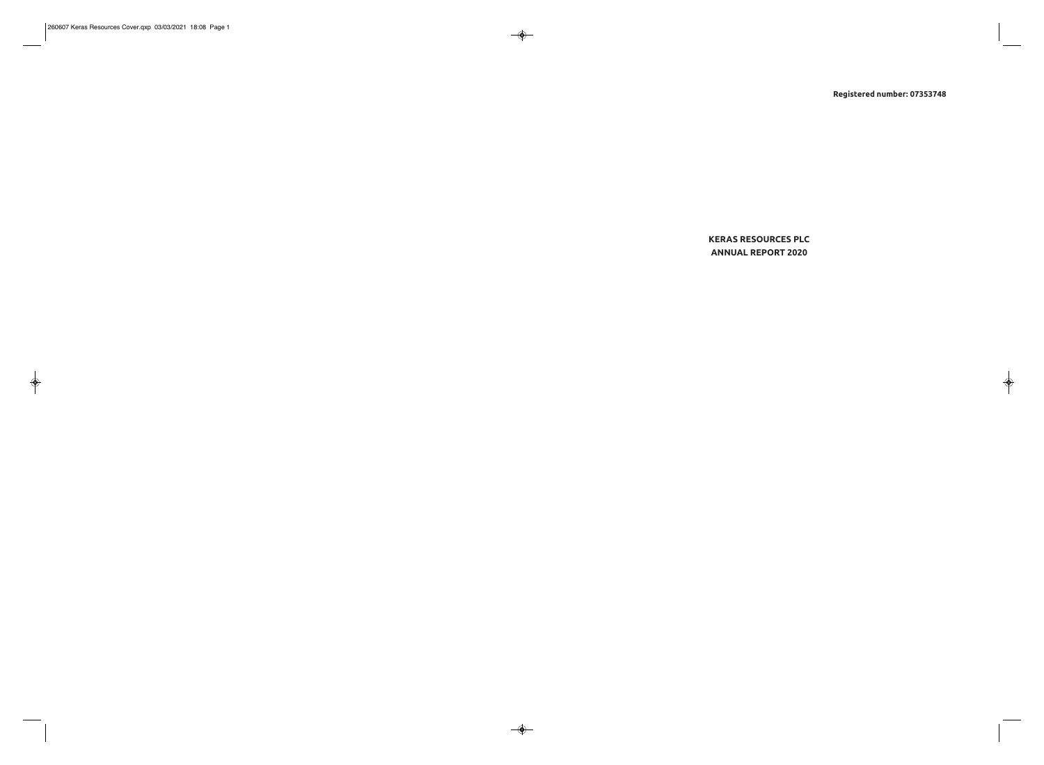Registered number: 07353748

# KERAS RESOURCES PLC
# ANNUAL REPORT 2020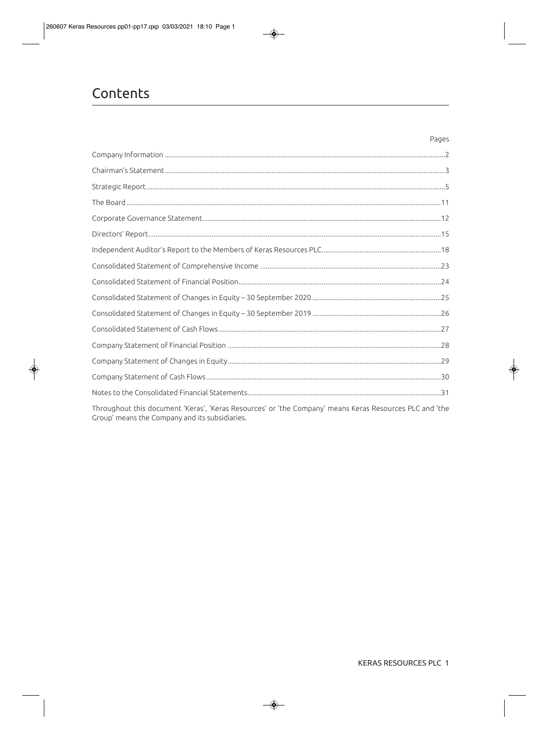# Contents

| | Pages |
|---|---|
| Company Information | 2 |
| Chairman's Statement | 3 |
| Strategic Report | 5 |
| The Board | 11 |
| Corporate Governance Statement | 12 |
| Directors' Report | 15 |
| Independent Auditor's Report to the Members of Keras Resources PLC | 18 |
| Consolidated Statement of Comprehensive Income | 23 |
| Consolidated Statement of Financial Position | 24 |
| Consolidated Statement of Changes in Equity – 30 September 2020 | 25 |
| Consolidated Statement of Changes in Equity – 30 September 2019 | 26 |
| Consolidated Statement of Cash Flows | 27 |
| Company Statement of Financial Position | 28 |
| Company Statement of Changes in Equity | 29 |
| Company Statement of Cash Flows | 30 |
| Notes to the Consolidated Financial Statements | 31 |

Throughout this document 'Keras', 'Keras Resources' or 'the Company' means Keras Resources PLC and 'the Group' means the Company and its subsidiaries.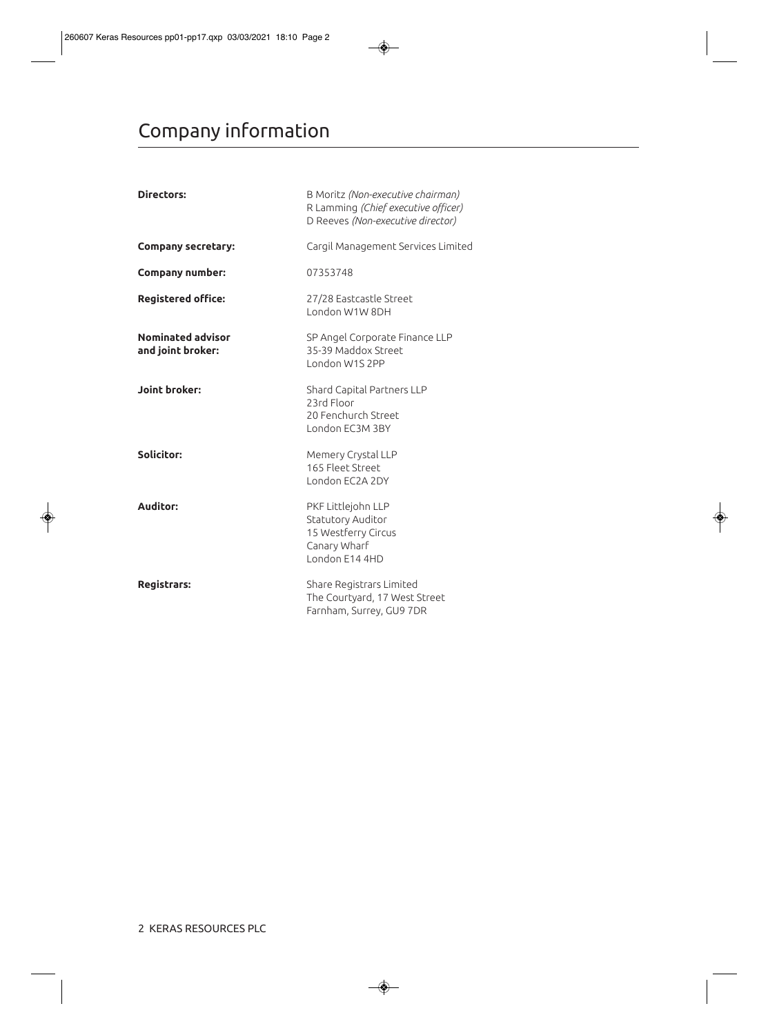# Company information

| | |
|---|---|
| **Directors:** | B Moritz *(Non-executive chairman)*<br>R Lamming *(Chief executive officer)*<br>D Reeves *(Non-executive director)* |
| **Company secretary:** | Cargil Management Services Limited |
| **Company number:** | 07353748 |
| **Registered office:** | 27/28 Eastcastle Street<br>London W1W 8DH |
| **Nominated advisor and joint broker:** | SP Angel Corporate Finance LLP<br>35-39 Maddox Street<br>London W1S 2PP |
| **Joint broker:** | Shard Capital Partners LLP<br>23rd Floor<br>20 Fenchurch Street<br>London EC3M 3BY |
| **Solicitor:** | Memery Crystal LLP<br>165 Fleet Street<br>London EC2A 2DY |
| **Auditor:** | PKF Littlejohn LLP<br>Statutory Auditor<br>15 Westferry Circus<br>Canary Wharf<br>London E14 4HD |
| **Registrars:** | Share Registrars Limited<br>The Courtyard, 17 West Street<br>Farnham, Surrey, GU9 7DR |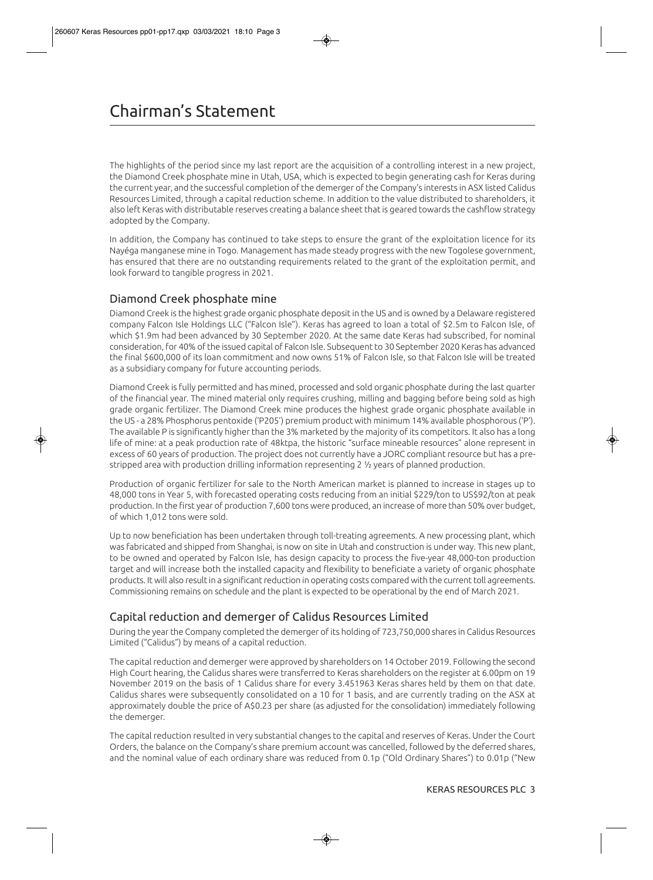# Chairman's Statement

The highlights of the period since my last report are the acquisition of a controlling interest in a new project, the Diamond Creek phosphate mine in Utah, USA, which is expected to begin generating cash for Keras during the current year, and the successful completion of the demerger of the Company's interests in ASX listed Calidus Resources Limited, through a capital reduction scheme. In addition to the value distributed to shareholders, it also left Keras with distributable reserves creating a balance sheet that is geared towards the cashflow strategy adopted by the Company.

In addition, the Company has continued to take steps to ensure the grant of the exploitation licence for its Nayéga manganese mine in Togo. Management has made steady progress with the new Togolese government, has ensured that there are no outstanding requirements related to the grant of the exploitation permit, and look forward to tangible progress in 2021.

## Diamond Creek phosphate mine

Diamond Creek is the highest grade organic phosphate deposit in the US and is owned by a Delaware registered company Falcon Isle Holdings LLC ("Falcon Isle"). Keras has agreed to loan a total of $2.5m to Falcon Isle, of which $1.9m had been advanced by 30 September 2020. At the same date Keras had subscribed, for nominal consideration, for 40% of the issued capital of Falcon Isle. Subsequent to 30 September 2020 Keras has advanced the final $600,000 of its loan commitment and now owns 51% of Falcon Isle, so that Falcon Isle will be treated as a subsidiary company for future accounting periods.

Diamond Creek is fully permitted and has mined, processed and sold organic phosphate during the last quarter of the financial year. The mined material only requires crushing, milling and bagging before being sold as high grade organic fertilizer. The Diamond Creek mine produces the highest grade organic phosphate available in the US - a 28% Phosphorus pentoxide ('P205') premium product with minimum 14% available phosphorous ('P'). The available P is significantly higher than the 3% marketed by the majority of its competitors. It also has a long life of mine: at a peak production rate of 48ktpa, the historic "surface mineable resources" alone represent in excess of 60 years of production. The project does not currently have a JORC compliant resource but has a pre-stripped area with production drilling information representing 2 ½ years of planned production.

Production of organic fertilizer for sale to the North American market is planned to increase in stages up to 48,000 tons in Year 5, with forecasted operating costs reducing from an initial $229/ton to US$92/ton at peak production. In the first year of production 7,600 tons were produced, an increase of more than 50% over budget, of which 1,012 tons were sold.

Up to now beneficiation has been undertaken through toll-treating agreements. A new processing plant, which was fabricated and shipped from Shanghai, is now on site in Utah and construction is under way. This new plant, to be owned and operated by Falcon Isle, has design capacity to process the five-year 48,000-ton production target and will increase both the installed capacity and flexibility to beneficiate a variety of organic phosphate products. It will also result in a significant reduction in operating costs compared with the current toll agreements. Commissioning remains on schedule and the plant is expected to be operational by the end of March 2021.

## Capital reduction and demerger of Calidus Resources Limited

During the year the Company completed the demerger of its holding of 723,750,000 shares in Calidus Resources Limited ("Calidus") by means of a capital reduction.

The capital reduction and demerger were approved by shareholders on 14 October 2019. Following the second High Court hearing, the Calidus shares were transferred to Keras shareholders on the register at 6.00pm on 19 November 2019 on the basis of 1 Calidus share for every 3.451963 Keras shares held by them on that date. Calidus shares were subsequently consolidated on a 10 for 1 basis, and are currently trading on the ASX at approximately double the price of A$0.23 per share (as adjusted for the consolidation) immediately following the demerger.

The capital reduction resulted in very substantial changes to the capital and reserves of Keras. Under the Court Orders, the balance on the Company's share premium account was cancelled, followed by the deferred shares, and the nominal value of each ordinary share was reduced from 0.1p ("Old Ordinary Shares") to 0.01p ("New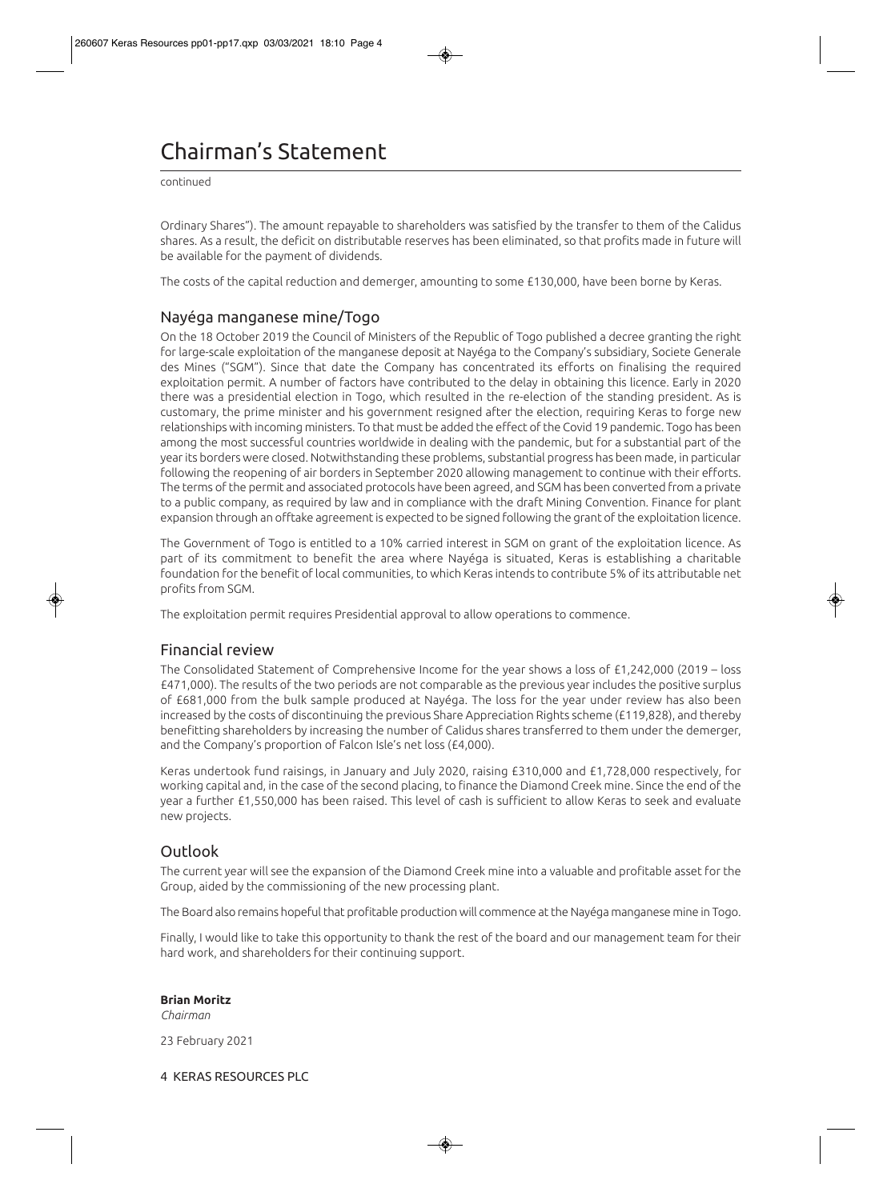# Chairman's Statement

continued

Ordinary Shares"). The amount repayable to shareholders was satisfied by the transfer to them of the Calidus shares. As a result, the deficit on distributable reserves has been eliminated, so that profits made in future will be available for the payment of dividends.

The costs of the capital reduction and demerger, amounting to some £130,000, have been borne by Keras.

## Nayéga manganese mine/Togo

On the 18 October 2019 the Council of Ministers of the Republic of Togo published a decree granting the right for large-scale exploitation of the manganese deposit at Nayéga to the Company's subsidiary, Societe Generale des Mines ("SGM"). Since that date the Company has concentrated its efforts on finalising the required exploitation permit. A number of factors have contributed to the delay in obtaining this licence. Early in 2020 there was a presidential election in Togo, which resulted in the re-election of the standing president. As is customary, the prime minister and his government resigned after the election, requiring Keras to forge new relationships with incoming ministers. To that must be added the effect of the Covid 19 pandemic. Togo has been among the most successful countries worldwide in dealing with the pandemic, but for a substantial part of the year its borders were closed. Notwithstanding these problems, substantial progress has been made, in particular following the reopening of air borders in September 2020 allowing management to continue with their efforts. The terms of the permit and associated protocols have been agreed, and SGM has been converted from a private to a public company, as required by law and in compliance with the draft Mining Convention. Finance for plant expansion through an offtake agreement is expected to be signed following the grant of the exploitation licence.

The Government of Togo is entitled to a 10% carried interest in SGM on grant of the exploitation licence. As part of its commitment to benefit the area where Nayéga is situated, Keras is establishing a charitable foundation for the benefit of local communities, to which Keras intends to contribute 5% of its attributable net profits from SGM.

The exploitation permit requires Presidential approval to allow operations to commence.

## Financial review

The Consolidated Statement of Comprehensive Income for the year shows a loss of £1,242,000 (2019 – loss £471,000). The results of the two periods are not comparable as the previous year includes the positive surplus of £681,000 from the bulk sample produced at Nayéga. The loss for the year under review has also been increased by the costs of discontinuing the previous Share Appreciation Rights scheme (£119,828), and thereby benefitting shareholders by increasing the number of Calidus shares transferred to them under the demerger, and the Company's proportion of Falcon Isle's net loss (£4,000).

Keras undertook fund raisings, in January and July 2020, raising £310,000 and £1,728,000 respectively, for working capital and, in the case of the second placing, to finance the Diamond Creek mine. Since the end of the year a further £1,550,000 has been raised. This level of cash is sufficient to allow Keras to seek and evaluate new projects.

## Outlook

The current year will see the expansion of the Diamond Creek mine into a valuable and profitable asset for the Group, aided by the commissioning of the new processing plant.

The Board also remains hopeful that profitable production will commence at the Nayéga manganese mine in Togo.

Finally, I would like to take this opportunity to thank the rest of the board and our management team for their hard work, and shareholders for their continuing support.

**Brian Moritz**
*Chairman*

23 February 2021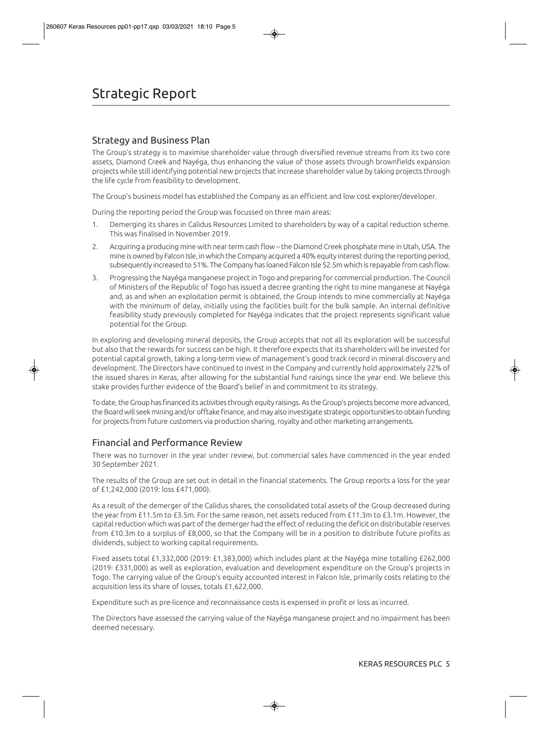# Strategic Report

## Strategy and Business Plan

The Group's strategy is to maximise shareholder value through diversified revenue streams from its two core assets, Diamond Creek and Nayéga, thus enhancing the value of those assets through brownfields expansion projects while still identifying potential new projects that increase shareholder value by taking projects through the life cycle from feasibility to development.

The Group's business model has established the Company as an efficient and low cost explorer/developer.

During the reporting period the Group was focussed on three main areas:

1. Demerging its shares in Calidus Resources Limited to shareholders by way of a capital reduction scheme. This was finalised in November 2019.
2. Acquiring a producing mine with near term cash flow – the Diamond Creek phosphate mine in Utah, USA. The mine is owned by Falcon Isle, in which the Company acquired a 40% equity interest during the reporting period, subsequently increased to 51%. The Company has loaned Falcon Isle $2.5m which is repayable from cash flow.
3. Progressing the Nayéga manganese project in Togo and preparing for commercial production. The Council of Ministers of the Republic of Togo has issued a decree granting the right to mine manganese at Nayéga and, as and when an exploitation permit is obtained, the Group intends to mine commercially at Nayéga with the minimum of delay, initially using the facilities built for the bulk sample. An internal definitive feasibility study previously completed for Nayéga indicates that the project represents significant value potential for the Group.

In exploring and developing mineral deposits, the Group accepts that not all its exploration will be successful but also that the rewards for success can be high. It therefore expects that its shareholders will be invested for potential capital growth, taking a long-term view of management's good track record in mineral discovery and development. The Directors have continued to invest in the Company and currently hold approximately 22% of the issued shares in Keras, after allowing for the substantial fund raisings since the year end. We believe this stake provides further evidence of the Board's belief in and commitment to its strategy.

To date, the Group has financed its activities through equity raisings. As the Group's projects become more advanced, the Board will seek mining and/or offtake finance, and may also investigate strategic opportunities to obtain funding for projects from future customers via production sharing, royalty and other marketing arrangements.

## Financial and Performance Review

There was no turnover in the year under review, but commercial sales have commenced in the year ended 30 September 2021.

The results of the Group are set out in detail in the financial statements. The Group reports a loss for the year of £1,242,000 (2019: loss £471,000).

As a result of the demerger of the Calidus shares, the consolidated total assets of the Group decreased during the year from £11.5m to £3.5m. For the same reason, net assets reduced from £11.3m to £3.1m. However, the capital reduction which was part of the demerger had the effect of reducing the deficit on distributable reserves from £10.3m to a surplus of £8,000, so that the Company will be in a position to distribute future profits as dividends, subject to working capital requirements.

Fixed assets total £1,332,000 (2019: £1,383,000) which includes plant at the Nayéga mine totalling £262,000 (2019: £331,000) as well as exploration, evaluation and development expenditure on the Group's projects in Togo. The carrying value of the Group's equity accounted interest in Falcon Isle, primarily costs relating to the acquisition less its share of losses, totals £1,622,000.

Expenditure such as pre-licence and reconnaissance costs is expensed in profit or loss as incurred.

The Directors have assessed the carrying value of the Nayéga manganese project and no impairment has been deemed necessary.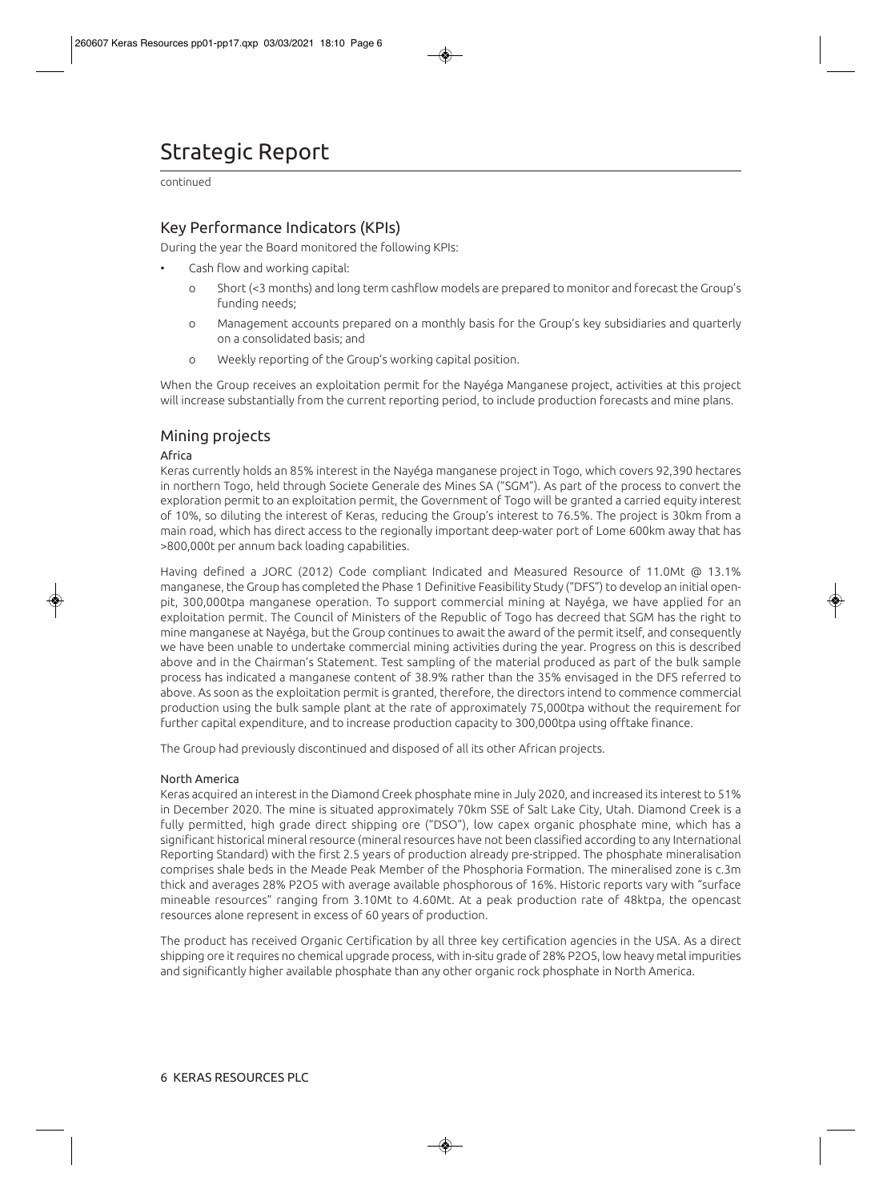# Strategic Report

continued

## Key Performance Indicators (KPIs)

During the year the Board monitored the following KPIs:

- Cash flow and working capital:
  - o Short (<3 months) and long term cashflow models are prepared to monitor and forecast the Group's funding needs;
  - o Management accounts prepared on a monthly basis for the Group's key subsidiaries and quarterly on a consolidated basis; and
  - o Weekly reporting of the Group's working capital position.

When the Group receives an exploitation permit for the Nayéga Manganese project, activities at this project will increase substantially from the current reporting period, to include production forecasts and mine plans.

## Mining projects

### Africa

Keras currently holds an 85% interest in the Nayéga manganese project in Togo, which covers 92,390 hectares in northern Togo, held through Societe Generale des Mines SA ("SGM"). As part of the process to convert the exploration permit to an exploitation permit, the Government of Togo will be granted a carried equity interest of 10%, so diluting the interest of Keras, reducing the Group's interest to 76.5%. The project is 30km from a main road, which has direct access to the regionally important deep-water port of Lome 600km away that has >800,000t per annum back loading capabilities.

Having defined a JORC (2012) Code compliant Indicated and Measured Resource of 11.0Mt @ 13.1% manganese, the Group has completed the Phase 1 Definitive Feasibility Study ("DFS") to develop an initial open-pit, 300,000tpa manganese operation. To support commercial mining at Nayéga, we have applied for an exploitation permit. The Council of Ministers of the Republic of Togo has decreed that SGM has the right to mine manganese at Nayéga, but the Group continues to await the award of the permit itself, and consequently we have been unable to undertake commercial mining activities during the year. Progress on this is described above and in the Chairman's Statement. Test sampling of the material produced as part of the bulk sample process has indicated a manganese content of 38.9% rather than the 35% envisaged in the DFS referred to above. As soon as the exploitation permit is granted, therefore, the directors intend to commence commercial production using the bulk sample plant at the rate of approximately 75,000tpa without the requirement for further capital expenditure, and to increase production capacity to 300,000tpa using offtake finance.

The Group had previously discontinued and disposed of all its other African projects.

### North America

Keras acquired an interest in the Diamond Creek phosphate mine in July 2020, and increased its interest to 51% in December 2020. The mine is situated approximately 70km SSE of Salt Lake City, Utah. Diamond Creek is a fully permitted, high grade direct shipping ore ("DSO"), low capex organic phosphate mine, which has a significant historical mineral resource (mineral resources have not been classified according to any International Reporting Standard) with the first 2.5 years of production already pre-stripped. The phosphate mineralisation comprises shale beds in the Meade Peak Member of the Phosphoria Formation. The mineralised zone is c.3m thick and averages 28% $P_2O_5$ with average available phosphorous of 16%. Historic reports vary with "surface mineable resources" ranging from 3.10Mt to 4.60Mt. At a peak production rate of 48ktpa, the opencast resources alone represent in excess of 60 years of production.

The product has received Organic Certification by all three key certification agencies in the USA. As a direct shipping ore it requires no chemical upgrade process, with in-situ grade of 28% $P_2O_5$, low heavy metal impurities and significantly higher available phosphate than any other organic rock phosphate in North America.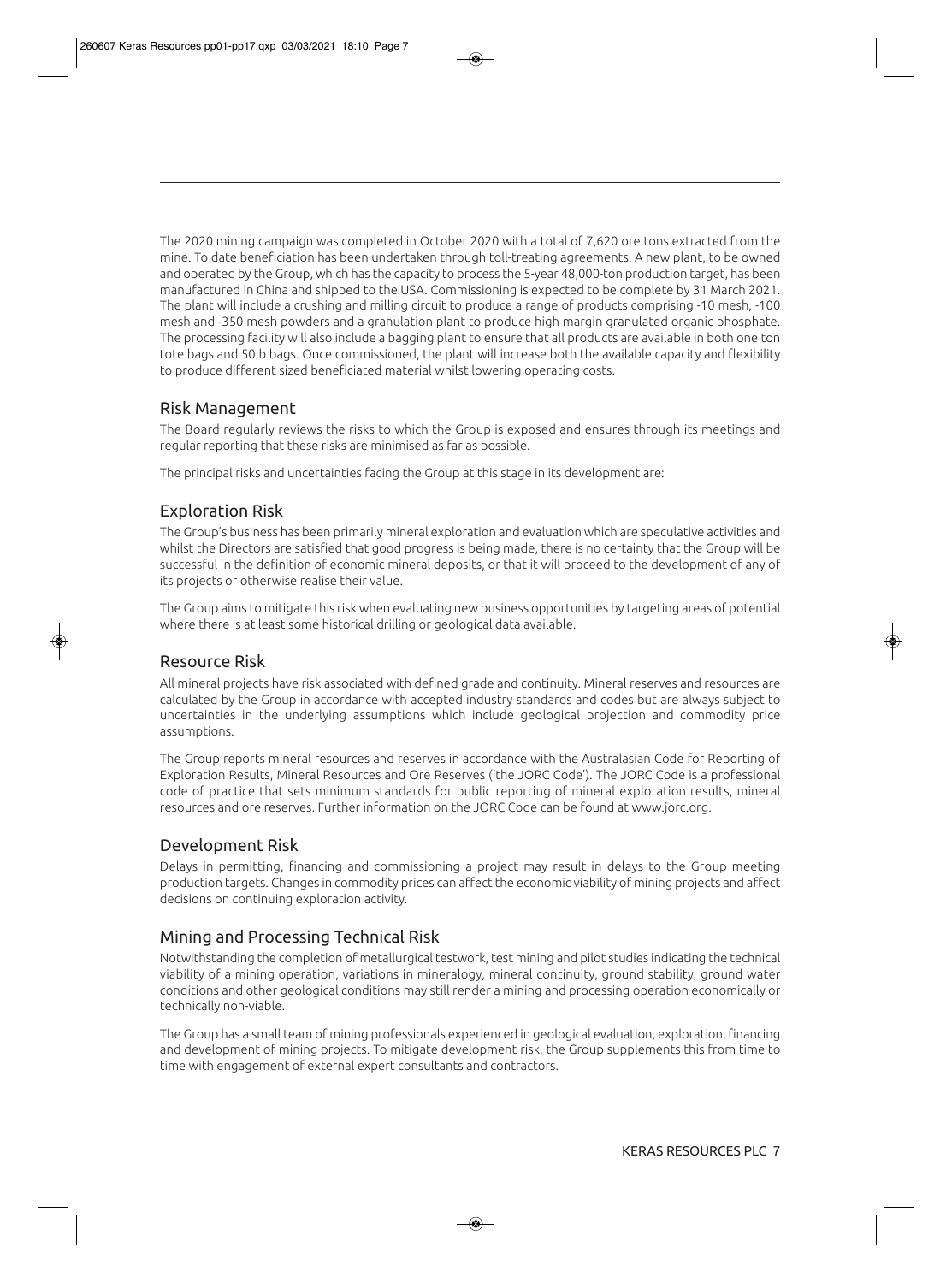The 2020 mining campaign was completed in October 2020 with a total of 7,620 ore tons extracted from the mine. To date beneficiation has been undertaken through toll-treating agreements. A new plant, to be owned and operated by the Group, which has the capacity to process the 5-year 48,000-ton production target, has been manufactured in China and shipped to the USA. Commissioning is expected to be complete by 31 March 2021. The plant will include a crushing and milling circuit to produce a range of products comprising -10 mesh, -100 mesh and -350 mesh powders and a granulation plant to produce high margin granulated organic phosphate. The processing facility will also include a bagging plant to ensure that all products are available in both one ton tote bags and 50lb bags. Once commissioned, the plant will increase both the available capacity and flexibility to produce different sized beneficiated material whilst lowering operating costs.

## Risk Management

The Board regularly reviews the risks to which the Group is exposed and ensures through its meetings and regular reporting that these risks are minimised as far as possible.

The principal risks and uncertainties facing the Group at this stage in its development are:

## Exploration Risk

The Group's business has been primarily mineral exploration and evaluation which are speculative activities and whilst the Directors are satisfied that good progress is being made, there is no certainty that the Group will be successful in the definition of economic mineral deposits, or that it will proceed to the development of any of its projects or otherwise realise their value.

The Group aims to mitigate this risk when evaluating new business opportunities by targeting areas of potential where there is at least some historical drilling or geological data available.

## Resource Risk

All mineral projects have risk associated with defined grade and continuity. Mineral reserves and resources are calculated by the Group in accordance with accepted industry standards and codes but are always subject to uncertainties in the underlying assumptions which include geological projection and commodity price assumptions.

The Group reports mineral resources and reserves in accordance with the Australasian Code for Reporting of Exploration Results, Mineral Resources and Ore Reserves ('the JORC Code'). The JORC Code is a professional code of practice that sets minimum standards for public reporting of mineral exploration results, mineral resources and ore reserves. Further information on the JORC Code can be found at www.jorc.org.

## Development Risk

Delays in permitting, financing and commissioning a project may result in delays to the Group meeting production targets. Changes in commodity prices can affect the economic viability of mining projects and affect decisions on continuing exploration activity.

## Mining and Processing Technical Risk

Notwithstanding the completion of metallurgical testwork, test mining and pilot studies indicating the technical viability of a mining operation, variations in mineralogy, mineral continuity, ground stability, ground water conditions and other geological conditions may still render a mining and processing operation economically or technically non-viable.

The Group has a small team of mining professionals experienced in geological evaluation, exploration, financing and development of mining projects. To mitigate development risk, the Group supplements this from time to time with engagement of external expert consultants and contractors.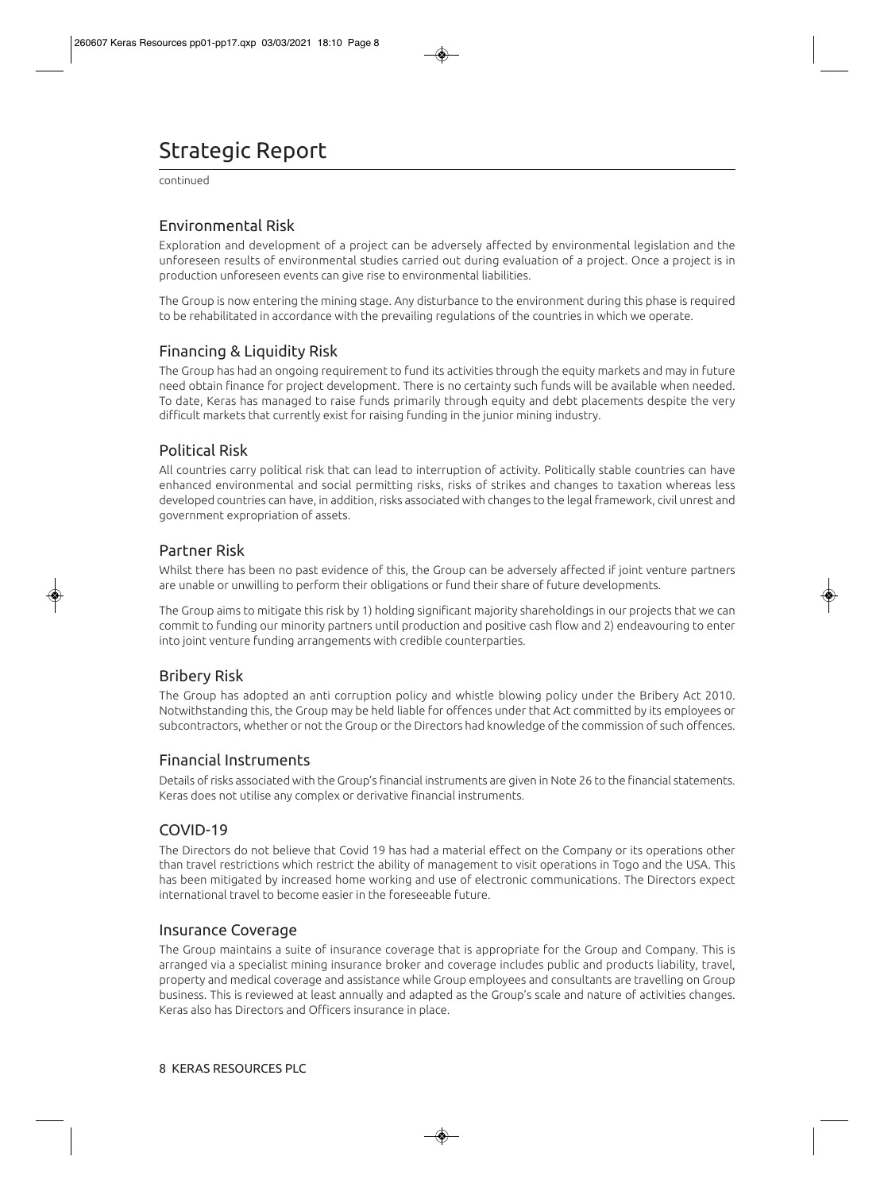# Strategic Report

continued

## Environmental Risk

Exploration and development of a project can be adversely affected by environmental legislation and the unforeseen results of environmental studies carried out during evaluation of a project. Once a project is in production unforeseen events can give rise to environmental liabilities.

The Group is now entering the mining stage. Any disturbance to the environment during this phase is required to be rehabilitated in accordance with the prevailing regulations of the countries in which we operate.

## Financing & Liquidity Risk

The Group has had an ongoing requirement to fund its activities through the equity markets and may in future need obtain finance for project development. There is no certainty such funds will be available when needed. To date, Keras has managed to raise funds primarily through equity and debt placements despite the very difficult markets that currently exist for raising funding in the junior mining industry.

## Political Risk

All countries carry political risk that can lead to interruption of activity. Politically stable countries can have enhanced environmental and social permitting risks, risks of strikes and changes to taxation whereas less developed countries can have, in addition, risks associated with changes to the legal framework, civil unrest and government expropriation of assets.

## Partner Risk

Whilst there has been no past evidence of this, the Group can be adversely affected if joint venture partners are unable or unwilling to perform their obligations or fund their share of future developments.

The Group aims to mitigate this risk by 1) holding significant majority shareholdings in our projects that we can commit to funding our minority partners until production and positive cash flow and 2) endeavouring to enter into joint venture funding arrangements with credible counterparties.

## Bribery Risk

The Group has adopted an anti corruption policy and whistle blowing policy under the Bribery Act 2010. Notwithstanding this, the Group may be held liable for offences under that Act committed by its employees or subcontractors, whether or not the Group or the Directors had knowledge of the commission of such offences.

## Financial Instruments

Details of risks associated with the Group's financial instruments are given in Note 26 to the financial statements. Keras does not utilise any complex or derivative financial instruments.

## COVID-19

The Directors do not believe that Covid 19 has had a material effect on the Company or its operations other than travel restrictions which restrict the ability of management to visit operations in Togo and the USA. This has been mitigated by increased home working and use of electronic communications. The Directors expect international travel to become easier in the foreseeable future.

## Insurance Coverage

The Group maintains a suite of insurance coverage that is appropriate for the Group and Company. This is arranged via a specialist mining insurance broker and coverage includes public and products liability, travel, property and medical coverage and assistance while Group employees and consultants are travelling on Group business. This is reviewed at least annually and adapted as the Group's scale and nature of activities changes. Keras also has Directors and Officers insurance in place.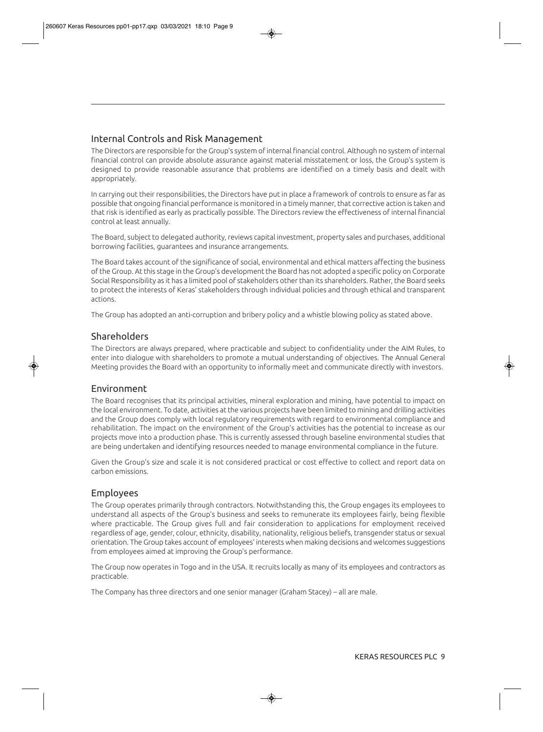## Internal Controls and Risk Management

The Directors are responsible for the Group's system of internal financial control. Although no system of internal financial control can provide absolute assurance against material misstatement or loss, the Group's system is designed to provide reasonable assurance that problems are identified on a timely basis and dealt with appropriately.

In carrying out their responsibilities, the Directors have put in place a framework of controls to ensure as far as possible that ongoing financial performance is monitored in a timely manner, that corrective action is taken and that risk is identified as early as practically possible. The Directors review the effectiveness of internal financial control at least annually.

The Board, subject to delegated authority, reviews capital investment, property sales and purchases, additional borrowing facilities, guarantees and insurance arrangements.

The Board takes account of the significance of social, environmental and ethical matters affecting the business of the Group. At this stage in the Group's development the Board has not adopted a specific policy on Corporate Social Responsibility as it has a limited pool of stakeholders other than its shareholders. Rather, the Board seeks to protect the interests of Keras' stakeholders through individual policies and through ethical and transparent actions.

The Group has adopted an anti-corruption and bribery policy and a whistle blowing policy as stated above.

## Shareholders

The Directors are always prepared, where practicable and subject to confidentiality under the AIM Rules, to enter into dialogue with shareholders to promote a mutual understanding of objectives. The Annual General Meeting provides the Board with an opportunity to informally meet and communicate directly with investors.

## Environment

The Board recognises that its principal activities, mineral exploration and mining, have potential to impact on the local environment. To date, activities at the various projects have been limited to mining and drilling activities and the Group does comply with local regulatory requirements with regard to environmental compliance and rehabilitation. The impact on the environment of the Group's activities has the potential to increase as our projects move into a production phase. This is currently assessed through baseline environmental studies that are being undertaken and identifying resources needed to manage environmental compliance in the future.

Given the Group's size and scale it is not considered practical or cost effective to collect and report data on carbon emissions.

## Employees

The Group operates primarily through contractors. Notwithstanding this, the Group engages its employees to understand all aspects of the Group's business and seeks to remunerate its employees fairly, being flexible where practicable. The Group gives full and fair consideration to applications for employment received regardless of age, gender, colour, ethnicity, disability, nationality, religious beliefs, transgender status or sexual orientation. The Group takes account of employees' interests when making decisions and welcomes suggestions from employees aimed at improving the Group's performance.

The Group now operates in Togo and in the USA. It recruits locally as many of its employees and contractors as practicable.

The Company has three directors and one senior manager (Graham Stacey) – all are male.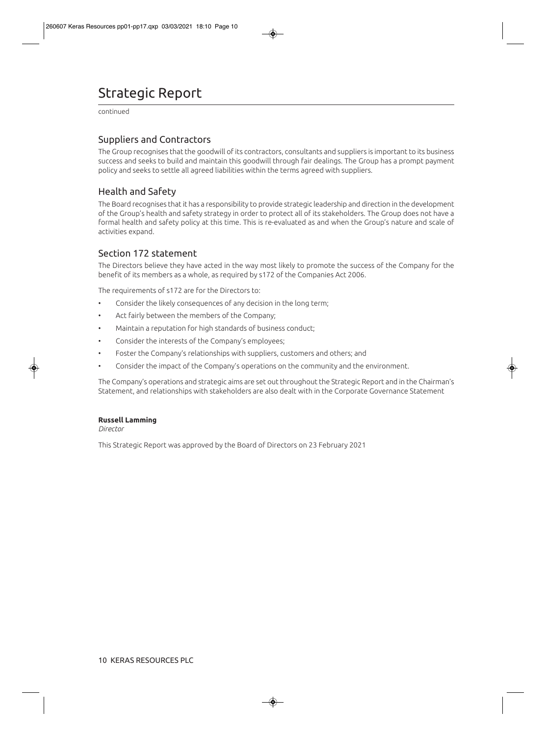# Strategic Report

continued

## Suppliers and Contractors

The Group recognises that the goodwill of its contractors, consultants and suppliers is important to its business success and seeks to build and maintain this goodwill through fair dealings. The Group has a prompt payment policy and seeks to settle all agreed liabilities within the terms agreed with suppliers.

## Health and Safety

The Board recognises that it has a responsibility to provide strategic leadership and direction in the development of the Group's health and safety strategy in order to protect all of its stakeholders. The Group does not have a formal health and safety policy at this time. This is re-evaluated as and when the Group's nature and scale of activities expand.

## Section 172 statement

The Directors believe they have acted in the way most likely to promote the success of the Company for the benefit of its members as a whole, as required by s172 of the Companies Act 2006.

The requirements of s172 are for the Directors to:

- Consider the likely consequences of any decision in the long term;
- Act fairly between the members of the Company;
- Maintain a reputation for high standards of business conduct;
- Consider the interests of the Company's employees;
- Foster the Company's relationships with suppliers, customers and others; and
- Consider the impact of the Company's operations on the community and the environment.

The Company's operations and strategic aims are set out throughout the Strategic Report and in the Chairman's Statement, and relationships with stakeholders are also dealt with in the Corporate Governance Statement

**Russell Lamming**
*Director*

This Strategic Report was approved by the Board of Directors on 23 February 2021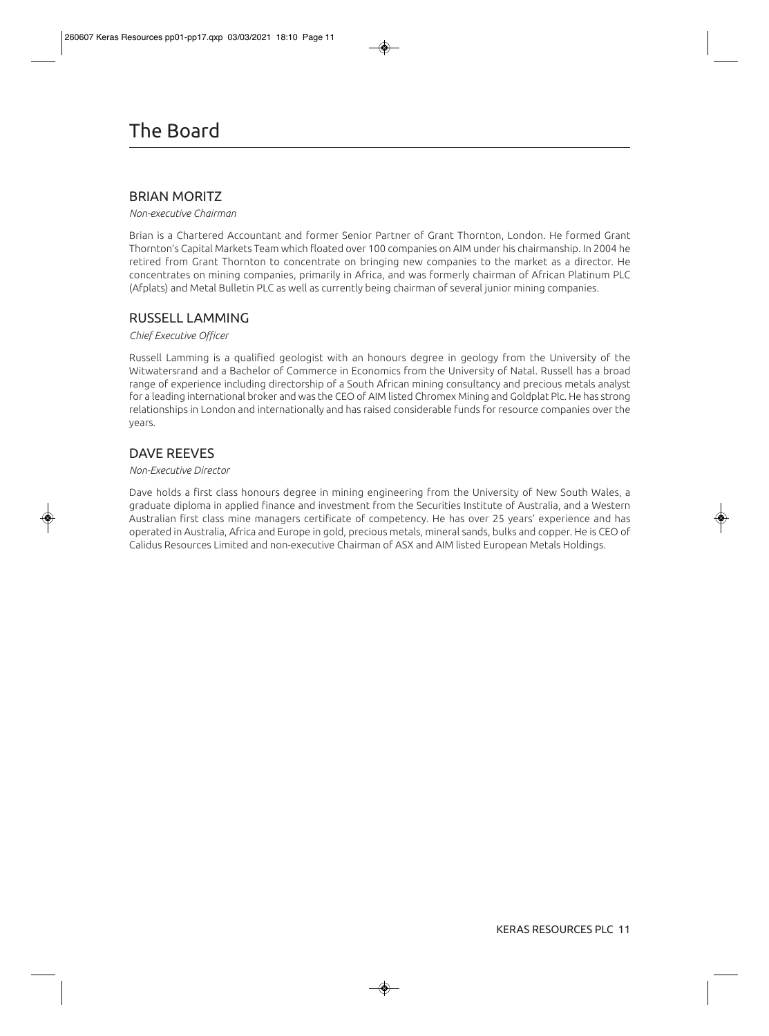# The Board

## BRIAN MORITZ

*Non-executive Chairman*

Brian is a Chartered Accountant and former Senior Partner of Grant Thornton, London. He formed Grant Thornton's Capital Markets Team which floated over 100 companies on AIM under his chairmanship. In 2004 he retired from Grant Thornton to concentrate on bringing new companies to the market as a director. He concentrates on mining companies, primarily in Africa, and was formerly chairman of African Platinum PLC (Afplats) and Metal Bulletin PLC as well as currently being chairman of several junior mining companies.

## RUSSELL LAMMING

*Chief Executive Officer*

Russell Lamming is a qualified geologist with an honours degree in geology from the University of the Witwatersrand and a Bachelor of Commerce in Economics from the University of Natal. Russell has a broad range of experience including directorship of a South African mining consultancy and precious metals analyst for a leading international broker and was the CEO of AIM listed Chromex Mining and Goldplat Plc. He has strong relationships in London and internationally and has raised considerable funds for resource companies over the years.

## DAVE REEVES

*Non-Executive Director*

Dave holds a first class honours degree in mining engineering from the University of New South Wales, a graduate diploma in applied finance and investment from the Securities Institute of Australia, and a Western Australian first class mine managers certificate of competency. He has over 25 years' experience and has operated in Australia, Africa and Europe in gold, precious metals, mineral sands, bulks and copper. He is CEO of Calidus Resources Limited and non-executive Chairman of ASX and AIM listed European Metals Holdings.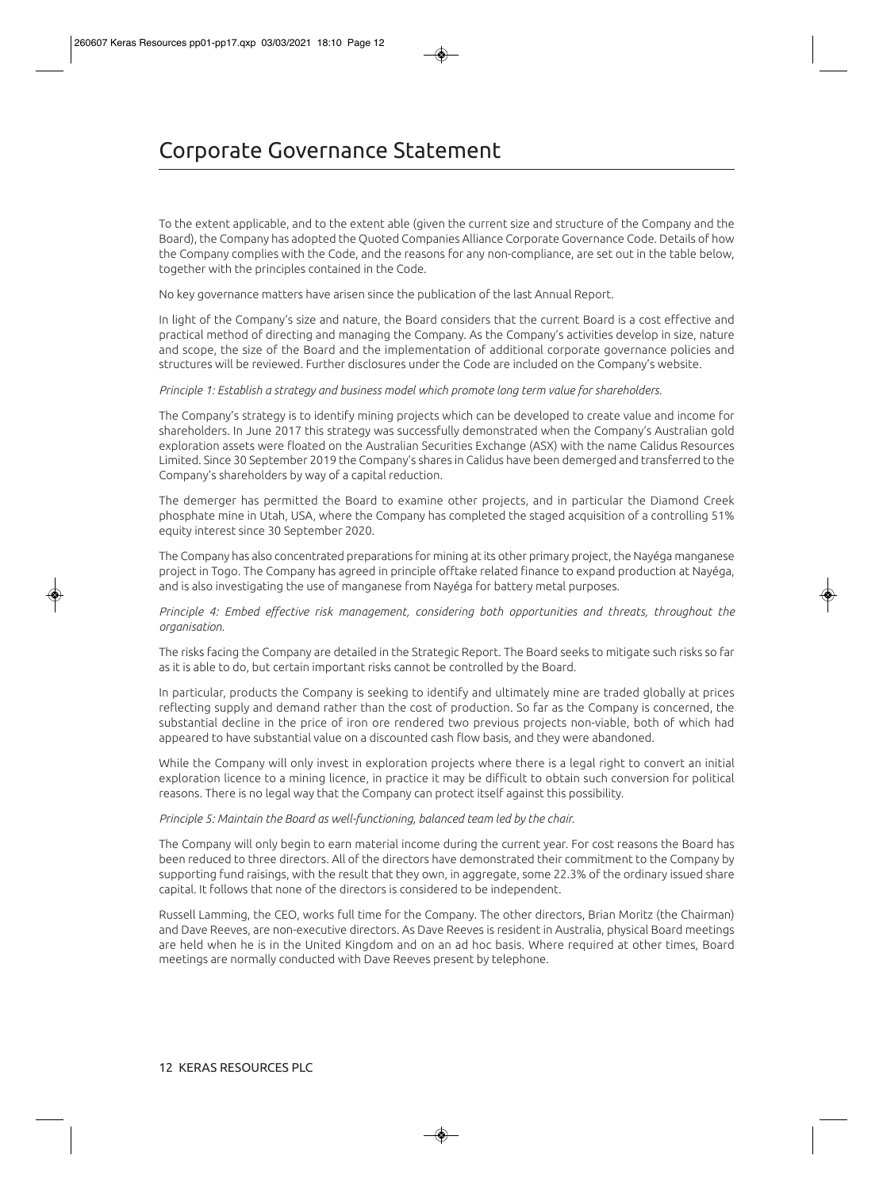# Corporate Governance Statement

To the extent applicable, and to the extent able (given the current size and structure of the Company and the Board), the Company has adopted the Quoted Companies Alliance Corporate Governance Code. Details of how the Company complies with the Code, and the reasons for any non-compliance, are set out in the table below, together with the principles contained in the Code.

No key governance matters have arisen since the publication of the last Annual Report.

In light of the Company's size and nature, the Board considers that the current Board is a cost effective and practical method of directing and managing the Company. As the Company's activities develop in size, nature and scope, the size of the Board and the implementation of additional corporate governance policies and structures will be reviewed. Further disclosures under the Code are included on the Company's website.

*Principle 1: Establish a strategy and business model which promote long term value for shareholders.*

The Company's strategy is to identify mining projects which can be developed to create value and income for shareholders. In June 2017 this strategy was successfully demonstrated when the Company's Australian gold exploration assets were floated on the Australian Securities Exchange (ASX) with the name Calidus Resources Limited. Since 30 September 2019 the Company's shares in Calidus have been demerged and transferred to the Company's shareholders by way of a capital reduction.

The demerger has permitted the Board to examine other projects, and in particular the Diamond Creek phosphate mine in Utah, USA, where the Company has completed the staged acquisition of a controlling 51% equity interest since 30 September 2020.

The Company has also concentrated preparations for mining at its other primary project, the Nayéga manganese project in Togo. The Company has agreed in principle offtake related finance to expand production at Nayéga, and is also investigating the use of manganese from Nayéga for battery metal purposes.

*Principle 4: Embed effective risk management, considering both opportunities and threats, throughout the organisation.*

The risks facing the Company are detailed in the Strategic Report. The Board seeks to mitigate such risks so far as it is able to do, but certain important risks cannot be controlled by the Board.

In particular, products the Company is seeking to identify and ultimately mine are traded globally at prices reflecting supply and demand rather than the cost of production. So far as the Company is concerned, the substantial decline in the price of iron ore rendered two previous projects non-viable, both of which had appeared to have substantial value on a discounted cash flow basis, and they were abandoned.

While the Company will only invest in exploration projects where there is a legal right to convert an initial exploration licence to a mining licence, in practice it may be difficult to obtain such conversion for political reasons. There is no legal way that the Company can protect itself against this possibility.

*Principle 5: Maintain the Board as well-functioning, balanced team led by the chair.*

The Company will only begin to earn material income during the current year. For cost reasons the Board has been reduced to three directors. All of the directors have demonstrated their commitment to the Company by supporting fund raisings, with the result that they own, in aggregate, some 22.3% of the ordinary issued share capital. It follows that none of the directors is considered to be independent.

Russell Lamming, the CEO, works full time for the Company. The other directors, Brian Moritz (the Chairman) and Dave Reeves, are non-executive directors. As Dave Reeves is resident in Australia, physical Board meetings are held when he is in the United Kingdom and on an ad hoc basis. Where required at other times, Board meetings are normally conducted with Dave Reeves present by telephone.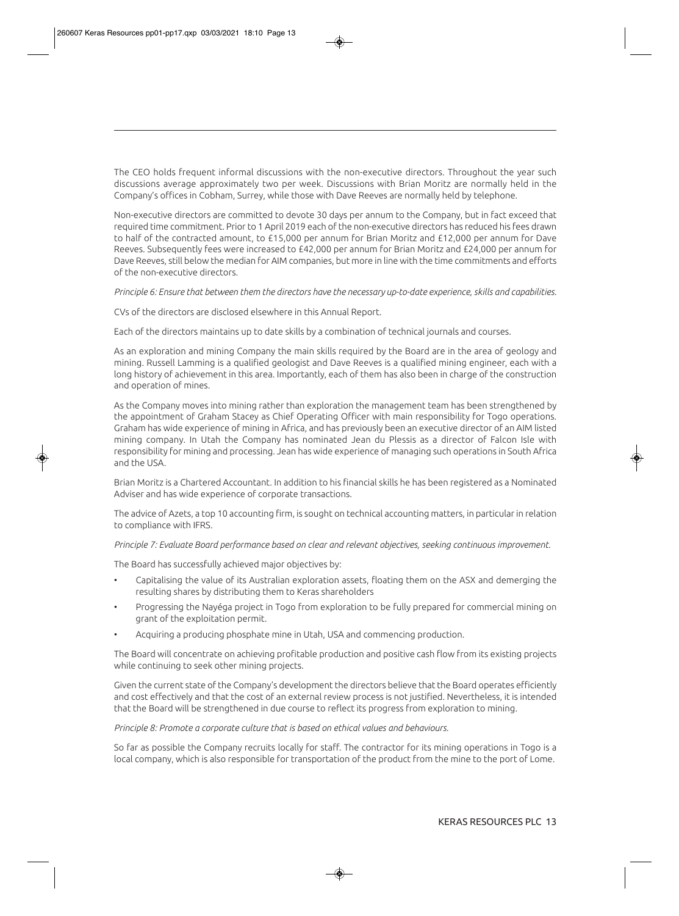The CEO holds frequent informal discussions with the non-executive directors. Throughout the year such discussions average approximately two per week. Discussions with Brian Moritz are normally held in the Company's offices in Cobham, Surrey, while those with Dave Reeves are normally held by telephone.

Non-executive directors are committed to devote 30 days per annum to the Company, but in fact exceed that required time commitment. Prior to 1 April 2019 each of the non-executive directors has reduced his fees drawn to half of the contracted amount, to £15,000 per annum for Brian Moritz and £12,000 per annum for Dave Reeves. Subsequently fees were increased to £42,000 per annum for Brian Moritz and £24,000 per annum for Dave Reeves, still below the median for AIM companies, but more in line with the time commitments and efforts of the non-executive directors.

*Principle 6: Ensure that between them the directors have the necessary up-to-date experience, skills and capabilities.*

CVs of the directors are disclosed elsewhere in this Annual Report.

Each of the directors maintains up to date skills by a combination of technical journals and courses.

As an exploration and mining Company the main skills required by the Board are in the area of geology and mining. Russell Lamming is a qualified geologist and Dave Reeves is a qualified mining engineer, each with a long history of achievement in this area. Importantly, each of them has also been in charge of the construction and operation of mines.

As the Company moves into mining rather than exploration the management team has been strengthened by the appointment of Graham Stacey as Chief Operating Officer with main responsibility for Togo operations. Graham has wide experience of mining in Africa, and has previously been an executive director of an AIM listed mining company. In Utah the Company has nominated Jean du Plessis as a director of Falcon Isle with responsibility for mining and processing. Jean has wide experience of managing such operations in South Africa and the USA.

Brian Moritz is a Chartered Accountant. In addition to his financial skills he has been registered as a Nominated Adviser and has wide experience of corporate transactions.

The advice of Azets, a top 10 accounting firm, is sought on technical accounting matters, in particular in relation to compliance with IFRS.

*Principle 7: Evaluate Board performance based on clear and relevant objectives, seeking continuous improvement.*

The Board has successfully achieved major objectives by:

- Capitalising the value of its Australian exploration assets, floating them on the ASX and demerging the resulting shares by distributing them to Keras shareholders
- Progressing the Nayéga project in Togo from exploration to be fully prepared for commercial mining on grant of the exploitation permit.
- Acquiring a producing phosphate mine in Utah, USA and commencing production.

The Board will concentrate on achieving profitable production and positive cash flow from its existing projects while continuing to seek other mining projects.

Given the current state of the Company's development the directors believe that the Board operates efficiently and cost effectively and that the cost of an external review process is not justified. Nevertheless, it is intended that the Board will be strengthened in due course to reflect its progress from exploration to mining.

*Principle 8: Promote a corporate culture that is based on ethical values and behaviours.*

So far as possible the Company recruits locally for staff. The contractor for its mining operations in Togo is a local company, which is also responsible for transportation of the product from the mine to the port of Lome.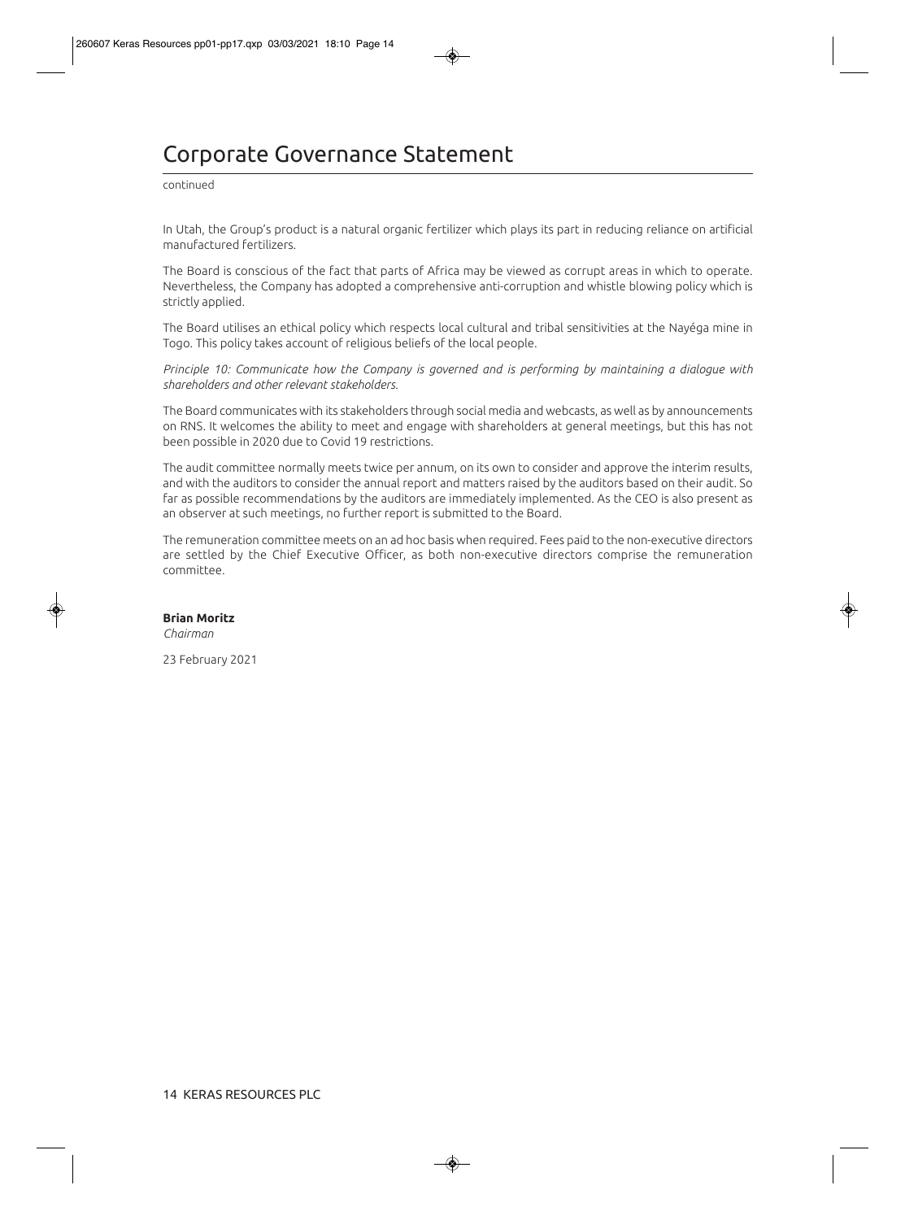# Corporate Governance Statement

continued

In Utah, the Group's product is a natural organic fertilizer which plays its part in reducing reliance on artificial manufactured fertilizers.

The Board is conscious of the fact that parts of Africa may be viewed as corrupt areas in which to operate. Nevertheless, the Company has adopted a comprehensive anti-corruption and whistle blowing policy which is strictly applied.

The Board utilises an ethical policy which respects local cultural and tribal sensitivities at the Nayéga mine in Togo. This policy takes account of religious beliefs of the local people.

*Principle 10: Communicate how the Company is governed and is performing by maintaining a dialogue with shareholders and other relevant stakeholders.*

The Board communicates with its stakeholders through social media and webcasts, as well as by announcements on RNS. It welcomes the ability to meet and engage with shareholders at general meetings, but this has not been possible in 2020 due to Covid 19 restrictions.

The audit committee normally meets twice per annum, on its own to consider and approve the interim results, and with the auditors to consider the annual report and matters raised by the auditors based on their audit. So far as possible recommendations by the auditors are immediately implemented. As the CEO is also present as an observer at such meetings, no further report is submitted to the Board.

The remuneration committee meets on an ad hoc basis when required. Fees paid to the non-executive directors are settled by the Chief Executive Officer, as both non-executive directors comprise the remuneration committee.

**Brian Moritz**
*Chairman*

23 February 2021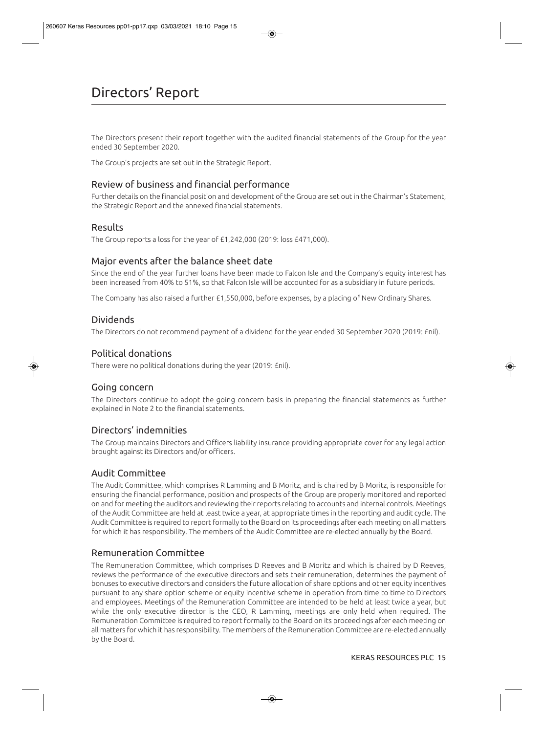# Directors' Report

The Directors present their report together with the audited financial statements of the Group for the year ended 30 September 2020.

The Group's projects are set out in the Strategic Report.

## Review of business and financial performance

Further details on the financial position and development of the Group are set out in the Chairman's Statement, the Strategic Report and the annexed financial statements.

## Results

The Group reports a loss for the year of £1,242,000 (2019: loss £471,000).

## Major events after the balance sheet date

Since the end of the year further loans have been made to Falcon Isle and the Company's equity interest has been increased from 40% to 51%, so that Falcon Isle will be accounted for as a subsidiary in future periods.

The Company has also raised a further £1,550,000, before expenses, by a placing of New Ordinary Shares.

## Dividends

The Directors do not recommend payment of a dividend for the year ended 30 September 2020 (2019: £nil).

## Political donations

There were no political donations during the year (2019: £nil).

## Going concern

The Directors continue to adopt the going concern basis in preparing the financial statements as further explained in Note 2 to the financial statements.

## Directors' indemnities

The Group maintains Directors and Officers liability insurance providing appropriate cover for any legal action brought against its Directors and/or officers.

## Audit Committee

The Audit Committee, which comprises R Lamming and B Moritz, and is chaired by B Moritz, is responsible for ensuring the financial performance, position and prospects of the Group are properly monitored and reported on and for meeting the auditors and reviewing their reports relating to accounts and internal controls. Meetings of the Audit Committee are held at least twice a year, at appropriate times in the reporting and audit cycle. The Audit Committee is required to report formally to the Board on its proceedings after each meeting on all matters for which it has responsibility. The members of the Audit Committee are re-elected annually by the Board.

## Remuneration Committee

The Remuneration Committee, which comprises D Reeves and B Moritz and which is chaired by D Reeves, reviews the performance of the executive directors and sets their remuneration, determines the payment of bonuses to executive directors and considers the future allocation of share options and other equity incentives pursuant to any share option scheme or equity incentive scheme in operation from time to time to Directors and employees. Meetings of the Remuneration Committee are intended to be held at least twice a year, but while the only executive director is the CEO, R Lamming, meetings are only held when required. The Remuneration Committee is required to report formally to the Board on its proceedings after each meeting on all matters for which it has responsibility. The members of the Remuneration Committee are re-elected annually by the Board.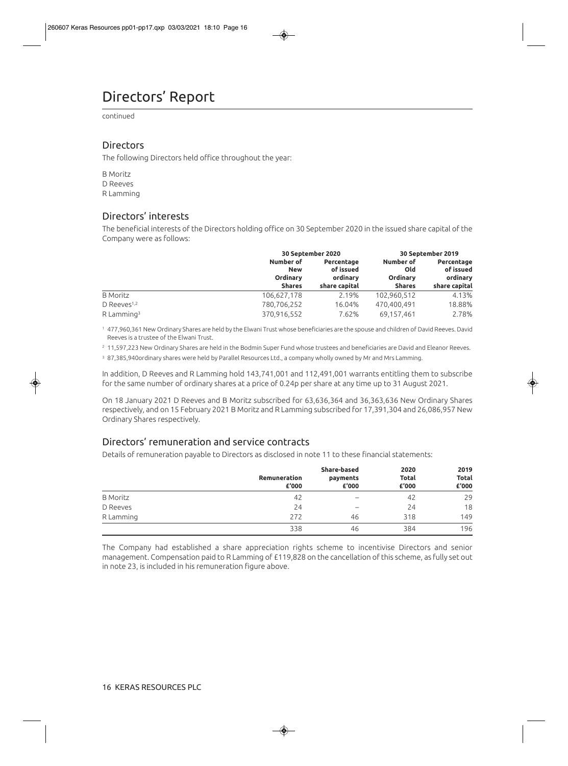// Directors' Report

continued

## Directors

The following Directors held office throughout the year:

B Moritz
D Reeves
R Lamming

## Directors' interests

The beneficial interests of the Directors holding office on 30 September 2020 in the issued share capital of the Company were as follows:

| | 30 September 2020 | | 30 September 2019 | |
|---|---|---|---|---|
| | **Number of New Ordinary Shares** | **Percentage of issued ordinary share capital** | **Number of Old Ordinary Shares** | **Percentage of issued ordinary share capital** |
| B Moritz | 106,627,178 | 2.19% | 102,960,512 | 4.13% |
| D Reeves[1,2] | 780,706,252 | 16.04% | 470,400,491 | 18.88% |
| R Lamming[3] | 370,916,552 | 7.62% | 69,157,461 | 2.78% |

[1] 477,960,361 New Ordinary Shares are held by the Elwani Trust whose beneficiaries are the spouse and children of David Reeves. David Reeves is a trustee of the Elwani Trust.

[2] 11,597,223 New Ordinary Shares are held in the Bodmin Super Fund whose trustees and beneficiaries are David and Eleanor Reeves.

[3] 87,385,940ordinary shares were held by Parallel Resources Ltd., a company wholly owned by Mr and Mrs Lamming.

In addition, D Reeves and R Lamming hold 143,741,001 and 112,491,001 warrants entitling them to subscribe for the same number of ordinary shares at a price of 0.24p per share at any time up to 31 August 2021.

On 18 January 2021 D Reeves and B Moritz subscribed for 63,636,364 and 36,363,636 New Ordinary Shares respectively, and on 15 February 2021 B Moritz and R Lamming subscribed for 17,391,304 and 26,086,957 New Ordinary Shares respectively.

## Directors' remuneration and service contracts

Details of remuneration payable to Directors as disclosed in note 11 to these financial statements:

| | Remuneration £'000 | Share-based payments £'000 | 2020 Total £'000 | 2019 Total £'000 |
|---|---|---|---|---|
| B Moritz | 42 | – | 42 | 29 |
| D Reeves | 24 | – | 24 | 18 |
| R Lamming | 272 | 46 | 318 | 149 |
| | 338 | 46 | 384 | 196 |

The Company had established a share appreciation rights scheme to incentivise Directors and senior management. Compensation paid to R Lamming of £119,828 on the cancellation of this scheme, as fully set out in note 23, is included in his remuneration figure above.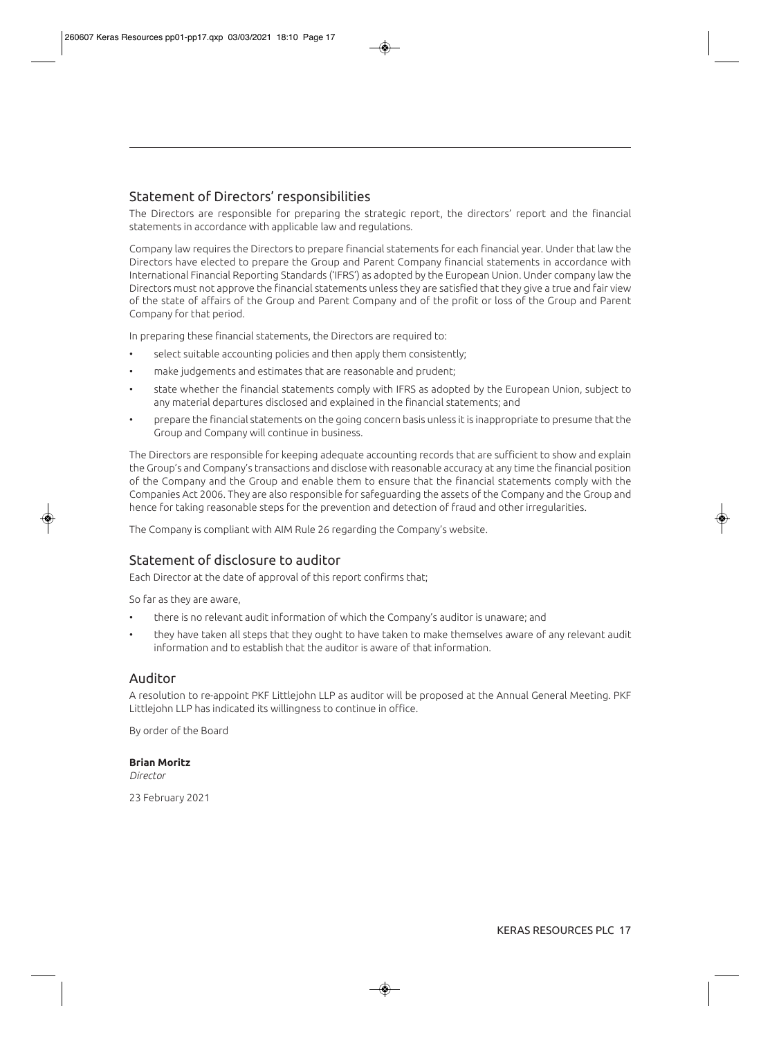## Statement of Directors' responsibilities

The Directors are responsible for preparing the strategic report, the directors' report and the financial statements in accordance with applicable law and regulations.

Company law requires the Directors to prepare financial statements for each financial year. Under that law the Directors have elected to prepare the Group and Parent Company financial statements in accordance with International Financial Reporting Standards ('IFRS') as adopted by the European Union. Under company law the Directors must not approve the financial statements unless they are satisfied that they give a true and fair view of the state of affairs of the Group and Parent Company and of the profit or loss of the Group and Parent Company for that period.

In preparing these financial statements, the Directors are required to:

- select suitable accounting policies and then apply them consistently;
- make judgements and estimates that are reasonable and prudent;
- state whether the financial statements comply with IFRS as adopted by the European Union, subject to any material departures disclosed and explained in the financial statements; and
- prepare the financial statements on the going concern basis unless it is inappropriate to presume that the Group and Company will continue in business.

The Directors are responsible for keeping adequate accounting records that are sufficient to show and explain the Group's and Company's transactions and disclose with reasonable accuracy at any time the financial position of the Company and the Group and enable them to ensure that the financial statements comply with the Companies Act 2006. They are also responsible for safeguarding the assets of the Company and the Group and hence for taking reasonable steps for the prevention and detection of fraud and other irregularities.

The Company is compliant with AIM Rule 26 regarding the Company's website.

## Statement of disclosure to auditor

Each Director at the date of approval of this report confirms that;

So far as they are aware,

- there is no relevant audit information of which the Company's auditor is unaware; and
- they have taken all steps that they ought to have taken to make themselves aware of any relevant audit information and to establish that the auditor is aware of that information.

## Auditor

A resolution to re-appoint PKF Littlejohn LLP as auditor will be proposed at the Annual General Meeting. PKF Littlejohn LLP has indicated its willingness to continue in office.

By order of the Board

**Brian Moritz**
*Director*

23 February 2021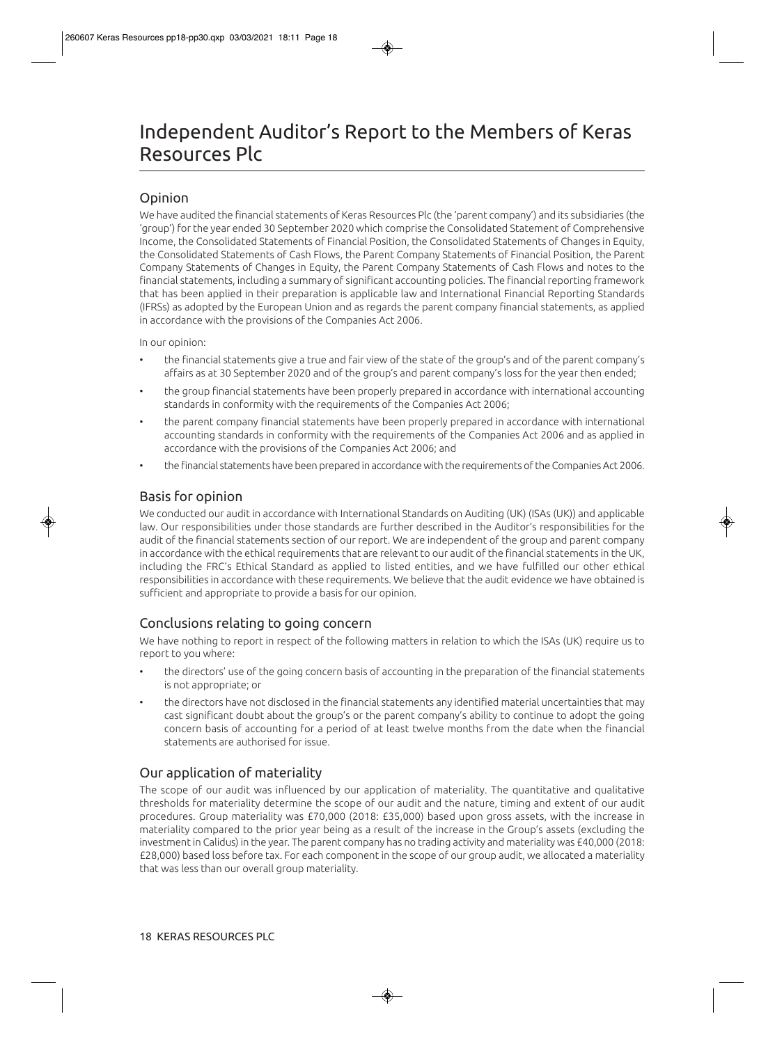# Independent Auditor's Report to the Members of Keras Resources Plc

## Opinion

We have audited the financial statements of Keras Resources Plc (the 'parent company') and its subsidiaries (the 'group') for the year ended 30 September 2020 which comprise the Consolidated Statement of Comprehensive Income, the Consolidated Statements of Financial Position, the Consolidated Statements of Changes in Equity, the Consolidated Statements of Cash Flows, the Parent Company Statements of Financial Position, the Parent Company Statements of Changes in Equity, the Parent Company Statements of Cash Flows and notes to the financial statements, including a summary of significant accounting policies. The financial reporting framework that has been applied in their preparation is applicable law and International Financial Reporting Standards (IFRSs) as adopted by the European Union and as regards the parent company financial statements, as applied in accordance with the provisions of the Companies Act 2006.

In our opinion:

- the financial statements give a true and fair view of the state of the group's and of the parent company's affairs as at 30 September 2020 and of the group's and parent company's loss for the year then ended;
- the group financial statements have been properly prepared in accordance with international accounting standards in conformity with the requirements of the Companies Act 2006;
- the parent company financial statements have been properly prepared in accordance with international accounting standards in conformity with the requirements of the Companies Act 2006 and as applied in accordance with the provisions of the Companies Act 2006; and
- the financial statements have been prepared in accordance with the requirements of the Companies Act 2006.

## Basis for opinion

We conducted our audit in accordance with International Standards on Auditing (UK) (ISAs (UK)) and applicable law. Our responsibilities under those standards are further described in the Auditor's responsibilities for the audit of the financial statements section of our report. We are independent of the group and parent company in accordance with the ethical requirements that are relevant to our audit of the financial statements in the UK, including the FRC's Ethical Standard as applied to listed entities, and we have fulfilled our other ethical responsibilities in accordance with these requirements. We believe that the audit evidence we have obtained is sufficient and appropriate to provide a basis for our opinion.

## Conclusions relating to going concern

We have nothing to report in respect of the following matters in relation to which the ISAs (UK) require us to report to you where:

- the directors' use of the going concern basis of accounting in the preparation of the financial statements is not appropriate; or
- the directors have not disclosed in the financial statements any identified material uncertainties that may cast significant doubt about the group's or the parent company's ability to continue to adopt the going concern basis of accounting for a period of at least twelve months from the date when the financial statements are authorised for issue.

## Our application of materiality

The scope of our audit was influenced by our application of materiality. The quantitative and qualitative thresholds for materiality determine the scope of our audit and the nature, timing and extent of our audit procedures. Group materiality was £70,000 (2018: £35,000) based upon gross assets, with the increase in materiality compared to the prior year being as a result of the increase in the Group's assets (excluding the investment in Calidus) in the year. The parent company has no trading activity and materiality was £40,000 (2018: £28,000) based loss before tax. For each component in the scope of our group audit, we allocated a materiality that was less than our overall group materiality.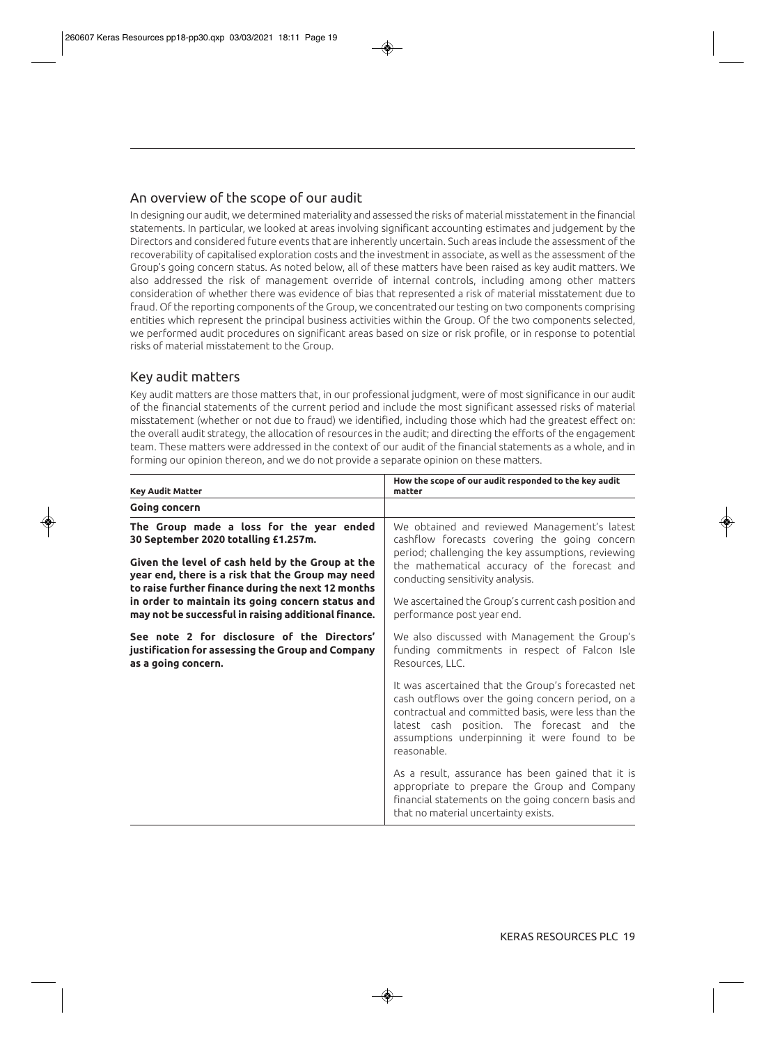## An overview of the scope of our audit

In designing our audit, we determined materiality and assessed the risks of material misstatement in the financial statements. In particular, we looked at areas involving significant accounting estimates and judgement by the Directors and considered future events that are inherently uncertain. Such areas include the assessment of the recoverability of capitalised exploration costs and the investment in associate, as well as the assessment of the Group's going concern status. As noted below, all of these matters have been raised as key audit matters. We also addressed the risk of management override of internal controls, including among other matters consideration of whether there was evidence of bias that represented a risk of material misstatement due to fraud. Of the reporting components of the Group, we concentrated our testing on two components comprising entities which represent the principal business activities within the Group. Of the two components selected, we performed audit procedures on significant areas based on size or risk profile, or in response to potential risks of material misstatement to the Group.

## Key audit matters

Key audit matters are those matters that, in our professional judgment, were of most significance in our audit of the financial statements of the current period and include the most significant assessed risks of material misstatement (whether or not due to fraud) we identified, including those which had the greatest effect on: the overall audit strategy, the allocation of resources in the audit; and directing the efforts of the engagement team. These matters were addressed in the context of our audit of the financial statements as a whole, and in forming our opinion thereon, and we do not provide a separate opinion on these matters.

| Key Audit Matter | How the scope of our audit responded to the key audit matter |
|---|---|
| **Going concern** | |
| **The Group made a loss for the year ended 30 September 2020 totalling £1.257m.**<br><br>**Given the level of cash held by the Group at the year end, there is a risk that the Group may need to raise further finance during the next 12 months in order to maintain its going concern status and may not be successful in raising additional finance.**<br><br>**See note 2 for disclosure of the Directors' justification for assessing the Group and Company as a going concern.** | We obtained and reviewed Management's latest cashflow forecasts covering the going concern period; challenging the key assumptions, reviewing the mathematical accuracy of the forecast and conducting sensitivity analysis.<br><br>We ascertained the Group's current cash position and performance post year end.<br><br>We also discussed with Management the Group's funding commitments in respect of Falcon Isle Resources, LLC.<br><br>It was ascertained that the Group's forecasted net cash outflows over the going concern period, on a contractual and committed basis, were less than the latest cash position. The forecast and the assumptions underpinning it were found to be reasonable.<br><br>As a result, assurance has been gained that it is appropriate to prepare the Group and Company financial statements on the going concern basis and that no material uncertainty exists. |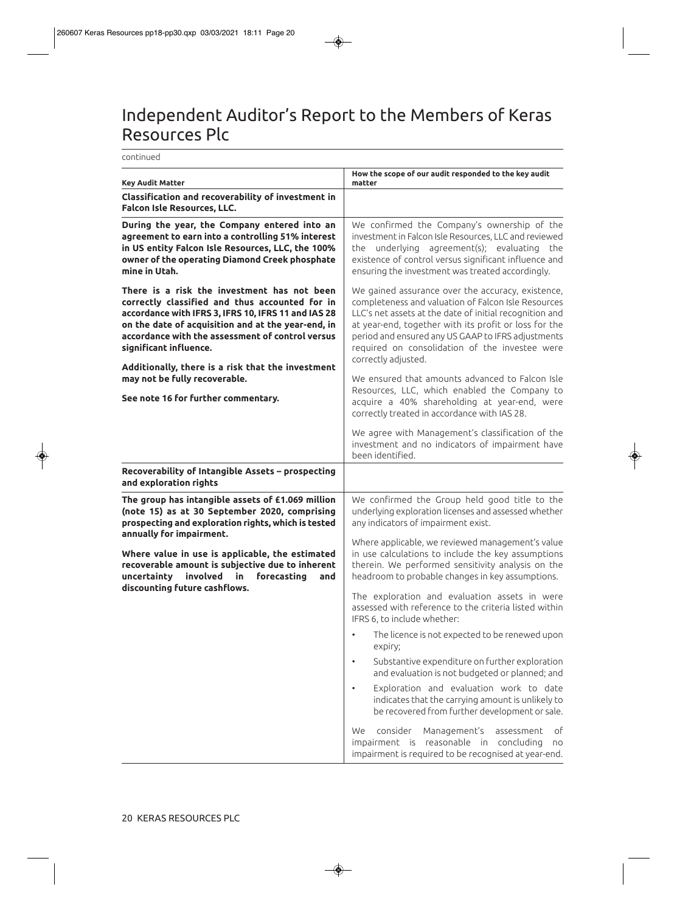# Independent Auditor's Report to the Members of Keras Resources Plc

continued

| Key Audit Matter | How the scope of our audit responded to the key audit matter |
|---|---|
| **Classification and recoverability of investment in Falcon Isle Resources, LLC.** | |
| **During the year, the Company entered into an agreement to earn into a controlling 51% interest in US entity Falcon Isle Resources, LLC, the 100% owner of the operating Diamond Creek phosphate mine in Utah.**<br><br>**There is a risk the investment has not been correctly classified and thus accounted for in accordance with IFRS 3, IFRS 10, IFRS 11 and IAS 28 on the date of acquisition and at the year-end, in accordance with the assessment of control versus significant influence.**<br><br>**Additionally, there is a risk that the investment may not be fully recoverable.**<br><br>**See note 16 for further commentary.** | We confirmed the Company's ownership of the investment in Falcon Isle Resources, LLC and reviewed the underlying agreement(s); evaluating the existence of control versus significant influence and ensuring the investment was treated accordingly.<br><br>We gained assurance over the accuracy, existence, completeness and valuation of Falcon Isle Resources LLC's net assets at the date of initial recognition and at year-end, together with its profit or loss for the period and ensured any US GAAP to IFRS adjustments required on consolidation of the investee were correctly adjusted.<br><br>We ensured that amounts advanced to Falcon Isle Resources, LLC, which enabled the Company to acquire a 40% shareholding at year-end, were correctly treated in accordance with IAS 28.<br><br>We agree with Management's classification of the investment and no indicators of impairment have been identified. |
| **Recoverability of Intangible Assets – prospecting and exploration rights** | |
| **The group has intangible assets of £1.069 million (note 15) as at 30 September 2020, comprising prospecting and exploration rights, which is tested annually for impairment.**<br><br>**Where value in use is applicable, the estimated recoverable amount is subjective due to inherent uncertainty involved in forecasting and discounting future cashflows.** | We confirmed the Group held good title to the underlying exploration licenses and assessed whether any indicators of impairment exist.<br><br>Where applicable, we reviewed management's value in use calculations to include the key assumptions therein. We performed sensitivity analysis on the headroom to probable changes in key assumptions.<br><br>The exploration and evaluation assets in were assessed with reference to the criteria listed within IFRS 6, to include whether:<br><br>• The licence is not expected to be renewed upon expiry;<br>• Substantive expenditure on further exploration and evaluation is not budgeted or planned; and<br>• Exploration and evaluation work to date indicates that the carrying amount is unlikely to be recovered from further development or sale.<br><br>We consider Management's assessment of impairment is reasonable in concluding no impairment is required to be recognised at year-end. |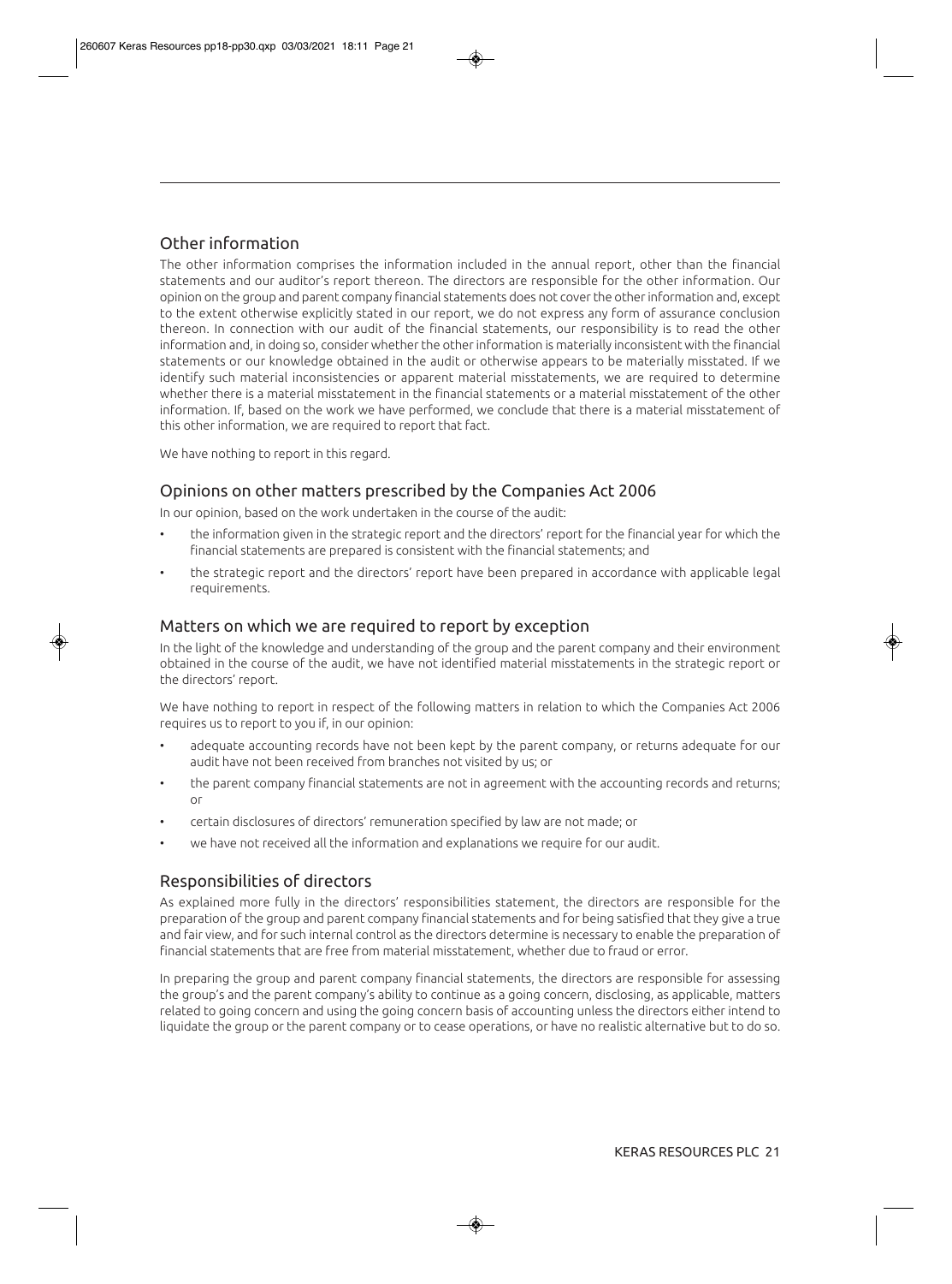## Other information

The other information comprises the information included in the annual report, other than the financial statements and our auditor's report thereon. The directors are responsible for the other information. Our opinion on the group and parent company financial statements does not cover the other information and, except to the extent otherwise explicitly stated in our report, we do not express any form of assurance conclusion thereon. In connection with our audit of the financial statements, our responsibility is to read the other information and, in doing so, consider whether the other information is materially inconsistent with the financial statements or our knowledge obtained in the audit or otherwise appears to be materially misstated. If we identify such material inconsistencies or apparent material misstatements, we are required to determine whether there is a material misstatement in the financial statements or a material misstatement of the other information. If, based on the work we have performed, we conclude that there is a material misstatement of this other information, we are required to report that fact.

We have nothing to report in this regard.

## Opinions on other matters prescribed by the Companies Act 2006

In our opinion, based on the work undertaken in the course of the audit:

- the information given in the strategic report and the directors' report for the financial year for which the financial statements are prepared is consistent with the financial statements; and
- the strategic report and the directors' report have been prepared in accordance with applicable legal requirements.

## Matters on which we are required to report by exception

In the light of the knowledge and understanding of the group and the parent company and their environment obtained in the course of the audit, we have not identified material misstatements in the strategic report or the directors' report.

We have nothing to report in respect of the following matters in relation to which the Companies Act 2006 requires us to report to you if, in our opinion:

- adequate accounting records have not been kept by the parent company, or returns adequate for our audit have not been received from branches not visited by us; or
- the parent company financial statements are not in agreement with the accounting records and returns; or
- certain disclosures of directors' remuneration specified by law are not made; or
- we have not received all the information and explanations we require for our audit.

## Responsibilities of directors

As explained more fully in the directors' responsibilities statement, the directors are responsible for the preparation of the group and parent company financial statements and for being satisfied that they give a true and fair view, and for such internal control as the directors determine is necessary to enable the preparation of financial statements that are free from material misstatement, whether due to fraud or error.

In preparing the group and parent company financial statements, the directors are responsible for assessing the group's and the parent company's ability to continue as a going concern, disclosing, as applicable, matters related to going concern and using the going concern basis of accounting unless the directors either intend to liquidate the group or the parent company or to cease operations, or have no realistic alternative but to do so.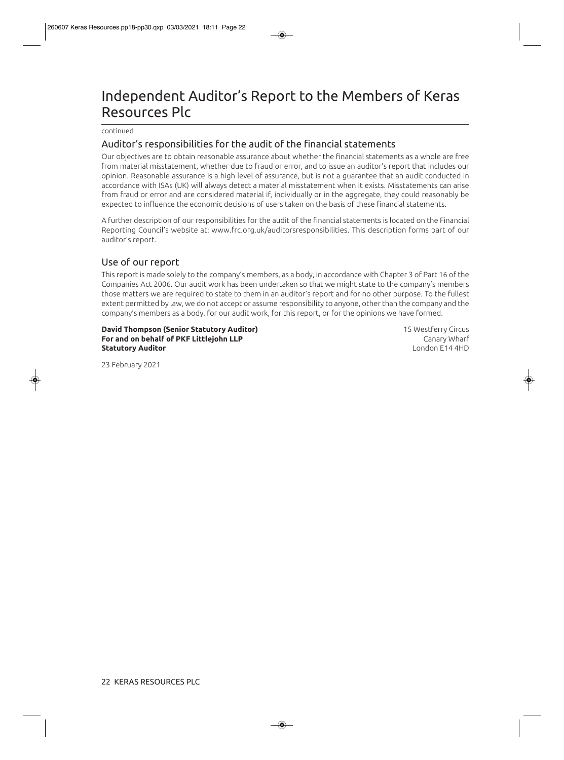# Independent Auditor's Report to the Members of Keras Resources Plc

continued

## Auditor's responsibilities for the audit of the financial statements

Our objectives are to obtain reasonable assurance about whether the financial statements as a whole are free from material misstatement, whether due to fraud or error, and to issue an auditor's report that includes our opinion. Reasonable assurance is a high level of assurance, but is not a guarantee that an audit conducted in accordance with ISAs (UK) will always detect a material misstatement when it exists. Misstatements can arise from fraud or error and are considered material if, individually or in the aggregate, they could reasonably be expected to influence the economic decisions of users taken on the basis of these financial statements.

A further description of our responsibilities for the audit of the financial statements is located on the Financial Reporting Council's website at: www.frc.org.uk/auditorsresponsibilities. This description forms part of our auditor's report.

## Use of our report

This report is made solely to the company's members, as a body, in accordance with Chapter 3 of Part 16 of the Companies Act 2006. Our audit work has been undertaken so that we might state to the company's members those matters we are required to state to them in an auditor's report and for no other purpose. To the fullest extent permitted by law, we do not accept or assume responsibility to anyone, other than the company and the company's members as a body, for our audit work, for this report, or for the opinions we have formed.

**David Thompson (Senior Statutory Auditor)**
**For and on behalf of PKF Littlejohn LLP**
**Statutory Auditor**

15 Westferry Circus
Canary Wharf
London E14 4HD

23 February 2021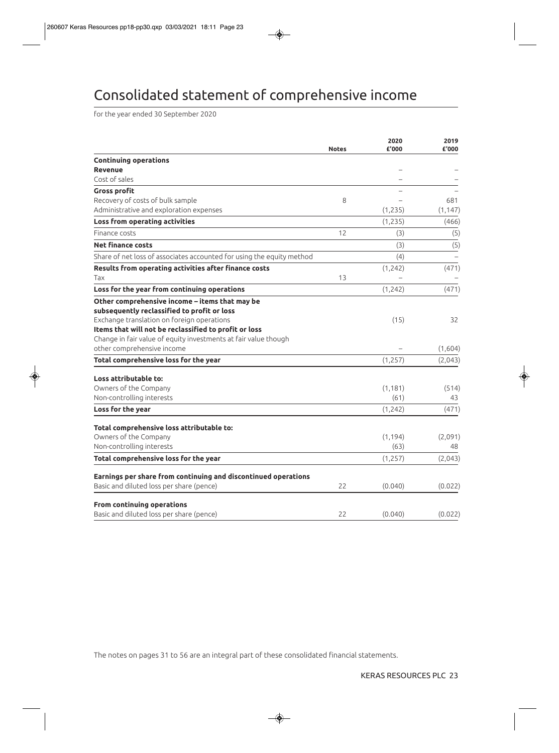# Consolidated statement of comprehensive income

for the year ended 30 September 2020

| | Notes | 2020 £'000 | 2019 £'000 |
|---|---|---|---|
| **Continuing operations** | | | |
| **Revenue** | | – | – |
| Cost of sales | | – | – |
| **Gross profit** | | – | – |
| Recovery of costs of bulk sample | 8 | – | 681 |
| Administrative and exploration expenses | | (1,235) | (1,147) |
| **Loss from operating activities** | | (1,235) | (466) |
| Finance costs | 12 | (3) | (5) |
| **Net finance costs** | | (3) | (5) |
| Share of net loss of associates accounted for using the equity method | | (4) | – |
| **Results from operating activities after finance costs** | | (1,242) | (471) |
| Tax | 13 | – | – |
| **Loss for the year from continuing operations** | | (1,242) | (471) |
| **Other comprehensive income – items that may be subsequently reclassified to profit or loss** | | | |
| Exchange translation on foreign operations | | (15) | 32 |
| **Items that will not be reclassified to profit or loss** | | | |
| Change in fair value of equity investments at fair value though other comprehensive income | | – | (1,604) |
| **Total comprehensive loss for the year** | | (1,257) | (2,043) |
| **Loss attributable to:** | | | |
| Owners of the Company | | (1,181) | (514) |
| Non-controlling interests | | (61) | 43 |
| **Loss for the year** | | (1,242) | (471) |
| **Total comprehensive loss attributable to:** | | | |
| Owners of the Company | | (1,194) | (2,091) |
| Non-controlling interests | | (63) | 48 |
| **Total comprehensive loss for the year** | | (1,257) | (2,043) |
| **Earnings per share from continuing and discontinued operations** | | | |
| Basic and diluted loss per share (pence) | 22 | (0.040) | (0.022) |
| **From continuing operations** | | | |
| Basic and diluted loss per share (pence) | 22 | (0.040) | (0.022) |

The notes on pages 31 to 56 are an integral part of these consolidated financial statements.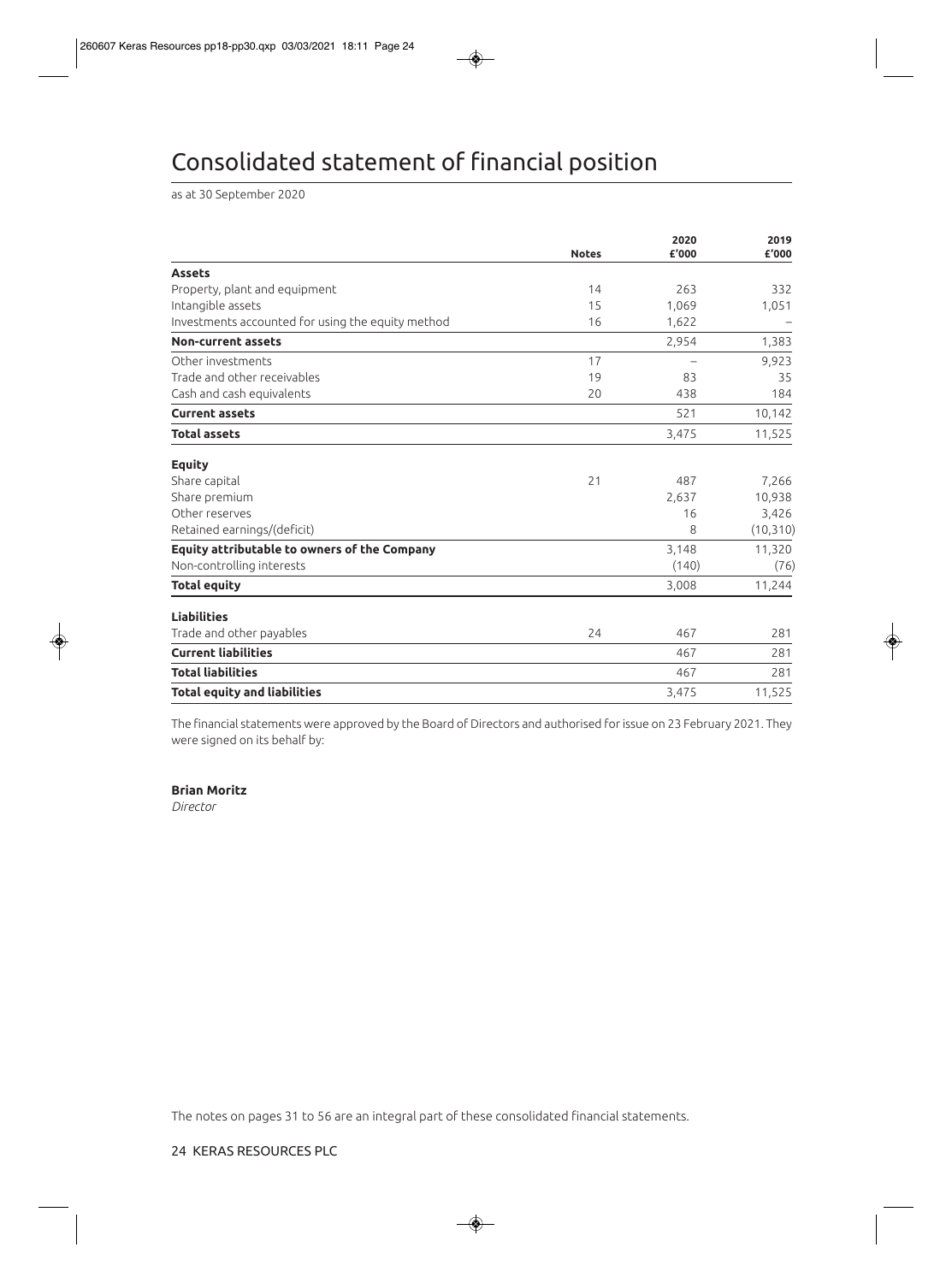# Consolidated statement of financial position

as at 30 September 2020

| | Notes | 2020 £'000 | 2019 £'000 |
|---|---|---|---|
| **Assets** | | | |
| Property, plant and equipment | 14 | 263 | 332 |
| Intangible assets | 15 | 1,069 | 1,051 |
| Investments accounted for using the equity method | 16 | 1,622 | – |
| **Non-current assets** | | 2,954 | 1,383 |
| Other investments | 17 | – | 9,923 |
| Trade and other receivables | 19 | 83 | 35 |
| Cash and cash equivalents | 20 | 438 | 184 |
| **Current assets** | | 521 | 10,142 |
| **Total assets** | | 3,475 | 11,525 |
| **Equity** | | | |
| Share capital | 21 | 487 | 7,266 |
| Share premium | | 2,637 | 10,938 |
| Other reserves | | 16 | 3,426 |
| Retained earnings/(deficit) | | 8 | (10,310) |
| **Equity attributable to owners of the Company** | | 3,148 | 11,320 |
| Non-controlling interests | | (140) | (76) |
| **Total equity** | | 3,008 | 11,244 |
| **Liabilities** | | | |
| Trade and other payables | 24 | 467 | 281 |
| **Current liabilities** | | 467 | 281 |
| **Total liabilities** | | 467 | 281 |
| **Total equity and liabilities** | | 3,475 | 11,525 |

The financial statements were approved by the Board of Directors and authorised for issue on 23 February 2021. They were signed on its behalf by:

**Brian Moritz**
*Director*

The notes on pages 31 to 56 are an integral part of these consolidated financial statements.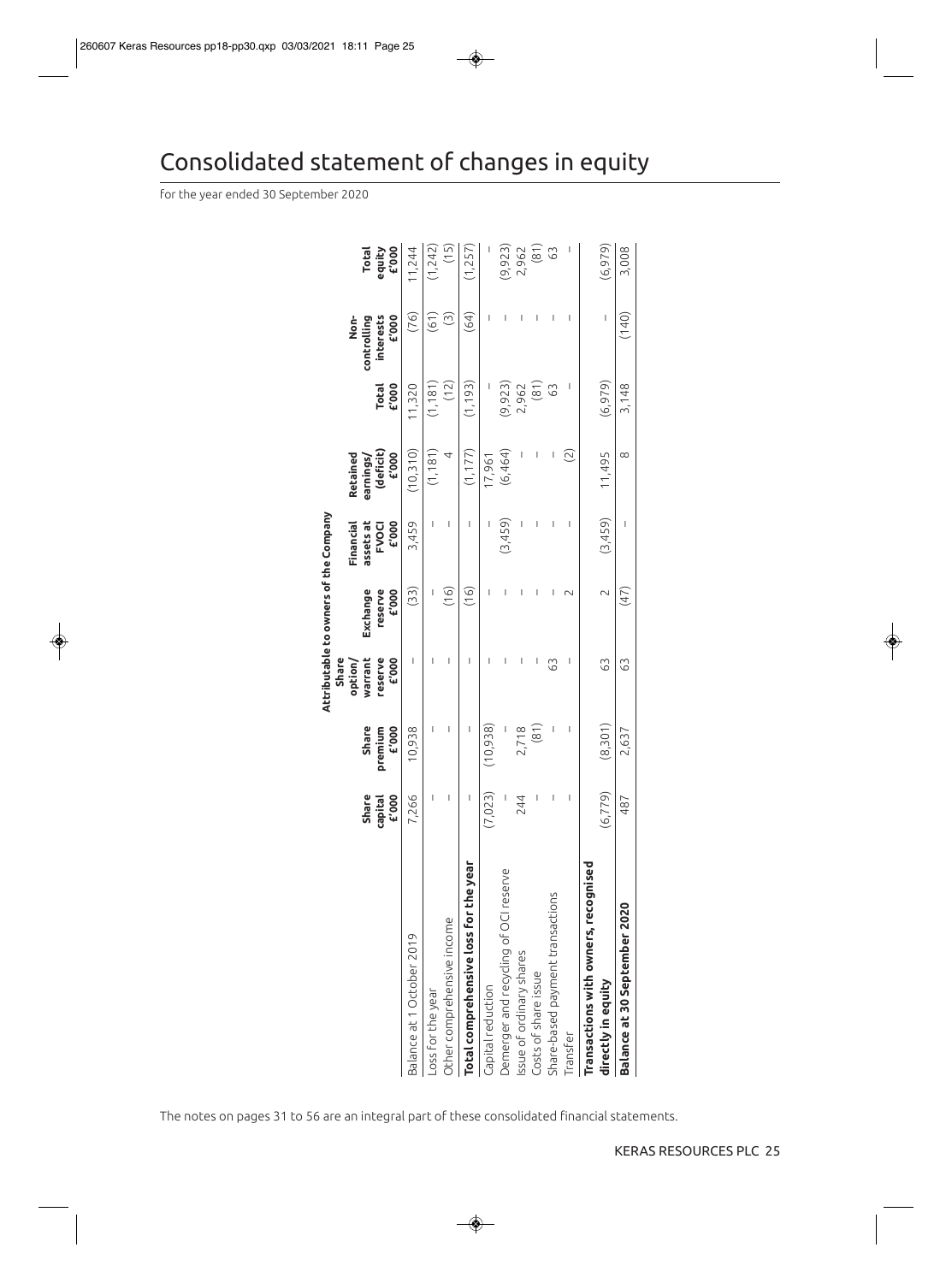# Consolidated statement of changes in equity

for the year ended 30 September 2020

| | Attributable to owners of the Company | | | | | | | | | |
|---|---|---|---|---|---|---|---|---|---|
| | Share capital £'000 | Share premium £'000 | Share option/ warrant reserve £'000 | Exchange reserve £'000 | Financial assets at FVOCI £'000 | Retained earnings/ (deficit) £'000 | Total £'000 | Non-controlling interests £'000 | Total equity £'000 |
| Balance at 1 October 2019 | 7,266 | 10,938 | – | (33) | 3,459 | (10,310) | 11,320 | (76) | 11,244 |
| Loss for the year | – | – | – | – | – | (1,181) | (1,181) | (61) | (1,242) |
| Other comprehensive income | – | – | – | (16) | – | 4 | (12) | (3) | (15) |
| **Total comprehensive loss for the year** | – | – | – | (16) | – | (1,177) | (1,193) | (64) | (1,257) |
| Capital reduction | (7,023) | (10,938) | – | – | – | 17,961 | – | – | – |
| Demerger and recycling of OCI reserve | – | – | – | – | (3,459) | (6,464) | (9,923) | – | (9,923) |
| Issue of ordinary shares | 244 | 2,718 | – | – | – | – | 2,962 | – | 2,962 |
| Costs of share issue | – | (81) | – | – | – | – | (81) | – | (81) |
| Share-based payment transactions | – | – | 63 | – | – | – | 63 | – | 63 |
| Transfer | – | – | – | 2 | – | (2) | – | – | – |
| **Transactions with owners, recognised directly in equity** | (6,779) | (8,301) | 63 | 2 | (3,459) | 11,495 | (6,979) | – | (6,979) |
| **Balance at 30 September 2020** | 487 | 2,637 | 63 | (47) | – | 8 | 3,148 | (140) | 3,008 |

The notes on pages 31 to 56 are an integral part of these consolidated financial statements.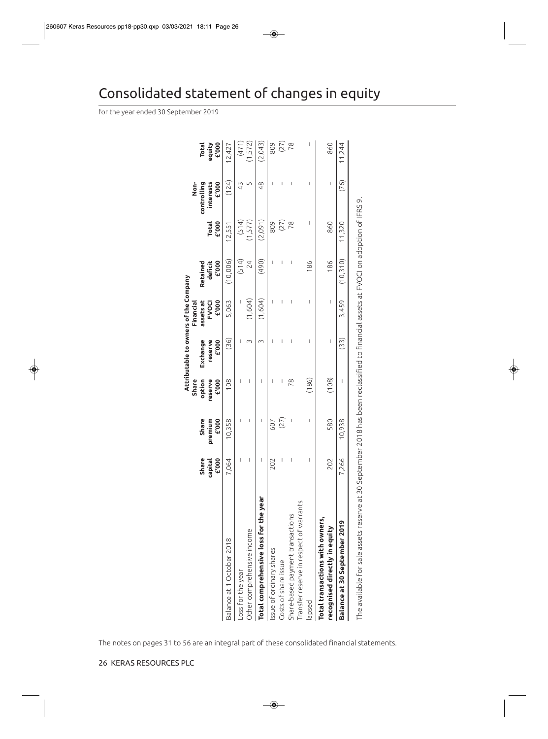# Consolidated statement of changes in equity

for the year ended 30 September 2019

| | Attributable to owners of the Company | | | | | | | | | |
|---|---|---|---|---|---|---|---|---|---|---|
| | Share capital £'000 | Share premium £'000 | Share option reserve £'000 | Exchange reserve £'000 | Financial assets at FVOCI £'000 | Retained deficit £'000 | Total £'000 | Non-controlling interests £'000 | Total equity £'000 |
| Balance at 1 October 2018 | 7,064 | 10,358 | 108 | (36) | 5,063 | (10,006) | 12,551 | (124) | 12,427 |
| Loss for the year | – | – | – | – | – | (514) | (514) | 43 | (471) |
| Other comprehensive income | – | – | – | 3 | (1,604) | 24 | (1,577) | 5 | (1,572) |
| **Total comprehensive loss for the year** | – | – | – | 3 | (1,604) | (490) | (2,091) | 48 | (2,043) |
| Issue of ordinary shares | 202 | 607 | – | – | – | – | 809 | – | 809 |
| Costs of share issue | – | (27) | – | – | – | – | (27) | – | (27) |
| Share-based payment transactions | – | – | 78 | – | – | – | 78 | – | 78 |
| Transfer reserve in respect of warrants lapsed | – | – | (186) | – | – | 186 | – | – | – |
| **Total transactions with owners, recognised directly in equity** | 202 | 580 | (108) | – | – | 186 | 860 | – | 860 |
| **Balance at 30 September 2019** | 7,266 | 10,938 | – | (33) | 3,459 | (10,310) | 11,320 | (76) | 11,244 |

The available for sale assets reserve at 30 September 2018 has been reclassified to financial assets at FVOCI on adoption of IFRS 9.

The notes on pages 31 to 56 are an integral part of these consolidated financial statements.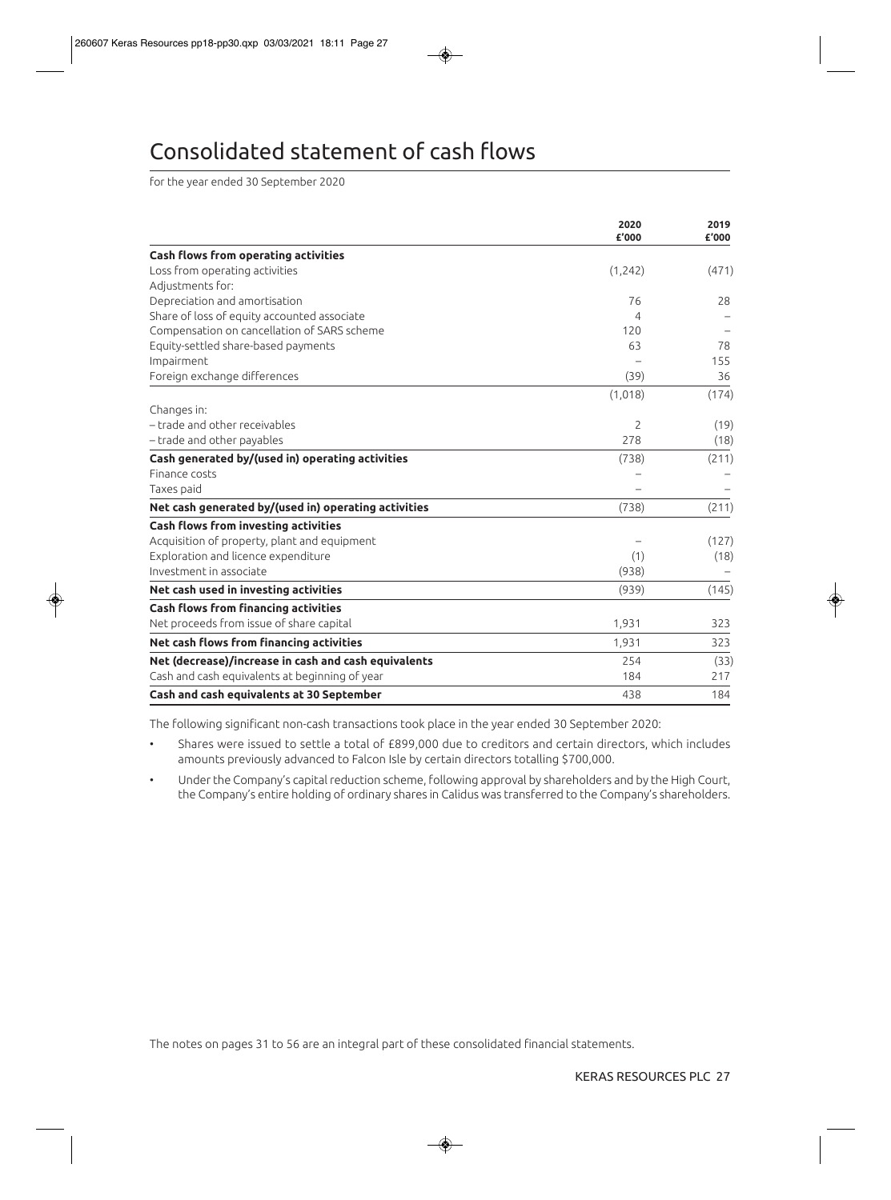# Consolidated statement of cash flows

for the year ended 30 September 2020

| | 2020<br>£'000 | 2019<br>£'000 |
|---|---|---|
| **Cash flows from operating activities** | | |
| Loss from operating activities | (1,242) | (471) |
| Adjustments for: | | |
| Depreciation and amortisation | 76 | 28 |
| Share of loss of equity accounted associate | 4 | – |
| Compensation on cancellation of SARS scheme | 120 | – |
| Equity-settled share-based payments | 63 | 78 |
| Impairment | – | 155 |
| Foreign exchange differences | (39) | 36 |
| | (1,018) | (174) |
| Changes in: | | |
| – trade and other receivables | 2 | (19) |
| – trade and other payables | 278 | (18) |
| **Cash generated by/(used in) operating activities** | (738) | (211) |
| Finance costs | – | – |
| Taxes paid | – | – |
| **Net cash generated by/(used in) operating activities** | (738) | (211) |
| **Cash flows from investing activities** | | |
| Acquisition of property, plant and equipment | – | (127) |
| Exploration and licence expenditure | (1) | (18) |
| Investment in associate | (938) | – |
| **Net cash used in investing activities** | (939) | (145) |
| **Cash flows from financing activities** | | |
| Net proceeds from issue of share capital | 1,931 | 323 |
| **Net cash flows from financing activities** | 1,931 | 323 |
| **Net (decrease)/increase in cash and cash equivalents** | 254 | (33) |
| Cash and cash equivalents at beginning of year | 184 | 217 |
| **Cash and cash equivalents at 30 September** | 438 | 184 |

The following significant non-cash transactions took place in the year ended 30 September 2020:

- Shares were issued to settle a total of £899,000 due to creditors and certain directors, which includes amounts previously advanced to Falcon Isle by certain directors totalling $700,000.
- Under the Company's capital reduction scheme, following approval by shareholders and by the High Court, the Company's entire holding of ordinary shares in Calidus was transferred to the Company's shareholders.

The notes on pages 31 to 56 are an integral part of these consolidated financial statements.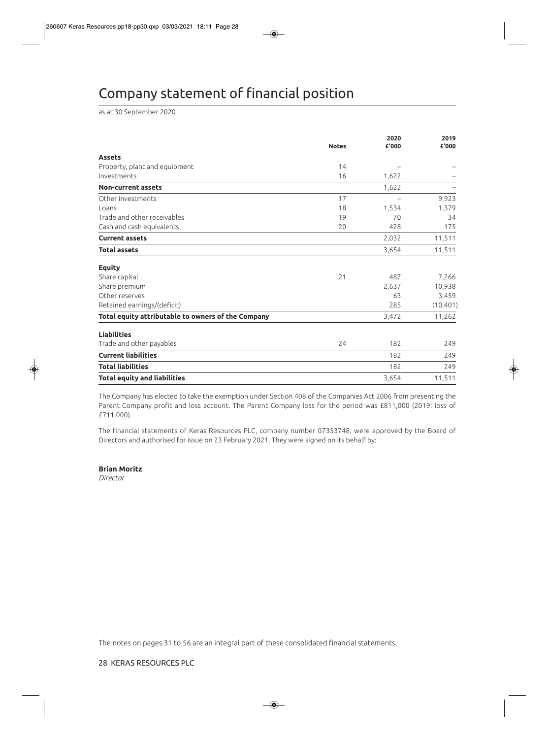# Company statement of financial position

as at 30 September 2020

| | Notes | 2020 £'000 | 2019 £'000 |
|---|---|---|---|
| **Assets** | | | |
| Property, plant and equipment | 14 | – | – |
| Investments | 16 | 1,622 | – |
| **Non-current assets** | | 1,622 | – |
| Other investments | 17 | – | 9,923 |
| Loans | 18 | 1,534 | 1,379 |
| Trade and other receivables | 19 | 70 | 34 |
| Cash and cash equivalents | 20 | 428 | 175 |
| **Current assets** | | 2,032 | 11,511 |
| **Total assets** | | 3,654 | 11,511 |
| **Equity** | | | |
| Share capital | 21 | 487 | 7,266 |
| Share premium | | 2,637 | 10,938 |
| Other reserves | | 63 | 3,459 |
| Retained earnings/(deficit) | | 285 | (10,401) |
| **Total equity attributable to owners of the Company** | | 3,472 | 11,262 |
| **Liabilities** | | | |
| Trade and other payables | 24 | 182 | 249 |
| **Current liabilities** | | 182 | 249 |
| **Total liabilities** | | 182 | 249 |
| **Total equity and liabilities** | | 3,654 | 11,511 |

The Company has elected to take the exemption under Section 408 of the Companies Act 2006 from presenting the Parent Company profit and loss account. The Parent Company loss for the period was £811,000 (2019: loss of £711,000).

The financial statements of Keras Resources PLC, company number 07353748, were approved by the Board of Directors and authorised for issue on 23 February 2021. They were signed on its behalf by:

**Brian Moritz**
*Director*

The notes on pages 31 to 56 are an integral part of these consolidated financial statements.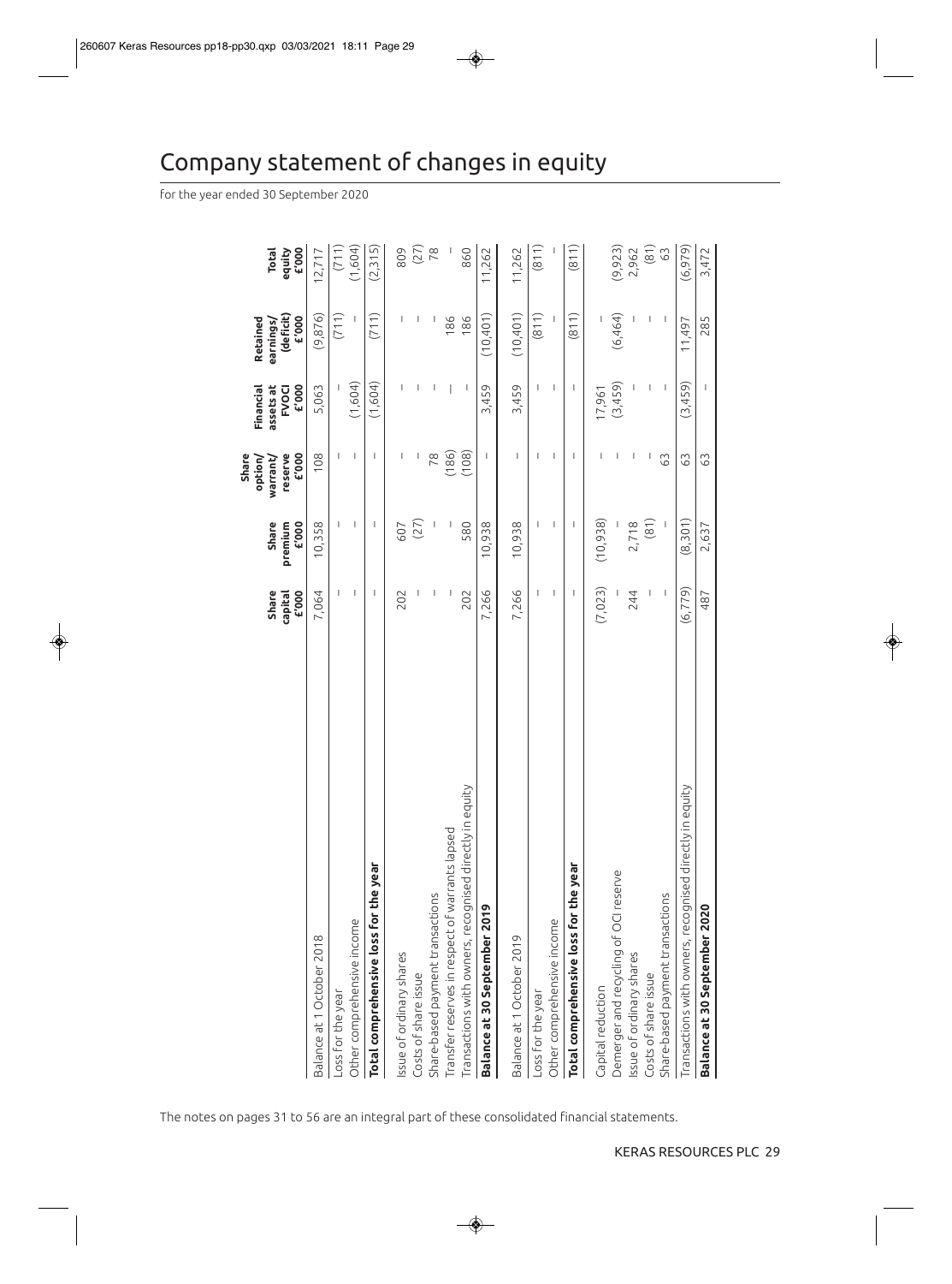# Company statement of changes in equity

for the year ended 30 September 2020

| | Share capital £'000 | Share premium £'000 | Share option/ warrant/ reserve £'000 | Financial assets at FVOCI £'000 | Retained earnings/ (deficit) £'000 | Total equity £'000 |
|---|---|---|---|---|---|---|
| Balance at 1 October 2018 | 7,064 | 10,358 | 108 | 5,063 | (9,876) | 12,717 |
| Loss for the year | – | – | – | – | (711) | (711) |
| Other comprehensive income | – | – | – | (1,604) | – | (1,604) |
| **Total comprehensive loss for the year** | – | – | – | (1,604) | (711) | (2,315) |
| Issue of ordinary shares | 202 | 607 | – | – | – | 809 |
| Costs of share issue | – | (27) | – | – | – | (27) |
| Share-based payment transactions | – | – | 78 | – | – | 78 |
| Transfer reserves in respect of warrants lapsed | – | – | (186) | – | 186 | – |
| Transactions with owners, recognised directly in equity | 202 | 580 | (108) | – | 186 | 860 |
| **Balance at 30 September 2019** | 7,266 | 10,938 | – | 3,459 | (10,401) | 11,262 |
| Balance at 1 October 2019 | 7,266 | 10,938 | – | 3,459 | (10,401) | 11,262 |
| Loss for the year | – | – | – | – | (811) | (811) |
| Other comprehensive income | – | – | – | – | – | – |
| **Total comprehensive loss for the year** | – | – | – | – | (811) | (811) |
| Capital reduction | (7,023) | (10,938) | – | 17,961 | – | |
| Demerger and recycling of OCI reserve | – | – | – | (3,459) | (6,464) | (9,923) |
| Issue of ordinary shares | 244 | 2,718 | – | – | – | 2,962 |
| Costs of share issue | – | (81) | – | – | – | (81) |
| Share-based payment transactions | – | – | 63 | – | – | 63 |
| Transactions with owners, recognised directly in equity | (6,779) | (8,301) | 63 | (3,459) | 11,497 | (6,979) |
| **Balance at 30 September 2020** | 487 | 2,637 | 63 | – | 285 | 3,472 |

The notes on pages 31 to 56 are an integral part of these consolidated financial statements.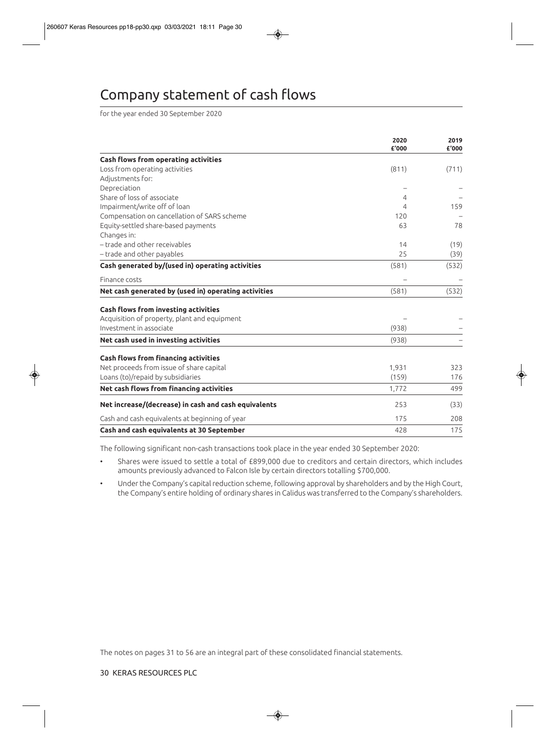# Company statement of cash flows

for the year ended 30 September 2020

| | 2020 £'000 | 2019 £'000 |
|---|---|---|
| **Cash flows from operating activities** | | |
| Loss from operating activities | (811) | (711) |
| Adjustments for: | | |
| Depreciation | – | – |
| Share of loss of associate | 4 | – |
| Impairment/write off of loan | 4 | 159 |
| Compensation on cancellation of SARS scheme | 120 | – |
| Equity-settled share-based payments | 63 | 78 |
| Changes in: | | |
| – trade and other receivables | 14 | (19) |
| – trade and other payables | 25 | (39) |
| **Cash generated by/(used in) operating activities** | (581) | (532) |
| Finance costs | – | – |
| **Net cash generated by (used in) operating activities** | (581) | (532) |
| **Cash flows from investing activities** | | |
| Acquisition of property, plant and equipment | – | – |
| Investment in associate | (938) | – |
| **Net cash used in investing activities** | (938) | – |
| **Cash flows from financing activities** | | |
| Net proceeds from issue of share capital | 1,931 | 323 |
| Loans (to)/repaid by subsidiaries | (159) | 176 |
| **Net cash flows from financing activities** | 1,772 | 499 |
| **Net increase/(decrease) in cash and cash equivalents** | 253 | (33) |
| Cash and cash equivalents at beginning of year | 175 | 208 |
| **Cash and cash equivalents at 30 September** | 428 | 175 |

The following significant non-cash transactions took place in the year ended 30 September 2020:

- Shares were issued to settle a total of £899,000 due to creditors and certain directors, which includes amounts previously advanced to Falcon Isle by certain directors totalling $700,000.
- Under the Company's capital reduction scheme, following approval by shareholders and by the High Court, the Company's entire holding of ordinary shares in Calidus was transferred to the Company's shareholders.

The notes on pages 31 to 56 are an integral part of these consolidated financial statements.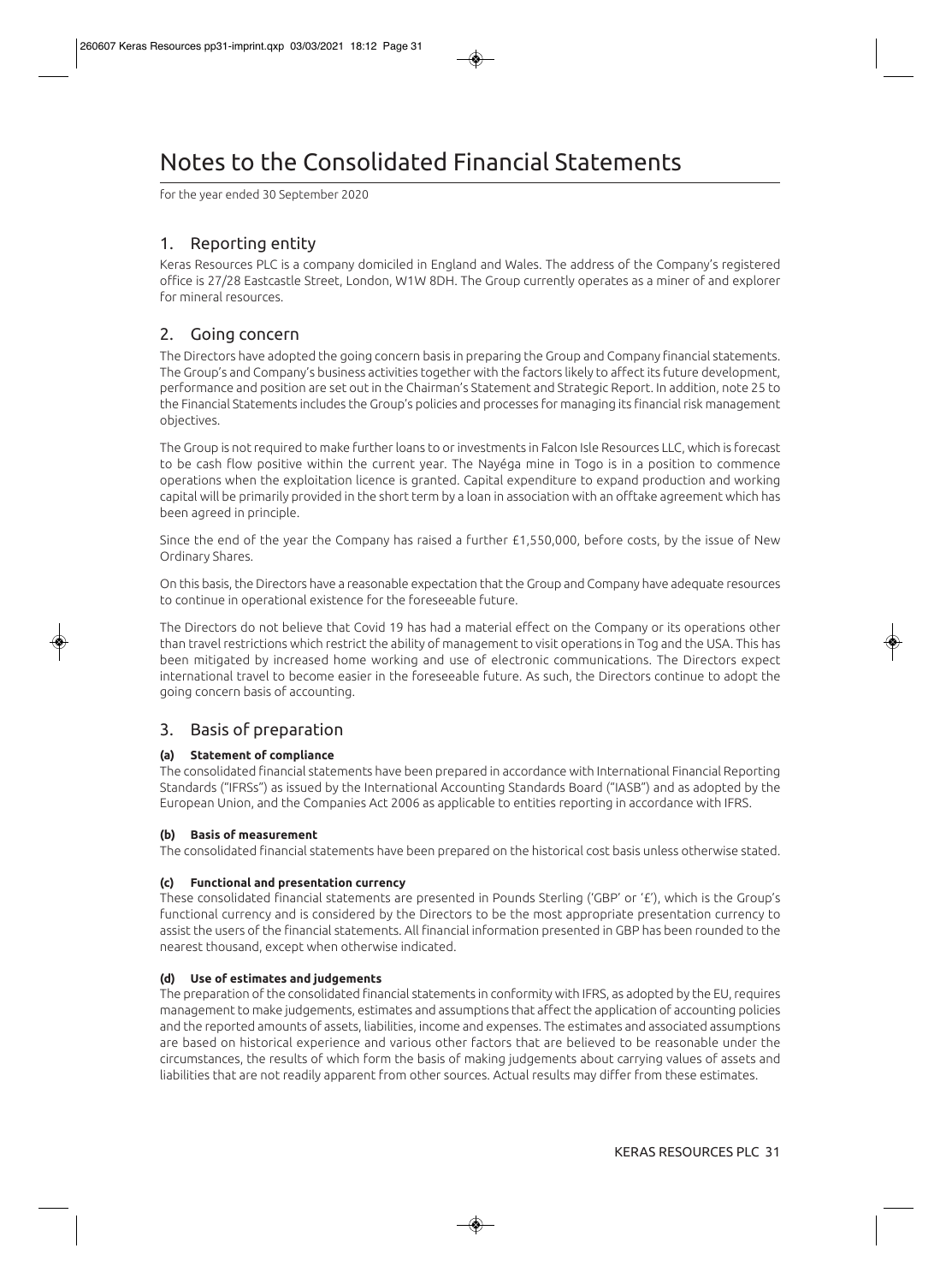# Notes to the Consolidated Financial Statements

for the year ended 30 September 2020

## 1. Reporting entity

Keras Resources PLC is a company domiciled in England and Wales. The address of the Company's registered office is 27/28 Eastcastle Street, London, W1W 8DH. The Group currently operates as a miner of and explorer for mineral resources.

## 2. Going concern

The Directors have adopted the going concern basis in preparing the Group and Company financial statements. The Group's and Company's business activities together with the factors likely to affect its future development, performance and position are set out in the Chairman's Statement and Strategic Report. In addition, note 25 to the Financial Statements includes the Group's policies and processes for managing its financial risk management objectives.

The Group is not required to make further loans to or investments in Falcon Isle Resources LLC, which is forecast to be cash flow positive within the current year. The Nayéga mine in Togo is in a position to commence operations when the exploitation licence is granted. Capital expenditure to expand production and working capital will be primarily provided in the short term by a loan in association with an offtake agreement which has been agreed in principle.

Since the end of the year the Company has raised a further £1,550,000, before costs, by the issue of New Ordinary Shares.

On this basis, the Directors have a reasonable expectation that the Group and Company have adequate resources to continue in operational existence for the foreseeable future.

The Directors do not believe that Covid 19 has had a material effect on the Company or its operations other than travel restrictions which restrict the ability of management to visit operations in Tog and the USA. This has been mitigated by increased home working and use of electronic communications. The Directors expect international travel to become easier in the foreseeable future. As such, the Directors continue to adopt the going concern basis of accounting.

## 3. Basis of preparation

**(a) Statement of compliance**

The consolidated financial statements have been prepared in accordance with International Financial Reporting Standards ("IFRSs") as issued by the International Accounting Standards Board ("IASB") and as adopted by the European Union, and the Companies Act 2006 as applicable to entities reporting in accordance with IFRS.

**(b) Basis of measurement**

The consolidated financial statements have been prepared on the historical cost basis unless otherwise stated.

**(c) Functional and presentation currency**

These consolidated financial statements are presented in Pounds Sterling ('GBP' or '£'), which is the Group's functional currency and is considered by the Directors to be the most appropriate presentation currency to assist the users of the financial statements. All financial information presented in GBP has been rounded to the nearest thousand, except when otherwise indicated.

**(d) Use of estimates and judgements**

The preparation of the consolidated financial statements in conformity with IFRS, as adopted by the EU, requires management to make judgements, estimates and assumptions that affect the application of accounting policies and the reported amounts of assets, liabilities, income and expenses. The estimates and associated assumptions are based on historical experience and various other factors that are believed to be reasonable under the circumstances, the results of which form the basis of making judgements about carrying values of assets and liabilities that are not readily apparent from other sources. Actual results may differ from these estimates.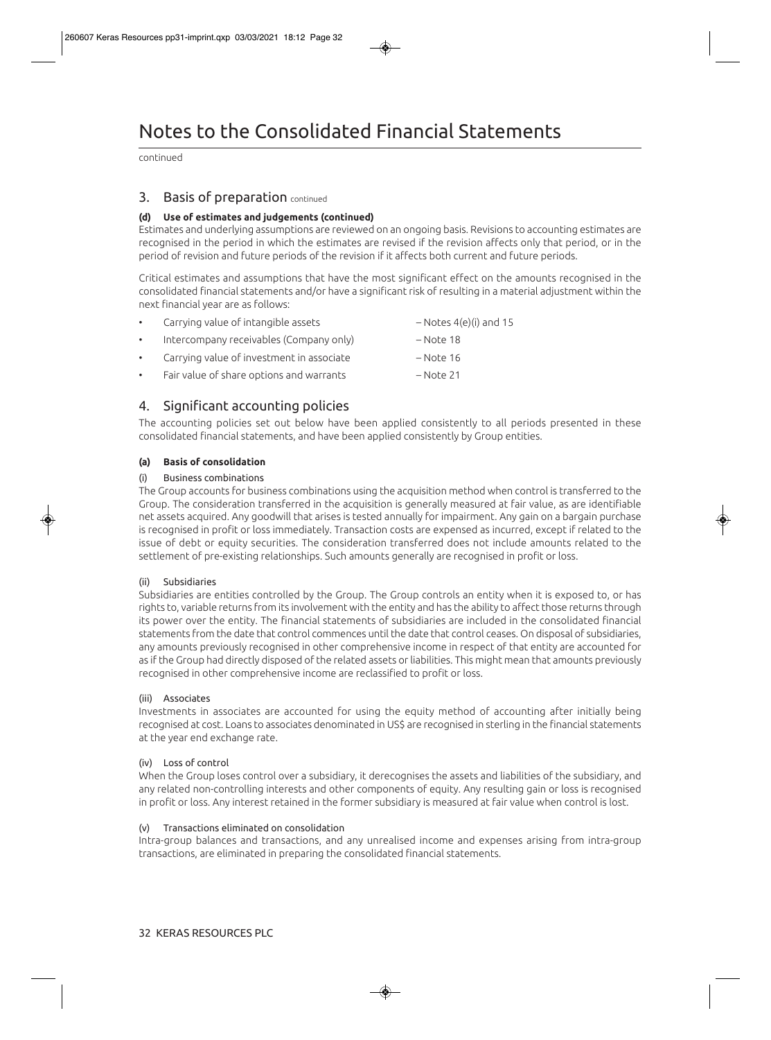# Notes to the Consolidated Financial Statements

continued

## 3. Basis of preparation continued

**(d) Use of estimates and judgements (continued)**

Estimates and underlying assumptions are reviewed on an ongoing basis. Revisions to accounting estimates are recognised in the period in which the estimates are revised if the revision affects only that period, or in the period of revision and future periods of the revision if it affects both current and future periods.

Critical estimates and assumptions that have the most significant effect on the amounts recognised in the consolidated financial statements and/or have a significant risk of resulting in a material adjustment within the next financial year are as follows:

- Carrying value of intangible assets – Notes 4(e)(i) and 15
- Intercompany receivables (Company only) – Note 18
- Carrying value of investment in associate – Note 16
- Fair value of share options and warrants – Note 21

## 4. Significant accounting policies

The accounting policies set out below have been applied consistently to all periods presented in these consolidated financial statements, and have been applied consistently by Group entities.

**(a) Basis of consolidation**

(i) Business combinations

The Group accounts for business combinations using the acquisition method when control is transferred to the Group. The consideration transferred in the acquisition is generally measured at fair value, as are identifiable net assets acquired. Any goodwill that arises is tested annually for impairment. Any gain on a bargain purchase is recognised in profit or loss immediately. Transaction costs are expensed as incurred, except if related to the issue of debt or equity securities. The consideration transferred does not include amounts related to the settlement of pre-existing relationships. Such amounts generally are recognised in profit or loss.

(ii) Subsidiaries

Subsidiaries are entities controlled by the Group. The Group controls an entity when it is exposed to, or has rights to, variable returns from its involvement with the entity and has the ability to affect those returns through its power over the entity. The financial statements of subsidiaries are included in the consolidated financial statements from the date that control commences until the date that control ceases. On disposal of subsidiaries, any amounts previously recognised in other comprehensive income in respect of that entity are accounted for as if the Group had directly disposed of the related assets or liabilities. This might mean that amounts previously recognised in other comprehensive income are reclassified to profit or loss.

(iii) Associates

Investments in associates are accounted for using the equity method of accounting after initially being recognised at cost. Loans to associates denominated in US$ are recognised in sterling in the financial statements at the year end exchange rate.

(iv) Loss of control

When the Group loses control over a subsidiary, it derecognises the assets and liabilities of the subsidiary, and any related non-controlling interests and other components of equity. Any resulting gain or loss is recognised in profit or loss. Any interest retained in the former subsidiary is measured at fair value when control is lost.

(v) Transactions eliminated on consolidation

Intra-group balances and transactions, and any unrealised income and expenses arising from intra-group transactions, are eliminated in preparing the consolidated financial statements.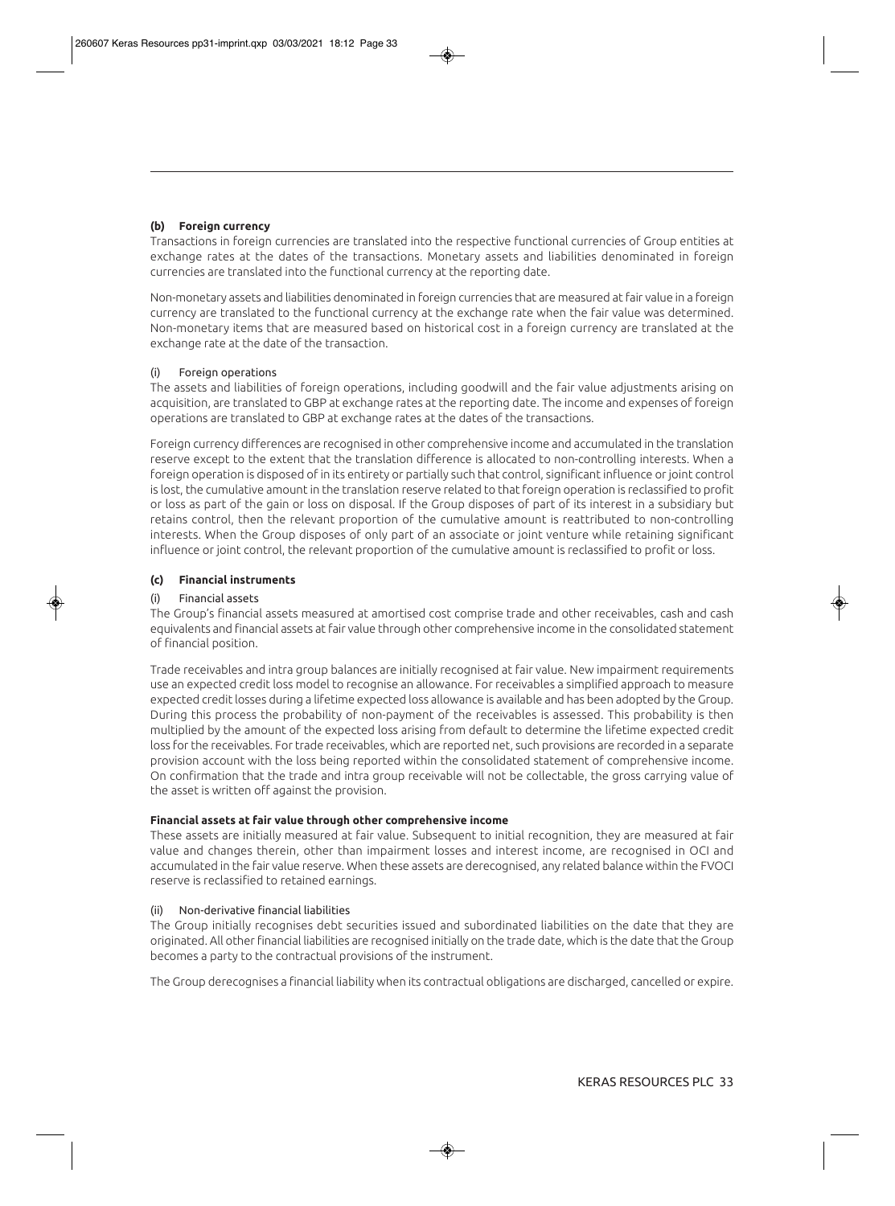#### (b) Foreign currency

Transactions in foreign currencies are translated into the respective functional currencies of Group entities at exchange rates at the dates of the transactions. Monetary assets and liabilities denominated in foreign currencies are translated into the functional currency at the reporting date.

Non-monetary assets and liabilities denominated in foreign currencies that are measured at fair value in a foreign currency are translated to the functional currency at the exchange rate when the fair value was determined. Non-monetary items that are measured based on historical cost in a foreign currency are translated at the exchange rate at the date of the transaction.

(i) Foreign operations

The assets and liabilities of foreign operations, including goodwill and the fair value adjustments arising on acquisition, are translated to GBP at exchange rates at the reporting date. The income and expenses of foreign operations are translated to GBP at exchange rates at the dates of the transactions.

Foreign currency differences are recognised in other comprehensive income and accumulated in the translation reserve except to the extent that the translation difference is allocated to non-controlling interests. When a foreign operation is disposed of in its entirety or partially such that control, significant influence or joint control is lost, the cumulative amount in the translation reserve related to that foreign operation is reclassified to profit or loss as part of the gain or loss on disposal. If the Group disposes of part of its interest in a subsidiary but retains control, then the relevant proportion of the cumulative amount is reattributed to non-controlling interests. When the Group disposes of only part of an associate or joint venture while retaining significant influence or joint control, the relevant proportion of the cumulative amount is reclassified to profit or loss.

#### (c) Financial instruments

(i) Financial assets

The Group's financial assets measured at amortised cost comprise trade and other receivables, cash and cash equivalents and financial assets at fair value through other comprehensive income in the consolidated statement of financial position.

Trade receivables and intra group balances are initially recognised at fair value. New impairment requirements use an expected credit loss model to recognise an allowance. For receivables a simplified approach to measure expected credit losses during a lifetime expected loss allowance is available and has been adopted by the Group. During this process the probability of non-payment of the receivables is assessed. This probability is then multiplied by the amount of the expected loss arising from default to determine the lifetime expected credit loss for the receivables. For trade receivables, which are reported net, such provisions are recorded in a separate provision account with the loss being reported within the consolidated statement of comprehensive income. On confirmation that the trade and intra group receivable will not be collectable, the gross carrying value of the asset is written off against the provision.

**Financial assets at fair value through other comprehensive income**

These assets are initially measured at fair value. Subsequent to initial recognition, they are measured at fair value and changes therein, other than impairment losses and interest income, are recognised in OCI and accumulated in the fair value reserve. When these assets are derecognised, any related balance within the FVOCI reserve is reclassified to retained earnings.

(ii) Non-derivative financial liabilities

The Group initially recognises debt securities issued and subordinated liabilities on the date that they are originated. All other financial liabilities are recognised initially on the trade date, which is the date that the Group becomes a party to the contractual provisions of the instrument.

The Group derecognises a financial liability when its contractual obligations are discharged, cancelled or expire.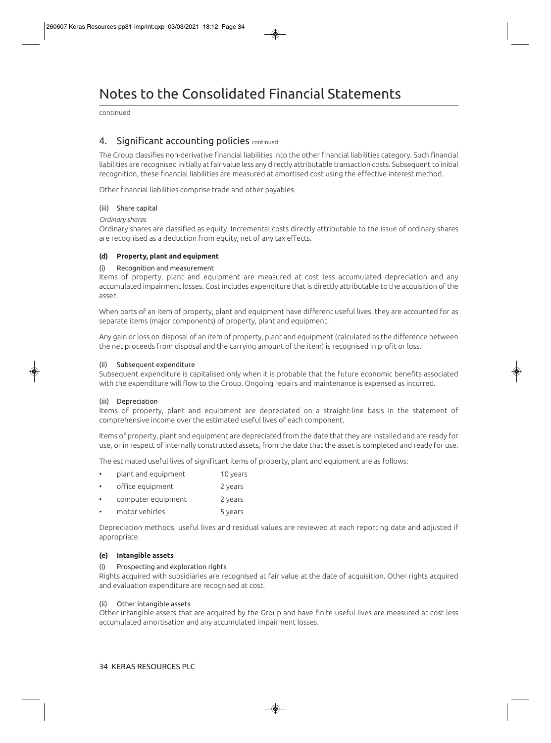# Notes to the Consolidated Financial Statements

continued

## 4. Significant accounting policies continued

The Group classifies non-derivative financial liabilities into the other financial liabilities category. Such financial liabilities are recognised initially at fair value less any directly attributable transaction costs. Subsequent to initial recognition, these financial liabilities are measured at amortised cost using the effective interest method.

Other financial liabilities comprise trade and other payables.

(iii) Share capital

*Ordinary shares*

Ordinary shares are classified as equity. Incremental costs directly attributable to the issue of ordinary shares are recognised as a deduction from equity, net of any tax effects.

**(d) Property, plant and equipment**

(i) Recognition and measurement

Items of property, plant and equipment are measured at cost less accumulated depreciation and any accumulated impairment losses. Cost includes expenditure that is directly attributable to the acquisition of the asset.

When parts of an item of property, plant and equipment have different useful lives, they are accounted for as separate items (major components) of property, plant and equipment.

Any gain or loss on disposal of an item of property, plant and equipment (calculated as the difference between the net proceeds from disposal and the carrying amount of the item) is recognised in profit or loss.

(ii) Subsequent expenditure

Subsequent expenditure is capitalised only when it is probable that the future economic benefits associated with the expenditure will flow to the Group. Ongoing repairs and maintenance is expensed as incurred.

(iii) Depreciation

Items of property, plant and equipment are depreciated on a straight-line basis in the statement of comprehensive income over the estimated useful lives of each component.

Items of property, plant and equipment are depreciated from the date that they are installed and are ready for use, or in respect of internally constructed assets, from the date that the asset is completed and ready for use.

The estimated useful lives of significant items of property, plant and equipment are as follows:

- plant and equipment 10 years
- office equipment 2 years
- computer equipment 2 years
- motor vehicles 5 years

Depreciation methods, useful lives and residual values are reviewed at each reporting date and adjusted if appropriate.

**(e) Intangible assets**

(i) Prospecting and exploration rights

Rights acquired with subsidiaries are recognised at fair value at the date of acquisition. Other rights acquired and evaluation expenditure are recognised at cost.

(ii) Other intangible assets

Other intangible assets that are acquired by the Group and have finite useful lives are measured at cost less accumulated amortisation and any accumulated impairment losses.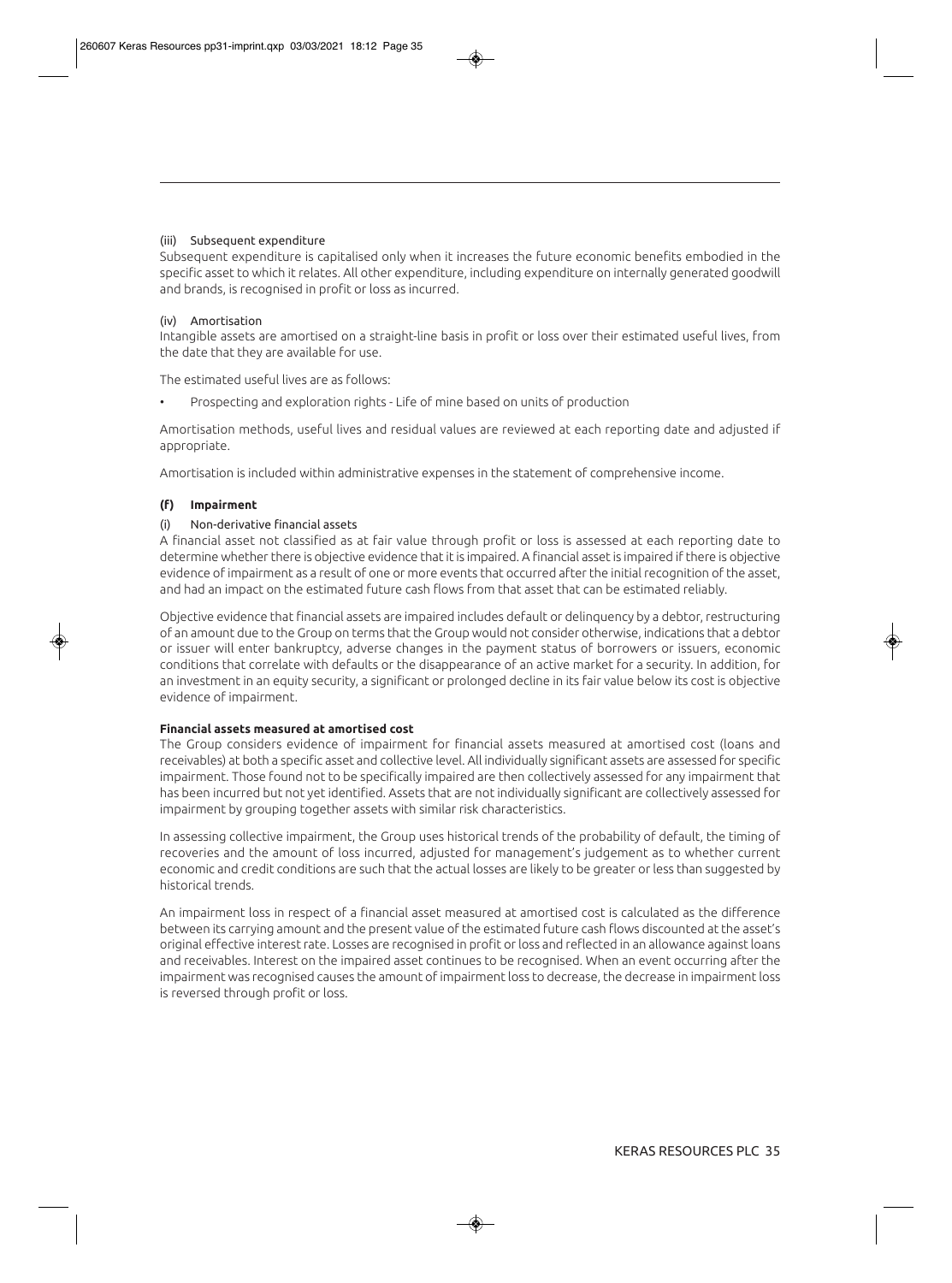(iii) Subsequent expenditure

Subsequent expenditure is capitalised only when it increases the future economic benefits embodied in the specific asset to which it relates. All other expenditure, including expenditure on internally generated goodwill and brands, is recognised in profit or loss as incurred.

(iv) Amortisation

Intangible assets are amortised on a straight-line basis in profit or loss over their estimated useful lives, from the date that they are available for use.

The estimated useful lives are as follows:

- Prospecting and exploration rights - Life of mine based on units of production

Amortisation methods, useful lives and residual values are reviewed at each reporting date and adjusted if appropriate.

Amortisation is included within administrative expenses in the statement of comprehensive income.

**(f) Impairment**

(i) Non-derivative financial assets

A financial asset not classified as at fair value through profit or loss is assessed at each reporting date to determine whether there is objective evidence that it is impaired. A financial asset is impaired if there is objective evidence of impairment as a result of one or more events that occurred after the initial recognition of the asset, and had an impact on the estimated future cash flows from that asset that can be estimated reliably.

Objective evidence that financial assets are impaired includes default or delinquency by a debtor, restructuring of an amount due to the Group on terms that the Group would not consider otherwise, indications that a debtor or issuer will enter bankruptcy, adverse changes in the payment status of borrowers or issuers, economic conditions that correlate with defaults or the disappearance of an active market for a security. In addition, for an investment in an equity security, a significant or prolonged decline in its fair value below its cost is objective evidence of impairment.

**Financial assets measured at amortised cost**

The Group considers evidence of impairment for financial assets measured at amortised cost (loans and receivables) at both a specific asset and collective level. All individually significant assets are assessed for specific impairment. Those found not to be specifically impaired are then collectively assessed for any impairment that has been incurred but not yet identified. Assets that are not individually significant are collectively assessed for impairment by grouping together assets with similar risk characteristics.

In assessing collective impairment, the Group uses historical trends of the probability of default, the timing of recoveries and the amount of loss incurred, adjusted for management's judgement as to whether current economic and credit conditions are such that the actual losses are likely to be greater or less than suggested by historical trends.

An impairment loss in respect of a financial asset measured at amortised cost is calculated as the difference between its carrying amount and the present value of the estimated future cash flows discounted at the asset's original effective interest rate. Losses are recognised in profit or loss and reflected in an allowance against loans and receivables. Interest on the impaired asset continues to be recognised. When an event occurring after the impairment was recognised causes the amount of impairment loss to decrease, the decrease in impairment loss is reversed through profit or loss.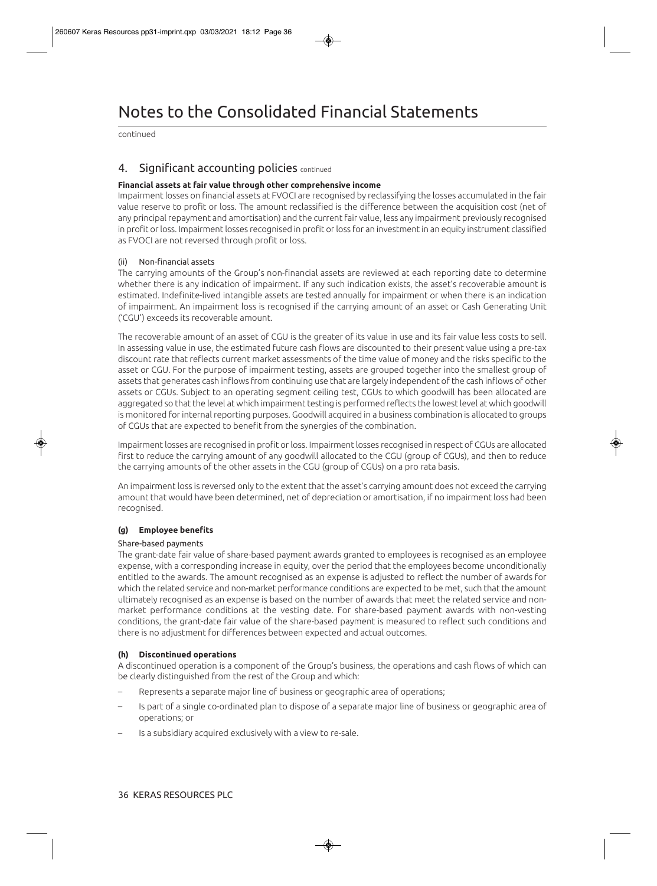# Notes to the Consolidated Financial Statements

continued

## 4. Significant accounting policies continued

**Financial assets at fair value through other comprehensive income**

Impairment losses on financial assets at FVOCI are recognised by reclassifying the losses accumulated in the fair value reserve to profit or loss. The amount reclassified is the difference between the acquisition cost (net of any principal repayment and amortisation) and the current fair value, less any impairment previously recognised in profit or loss. Impairment losses recognised in profit or loss for an investment in an equity instrument classified as FVOCI are not reversed through profit or loss.

(ii) Non-financial assets

The carrying amounts of the Group's non-financial assets are reviewed at each reporting date to determine whether there is any indication of impairment. If any such indication exists, the asset's recoverable amount is estimated. Indefinite-lived intangible assets are tested annually for impairment or when there is an indication of impairment. An impairment loss is recognised if the carrying amount of an asset or Cash Generating Unit ('CGU') exceeds its recoverable amount.

The recoverable amount of an asset of CGU is the greater of its value in use and its fair value less costs to sell. In assessing value in use, the estimated future cash flows are discounted to their present value using a pre-tax discount rate that reflects current market assessments of the time value of money and the risks specific to the asset or CGU. For the purpose of impairment testing, assets are grouped together into the smallest group of assets that generates cash inflows from continuing use that are largely independent of the cash inflows of other assets or CGUs. Subject to an operating segment ceiling test, CGUs to which goodwill has been allocated are aggregated so that the level at which impairment testing is performed reflects the lowest level at which goodwill is monitored for internal reporting purposes. Goodwill acquired in a business combination is allocated to groups of CGUs that are expected to benefit from the synergies of the combination.

Impairment losses are recognised in profit or loss. Impairment losses recognised in respect of CGUs are allocated first to reduce the carrying amount of any goodwill allocated to the CGU (group of CGUs), and then to reduce the carrying amounts of the other assets in the CGU (group of CGUs) on a pro rata basis.

An impairment loss is reversed only to the extent that the asset's carrying amount does not exceed the carrying amount that would have been determined, net of depreciation or amortisation, if no impairment loss had been recognised.

### (g) Employee benefits

Share-based payments

The grant-date fair value of share-based payment awards granted to employees is recognised as an employee expense, with a corresponding increase in equity, over the period that the employees become unconditionally entitled to the awards. The amount recognised as an expense is adjusted to reflect the number of awards for which the related service and non-market performance conditions are expected to be met, such that the amount ultimately recognised as an expense is based on the number of awards that meet the related service and non-market performance conditions at the vesting date. For share-based payment awards with non-vesting conditions, the grant-date fair value of the share-based payment is measured to reflect such conditions and there is no adjustment for differences between expected and actual outcomes.

### (h) Discontinued operations

A discontinued operation is a component of the Group's business, the operations and cash flows of which can be clearly distinguished from the rest of the Group and which:

- Represents a separate major line of business or geographic area of operations;
- Is part of a single co-ordinated plan to dispose of a separate major line of business or geographic area of operations; or
- Is a subsidiary acquired exclusively with a view to re-sale.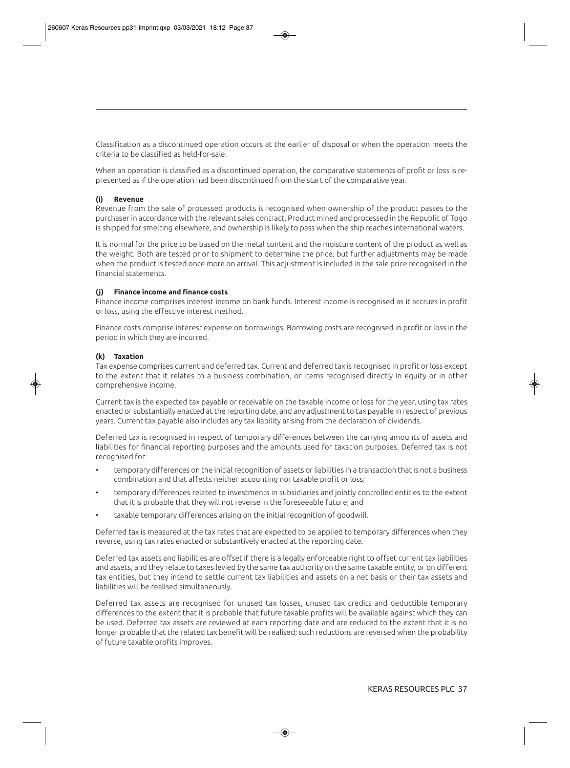Classification as a discontinued operation occurs at the earlier of disposal or when the operation meets the criteria to be classified as held-for-sale.

When an operation is classified as a discontinued operation, the comparative statements of profit or loss is re-presented as if the operation had been discontinued from the start of the comparative year.

#### (i) Revenue

Revenue from the sale of processed products is recognised when ownership of the product passes to the purchaser in accordance with the relevant sales contract. Product mined and processed in the Republic of Togo is shipped for smelting elsewhere, and ownership is likely to pass when the ship reaches international waters.

It is normal for the price to be based on the metal content and the moisture content of the product as well as the weight. Both are tested prior to shipment to determine the price, but further adjustments may be made when the product is tested once more on arrival. This adjustment is included in the sale price recognised in the financial statements.

#### (j) Finance income and finance costs

Finance income comprises interest income on bank funds. Interest income is recognised as it accrues in profit or loss, using the effective interest method.

Finance costs comprise interest expense on borrowings. Borrowing costs are recognised in profit or loss in the period in which they are incurred.

#### (k) Taxation

Tax expense comprises current and deferred tax. Current and deferred tax is recognised in profit or loss except to the extent that it relates to a business combination, or items recognised directly in equity or in other comprehensive income.

Current tax is the expected tax payable or receivable on the taxable income or loss for the year, using tax rates enacted or substantially enacted at the reporting date, and any adjustment to tax payable in respect of previous years. Current tax payable also includes any tax liability arising from the declaration of dividends.

Deferred tax is recognised in respect of temporary differences between the carrying amounts of assets and liabilities for financial reporting purposes and the amounts used for taxation purposes. Deferred tax is not recognised for:

- temporary differences on the initial recognition of assets or liabilities in a transaction that is not a business combination and that affects neither accounting nor taxable profit or loss;
- temporary differences related to investments in subsidiaries and jointly controlled entities to the extent that it is probable that they will not reverse in the foreseeable future; and
- taxable temporary differences arising on the initial recognition of goodwill.

Deferred tax is measured at the tax rates that are expected to be applied to temporary differences when they reverse, using tax rates enacted or substantively enacted at the reporting date.

Deferred tax assets and liabilities are offset if there is a legally enforceable right to offset current tax liabilities and assets, and they relate to taxes levied by the same tax authority on the same taxable entity, or on different tax entities, but they intend to settle current tax liabilities and assets on a net basis or their tax assets and liabilities will be realised simultaneously.

Deferred tax assets are recognised for unused tax losses, unused tax credits and deductible temporary differences to the extent that it is probable that future taxable profits will be available against which they can be used. Deferred tax assets are reviewed at each reporting date and are reduced to the extent that it is no longer probable that the related tax benefit will be realised; such reductions are reversed when the probability of future taxable profits improves.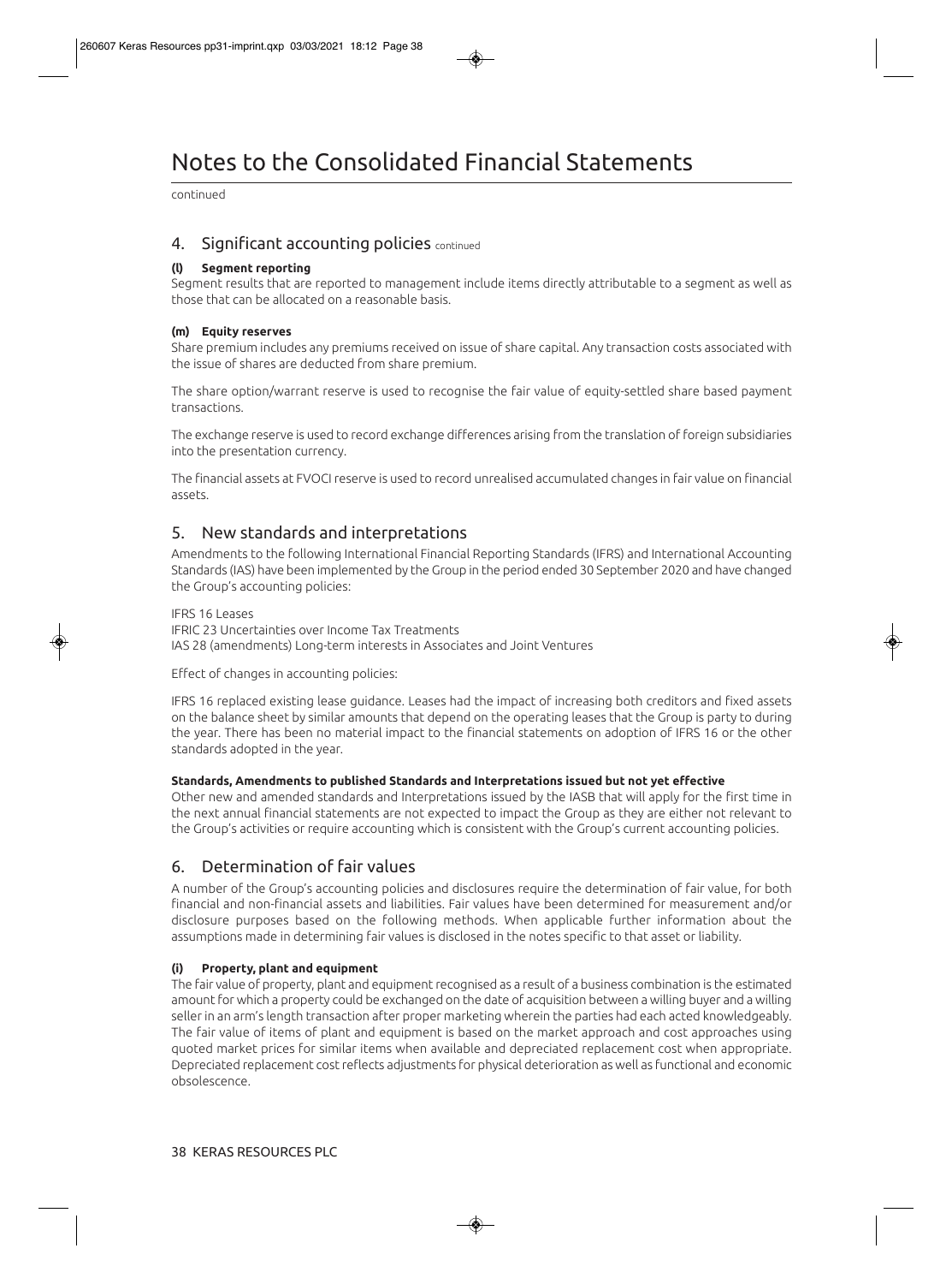# Notes to the Consolidated Financial Statements

continued

## 4. Significant accounting policies continued

**(l) Segment reporting**

Segment results that are reported to management include items directly attributable to a segment as well as those that can be allocated on a reasonable basis.

**(m) Equity reserves**

Share premium includes any premiums received on issue of share capital. Any transaction costs associated with the issue of shares are deducted from share premium.

The share option/warrant reserve is used to recognise the fair value of equity-settled share based payment transactions.

The exchange reserve is used to record exchange differences arising from the translation of foreign subsidiaries into the presentation currency.

The financial assets at FVOCI reserve is used to record unrealised accumulated changes in fair value on financial assets.

## 5. New standards and interpretations

Amendments to the following International Financial Reporting Standards (IFRS) and International Accounting Standards (IAS) have been implemented by the Group in the period ended 30 September 2020 and have changed the Group's accounting policies:

IFRS 16 Leases
IFRIC 23 Uncertainties over Income Tax Treatments
IAS 28 (amendments) Long-term interests in Associates and Joint Ventures

Effect of changes in accounting policies:

IFRS 16 replaced existing lease guidance. Leases had the impact of increasing both creditors and fixed assets on the balance sheet by similar amounts that depend on the operating leases that the Group is party to during the year. There has been no material impact to the financial statements on adoption of IFRS 16 or the other standards adopted in the year.

**Standards, Amendments to published Standards and Interpretations issued but not yet effective**

Other new and amended standards and Interpretations issued by the IASB that will apply for the first time in the next annual financial statements are not expected to impact the Group as they are either not relevant to the Group's activities or require accounting which is consistent with the Group's current accounting policies.

## 6. Determination of fair values

A number of the Group's accounting policies and disclosures require the determination of fair value, for both financial and non-financial assets and liabilities. Fair values have been determined for measurement and/or disclosure purposes based on the following methods. When applicable further information about the assumptions made in determining fair values is disclosed in the notes specific to that asset or liability.

**(i) Property, plant and equipment**

The fair value of property, plant and equipment recognised as a result of a business combination is the estimated amount for which a property could be exchanged on the date of acquisition between a willing buyer and a willing seller in an arm's length transaction after proper marketing wherein the parties had each acted knowledgeably. The fair value of items of plant and equipment is based on the market approach and cost approaches using quoted market prices for similar items when available and depreciated replacement cost when appropriate. Depreciated replacement cost reflects adjustments for physical deterioration as well as functional and economic obsolescence.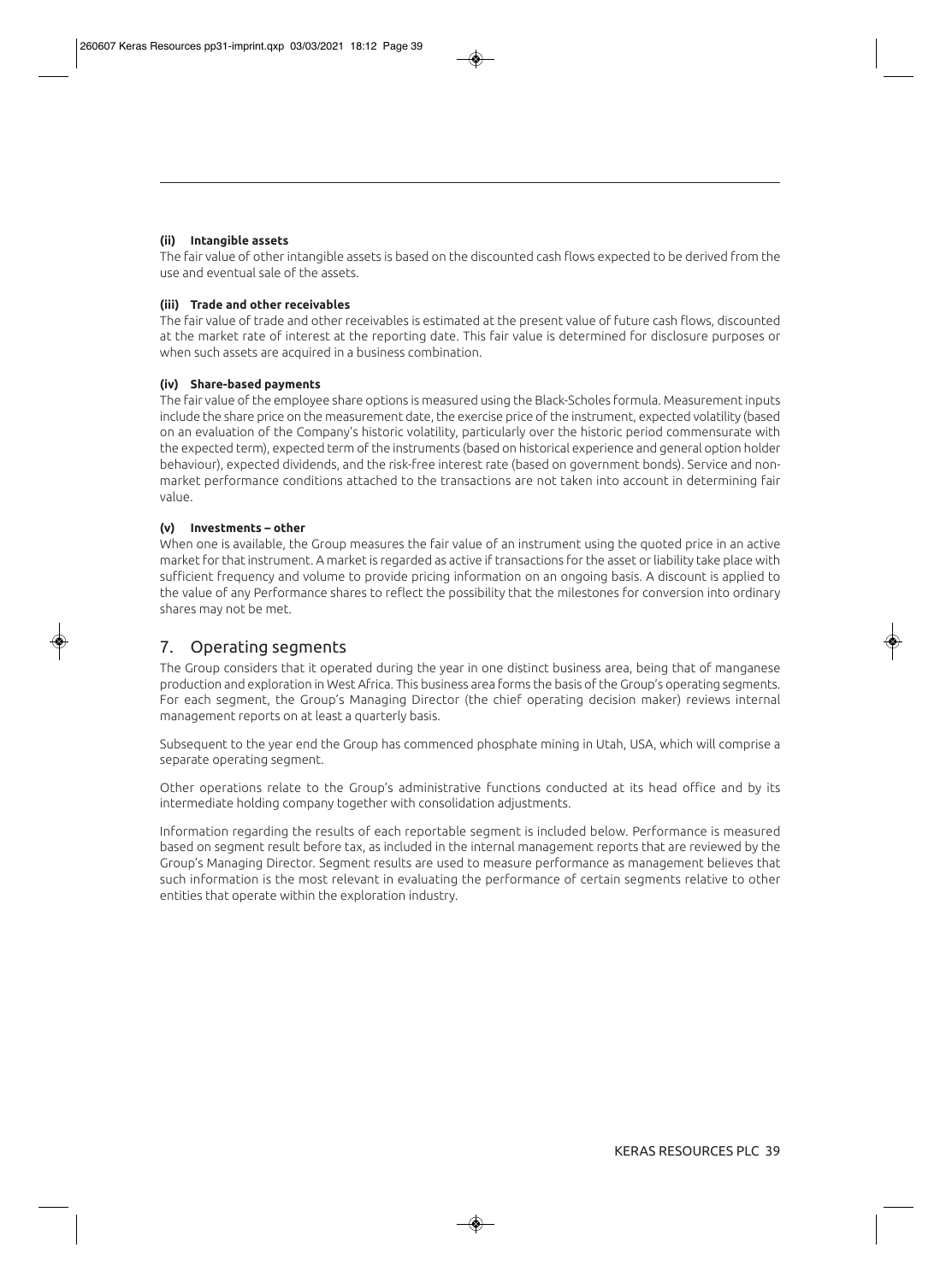**(ii) Intangible assets**

The fair value of other intangible assets is based on the discounted cash flows expected to be derived from the use and eventual sale of the assets.

**(iii) Trade and other receivables**

The fair value of trade and other receivables is estimated at the present value of future cash flows, discounted at the market rate of interest at the reporting date. This fair value is determined for disclosure purposes or when such assets are acquired in a business combination.

**(iv) Share-based payments**

The fair value of the employee share options is measured using the Black-Scholes formula. Measurement inputs include the share price on the measurement date, the exercise price of the instrument, expected volatility (based on an evaluation of the Company's historic volatility, particularly over the historic period commensurate with the expected term), expected term of the instruments (based on historical experience and general option holder behaviour), expected dividends, and the risk-free interest rate (based on government bonds). Service and non-market performance conditions attached to the transactions are not taken into account in determining fair value.

**(v) Investments – other**

When one is available, the Group measures the fair value of an instrument using the quoted price in an active market for that instrument. A market is regarded as active if transactions for the asset or liability take place with sufficient frequency and volume to provide pricing information on an ongoing basis. A discount is applied to the value of any Performance shares to reflect the possibility that the milestones for conversion into ordinary shares may not be met.

## 7. Operating segments

The Group considers that it operated during the year in one distinct business area, being that of manganese production and exploration in West Africa. This business area forms the basis of the Group's operating segments. For each segment, the Group's Managing Director (the chief operating decision maker) reviews internal management reports on at least a quarterly basis.

Subsequent to the year end the Group has commenced phosphate mining in Utah, USA, which will comprise a separate operating segment.

Other operations relate to the Group's administrative functions conducted at its head office and by its intermediate holding company together with consolidation adjustments.

Information regarding the results of each reportable segment is included below. Performance is measured based on segment result before tax, as included in the internal management reports that are reviewed by the Group's Managing Director. Segment results are used to measure performance as management believes that such information is the most relevant in evaluating the performance of certain segments relative to other entities that operate within the exploration industry.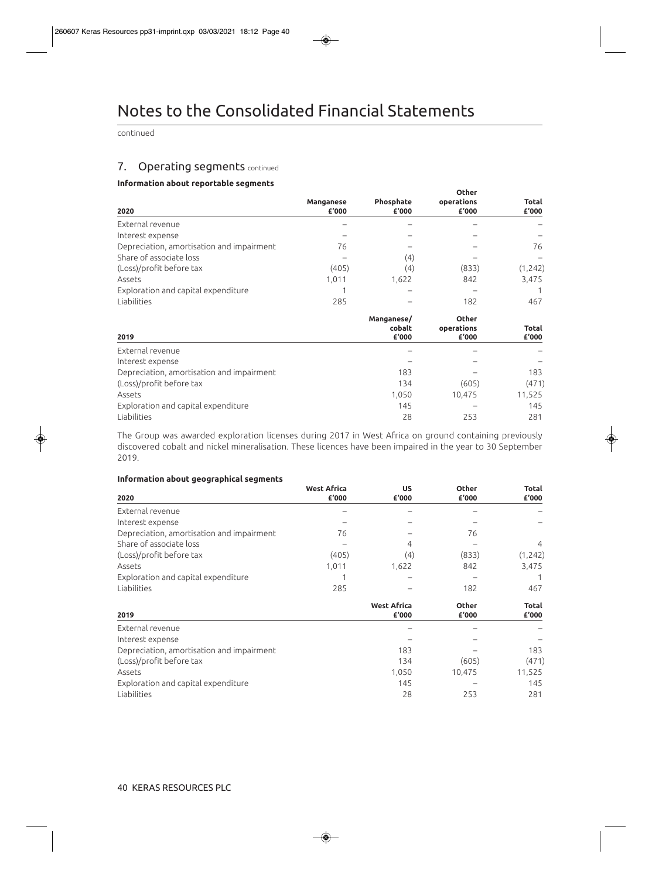# Notes to the Consolidated Financial Statements

continued

## 7. Operating segments continued

**Information about reportable segments**

| 2020 | Manganese £'000 | Phosphate £'000 | Other operations £'000 | Total £'000 |
|---|---|---|---|---|
| External revenue | – | – | – | – |
| Interest expense | – | – | – | – |
| Depreciation, amortisation and impairment | 76 | – | – | 76 |
| Share of associate loss | – | (4) | – | – |
| (Loss)/profit before tax | (405) | (4) | (833) | (1,242) |
| Assets | 1,011 | 1,622 | 842 | 3,475 |
| Exploration and capital expenditure | 1 | – | – | 1 |
| Liabilities | 285 | – | 182 | 467 |

| 2019 | Manganese/ cobalt £'000 | Other operations £'000 | Total £'000 |
|---|---|---|---|
| External revenue | – | – | – |
| Interest expense | – | – | – |
| Depreciation, amortisation and impairment | 183 | – | 183 |
| (Loss)/profit before tax | 134 | (605) | (471) |
| Assets | 1,050 | 10,475 | 11,525 |
| Exploration and capital expenditure | 145 | – | 145 |
| Liabilities | 28 | 253 | 281 |

The Group was awarded exploration licenses during 2017 in West Africa on ground containing previously discovered cobalt and nickel mineralisation. These licences have been impaired in the year to 30 September 2019.

**Information about geographical segments**

| 2020 | West Africa £'000 | US £'000 | Other £'000 | Total £'000 |
|---|---|---|---|---|
| External revenue | – | – | – | – |
| Interest expense | – | – | – | – |
| Depreciation, amortisation and impairment | 76 | – | 76 | |
| Share of associate loss | – | 4 | – | 4 |
| (Loss)/profit before tax | (405) | (4) | (833) | (1,242) |
| Assets | 1,011 | 1,622 | 842 | 3,475 |
| Exploration and capital expenditure | 1 | – | – | 1 |
| Liabilities | 285 | – | 182 | 467 |

| 2019 | West Africa £'000 | Other £'000 | Total £'000 |
|---|---|---|---|
| External revenue | – | – | – |
| Interest expense | – | – | – |
| Depreciation, amortisation and impairment | 183 | – | 183 |
| (Loss)/profit before tax | 134 | (605) | (471) |
| Assets | 1,050 | 10,475 | 11,525 |
| Exploration and capital expenditure | 145 | – | 145 |
| Liabilities | 28 | 253 | 281 |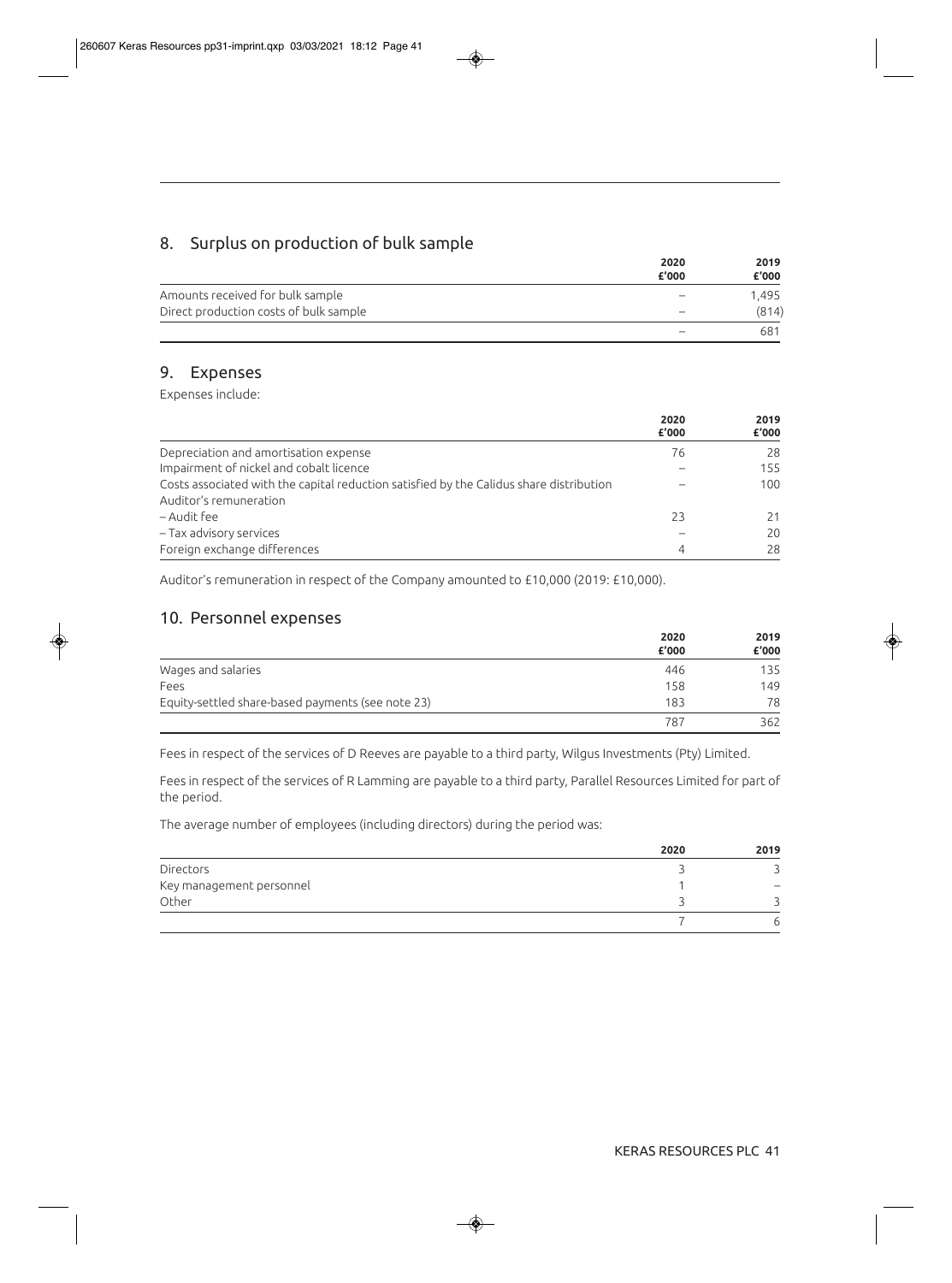## 8. Surplus on production of bulk sample

| | 2020 £'000 | 2019 £'000 |
|---|---|---|
| Amounts received for bulk sample | – | 1,495 |
| Direct production costs of bulk sample | – | (814) |
| | – | 681 |

## 9. Expenses

Expenses include:

| | 2020 £'000 | 2019 £'000 |
|---|---|---|
| Depreciation and amortisation expense | 76 | 28 |
| Impairment of nickel and cobalt licence | – | 155 |
| Costs associated with the capital reduction satisfied by the Calidus share distribution | – | 100 |
| Auditor's remuneration | | |
| – Audit fee | 23 | 21 |
| – Tax advisory services | – | 20 |
| Foreign exchange differences | 4 | 28 |

Auditor's remuneration in respect of the Company amounted to £10,000 (2019: £10,000).

## 10. Personnel expenses

| | 2020 £'000 | 2019 £'000 |
|---|---|---|
| Wages and salaries | 446 | 135 |
| Fees | 158 | 149 |
| Equity-settled share-based payments (see note 23) | 183 | 78 |
| | 787 | 362 |

Fees in respect of the services of D Reeves are payable to a third party, Wilgus Investments (Pty) Limited.

Fees in respect of the services of R Lamming are payable to a third party, Parallel Resources Limited for part of the period.

The average number of employees (including directors) during the period was:

| | 2020 | 2019 |
|---|---|---|
| Directors | 3 | 3 |
| Key management personnel | 1 | – |
| Other | 3 | 3 |
| | 7 | 6 |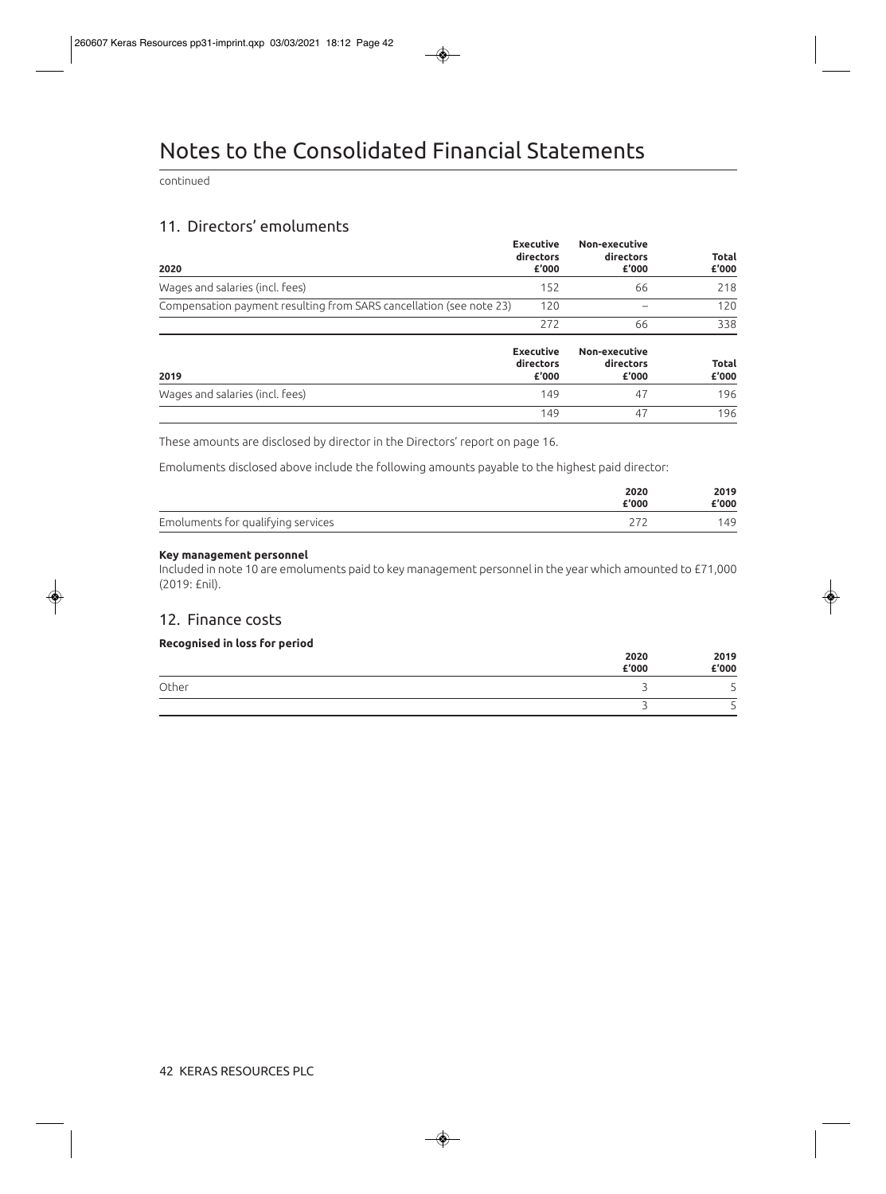# Notes to the Consolidated Financial Statements

continued

## 11. Directors' emoluments

| 2020 | Executive directors £'000 | Non-executive directors £'000 | Total £'000 |
|---|---|---|---|
| Wages and salaries (incl. fees) | 152 | 66 | 218 |
| Compensation payment resulting from SARS cancellation (see note 23) | 120 | – | 120 |
| | 272 | 66 | 338 |

| 2019 | Executive directors £'000 | Non-executive directors £'000 | Total £'000 |
|---|---|---|---|
| Wages and salaries (incl. fees) | 149 | 47 | 196 |
| | 149 | 47 | 196 |

These amounts are disclosed by director in the Directors' report on page 16.

Emoluments disclosed above include the following amounts payable to the highest paid director:

| | 2020 £'000 | 2019 £'000 |
|---|---|---|
| Emoluments for qualifying services | 272 | 149 |

**Key management personnel**

Included in note 10 are emoluments paid to key management personnel in the year which amounted to £71,000 (2019: £nil).

## 12. Finance costs

**Recognised in loss for period**

| | 2020 £'000 | 2019 £'000 |
|---|---|---|
| Other | 3 | 5 |
| | 3 | 5 |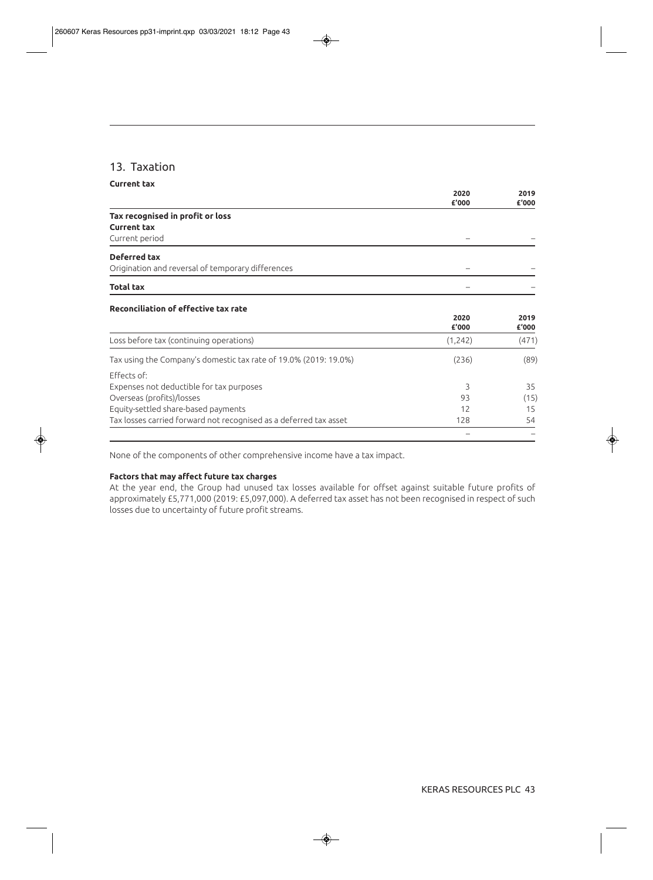## 13. Taxation

**Current tax**

| | 2020 £'000 | 2019 £'000 |
|---|---|---|
| **Tax recognised in profit or loss** | | |
| **Current tax** | | |
| Current period | – | – |
| **Deferred tax** | | |
| Origination and reversal of temporary differences | – | – |
| **Total tax** | – | – |

**Reconciliation of effective tax rate**

| | 2020 £'000 | 2019 £'000 |
|---|---|---|
| Loss before tax (continuing operations) | (1,242) | (471) |
| Tax using the Company's domestic tax rate of 19.0% (2019: 19.0%) | (236) | (89) |
| Effects of: | | |
| Expenses not deductible for tax purposes | 3 | 35 |
| Overseas (profits)/losses | 93 | (15) |
| Equity-settled share-based payments | 12 | 15 |
| Tax losses carried forward not recognised as a deferred tax asset | 128 | 54 |
| | – | – |

None of the components of other comprehensive income have a tax impact.

**Factors that may affect future tax charges**

At the year end, the Group had unused tax losses available for offset against suitable future profits of approximately £5,771,000 (2019: £5,097,000). A deferred tax asset has not been recognised in respect of such losses due to uncertainty of future profit streams.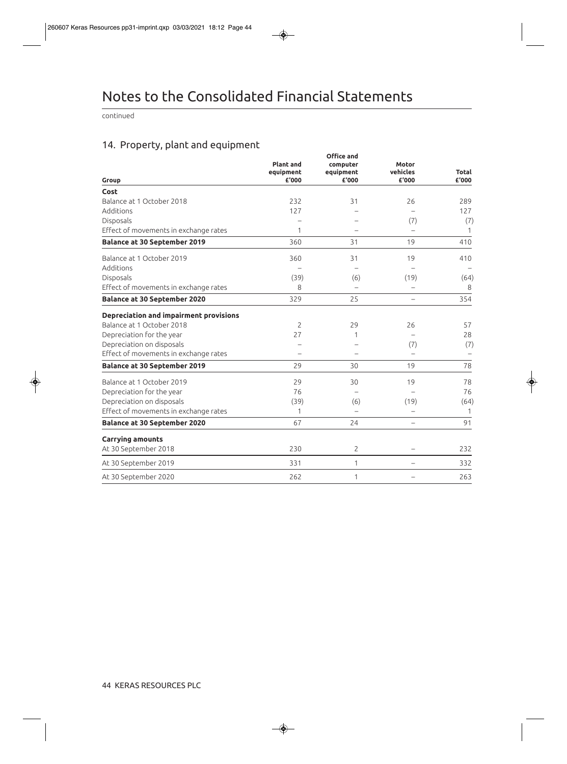# Notes to the Consolidated Financial Statements

continued

## 14. Property, plant and equipment

| Group | Plant and equipment £'000 | Office and computer equipment £'000 | Motor vehicles £'000 | Total £'000 |
|---|---|---|---|---|
| **Cost** | | | | |
| Balance at 1 October 2018 | 232 | 31 | 26 | 289 |
| Additions | 127 | – | – | 127 |
| Disposals | – | – | (7) | (7) |
| Effect of movements in exchange rates | 1 | – | – | 1 |
| **Balance at 30 September 2019** | 360 | 31 | 19 | 410 |
| Balance at 1 October 2019 | 360 | 31 | 19 | 410 |
| Additions | – | – | – | – |
| Disposals | (39) | (6) | (19) | (64) |
| Effect of movements in exchange rates | 8 | – | – | 8 |
| **Balance at 30 September 2020** | 329 | 25 | – | 354 |
| **Depreciation and impairment provisions** | | | | |
| Balance at 1 October 2018 | 2 | 29 | 26 | 57 |
| Depreciation for the year | 27 | 1 | – | 28 |
| Depreciation on disposals | – | – | (7) | (7) |
| Effect of movements in exchange rates | – | – | – | – |
| **Balance at 30 September 2019** | 29 | 30 | 19 | 78 |
| Balance at 1 October 2019 | 29 | 30 | 19 | 78 |
| Depreciation for the year | 76 | – | – | 76 |
| Depreciation on disposals | (39) | (6) | (19) | (64) |
| Effect of movements in exchange rates | 1 | – | – | 1 |
| **Balance at 30 September 2020** | 67 | 24 | – | 91 |
| **Carrying amounts** | | | | |
| At 30 September 2018 | 230 | 2 | – | 232 |
| At 30 September 2019 | 331 | 1 | – | 332 |
| At 30 September 2020 | 262 | 1 | – | 263 |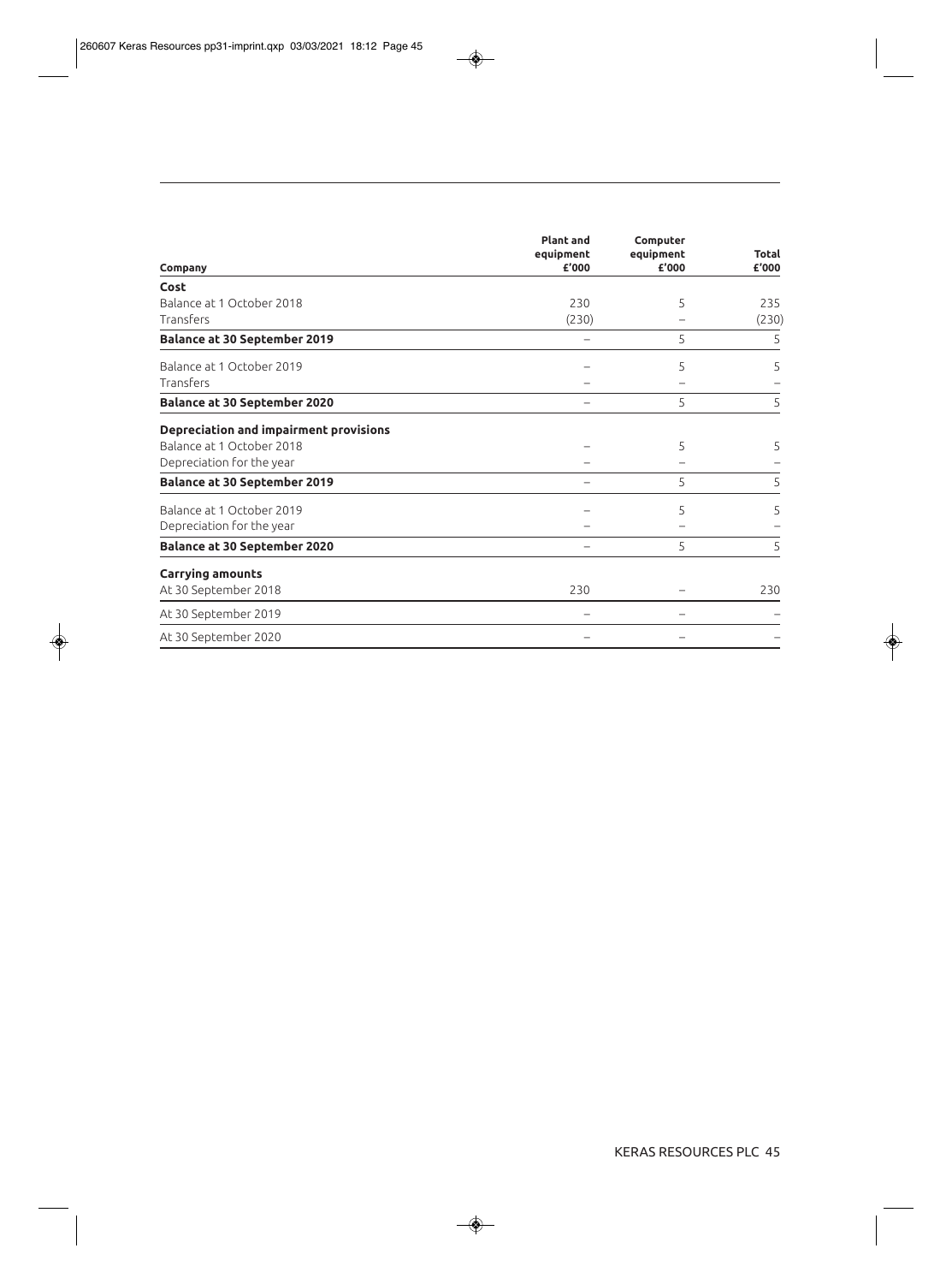| Company | Plant and equipment £'000 | Computer equipment £'000 | Total £'000 |
|---|---|---|---|
| **Cost** | | | |
| Balance at 1 October 2018 | 230 | 5 | 235 |
| Transfers | (230) | – | (230) |
| **Balance at 30 September 2019** | – | 5 | 5 |
| Balance at 1 October 2019 | – | 5 | 5 |
| Transfers | – | – | – |
| **Balance at 30 September 2020** | – | 5 | 5 |
| **Depreciation and impairment provisions** | | | |
| Balance at 1 October 2018 | – | 5 | 5 |
| Depreciation for the year | – | – | – |
| **Balance at 30 September 2019** | – | 5 | 5 |
| Balance at 1 October 2019 | – | 5 | 5 |
| Depreciation for the year | – | – | – |
| **Balance at 30 September 2020** | – | 5 | 5 |
| **Carrying amounts** | | | |
| At 30 September 2018 | 230 | – | 230 |
| At 30 September 2019 | – | – | – |
| At 30 September 2020 | – | – | – |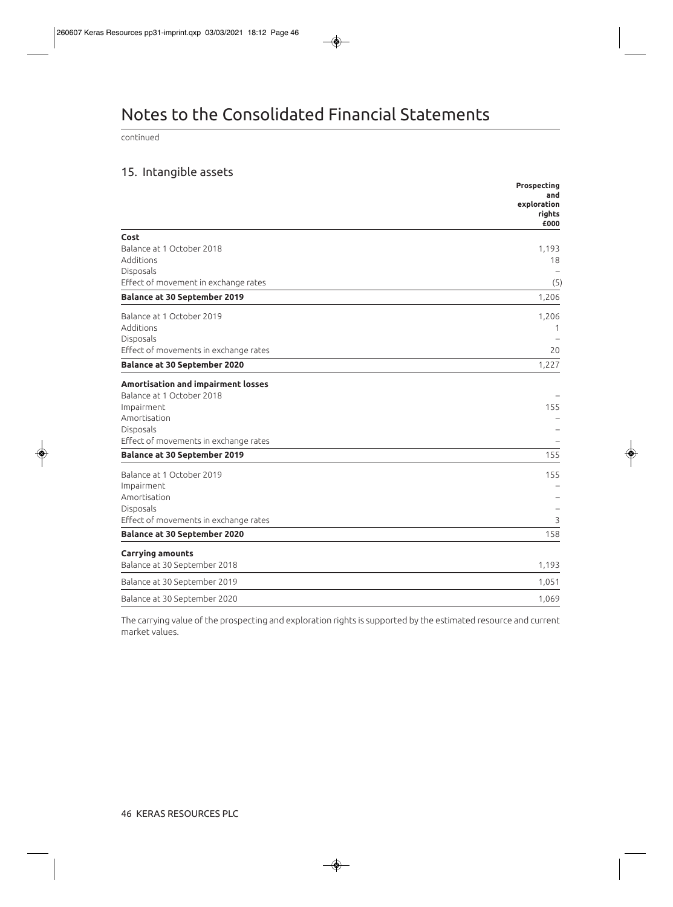# Notes to the Consolidated Financial Statements

continued

## 15. Intangible assets

| | **Prospecting and exploration rights £000** |
|---|---|
| **Cost** | |
| Balance at 1 October 2018 | 1,193 |
| Additions | 18 |
| Disposals | – |
| Effect of movement in exchange rates | (5) |
| **Balance at 30 September 2019** | 1,206 |
| Balance at 1 October 2019 | 1,206 |
| Additions | 1 |
| Disposals | – |
| Effect of movements in exchange rates | 20 |
| **Balance at 30 September 2020** | 1,227 |
| **Amortisation and impairment losses** | |
| Balance at 1 October 2018 | – |
| Impairment | 155 |
| Amortisation | – |
| Disposals | – |
| Effect of movements in exchange rates | – |
| **Balance at 30 September 2019** | 155 |
| Balance at 1 October 2019 | 155 |
| Impairment | – |
| Amortisation | – |
| Disposals | – |
| Effect of movements in exchange rates | 3 |
| **Balance at 30 September 2020** | 158 |
| **Carrying amounts** | |
| Balance at 30 September 2018 | 1,193 |
| Balance at 30 September 2019 | 1,051 |
| Balance at 30 September 2020 | 1,069 |

The carrying value of the prospecting and exploration rights is supported by the estimated resource and current market values.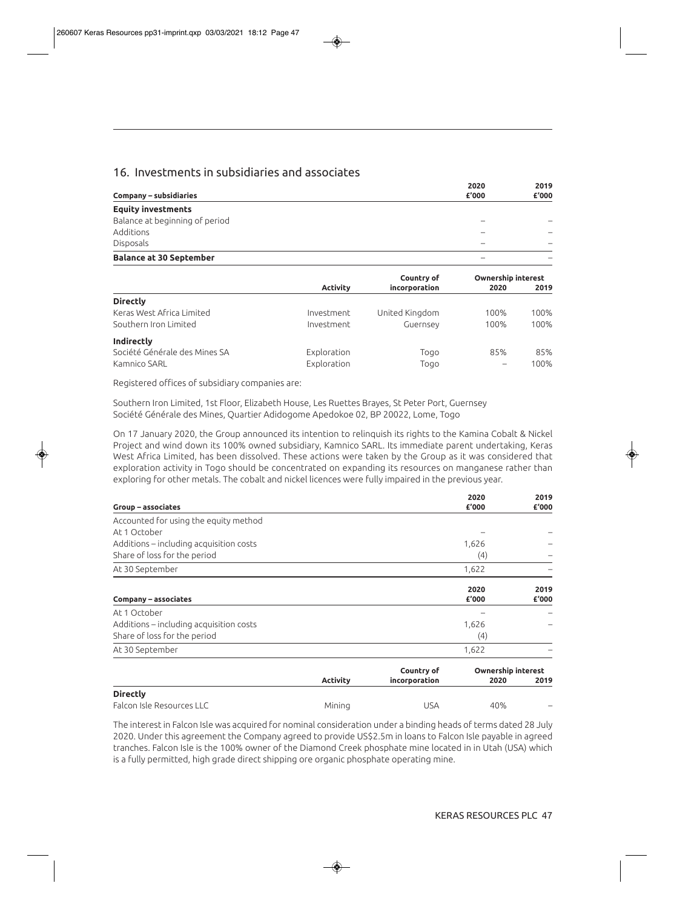## 16. Investments in subsidiaries and associates

| Company – subsidiaries | 2020 £'000 | 2019 £'000 |
|---|---|---|
| **Equity investments** | | |
| Balance at beginning of period | – | – |
| Additions | – | – |
| Disposals | – | – |
| **Balance at 30 September** | – | – |

| | Activity | Country of incorporation | Ownership interest 2020 | Ownership interest 2019 |
|---|---|---|---|---|
| **Directly** | | | | |
| Keras West Africa Limited | Investment | United Kingdom | 100% | 100% |
| Southern Iron Limited | Investment | Guernsey | 100% | 100% |
| **Indirectly** | | | | |
| Société Générale des Mines SA | Exploration | Togo | 85% | 85% |
| Kamnico SARL | Exploration | Togo | – | 100% |

Registered offices of subsidiary companies are:

Southern Iron Limited, 1st Floor, Elizabeth House, Les Ruettes Brayes, St Peter Port, Guernsey
Société Générale des Mines, Quartier Adidogome Apedokoe 02, BP 20022, Lome, Togo

On 17 January 2020, the Group announced its intention to relinquish its rights to the Kamina Cobalt & Nickel Project and wind down its 100% owned subsidiary, Kamnico SARL. Its immediate parent undertaking, Keras West Africa Limited, has been dissolved. These actions were taken by the Group as it was considered that exploration activity in Togo should be concentrated on expanding its resources on manganese rather than exploring for other metals. The cobalt and nickel licences were fully impaired in the previous year.

| Group – associates | 2020 £'000 | 2019 £'000 |
|---|---|---|
| Accounted for using the equity method | | |
| At 1 October | – | – |
| Additions – including acquisition costs | 1,626 | – |
| Share of loss for the period | (4) | – |
| At 30 September | 1,622 | – |

| Company – associates | 2020 £'000 | 2019 £'000 |
|---|---|---|
| At 1 October | – | – |
| Additions – including acquisition costs | 1,626 | – |
| Share of loss for the period | (4) | |
| At 30 September | 1,622 | – |

| | Activity | Country of incorporation | Ownership interest 2020 | Ownership interest 2019 |
|---|---|---|---|---|
| **Directly** | | | | |
| Falcon Isle Resources LLC | Mining | USA | 40% | – |

The interest in Falcon Isle was acquired for nominal consideration under a binding heads of terms dated 28 July 2020. Under this agreement the Company agreed to provide US$2.5m in loans to Falcon Isle payable in agreed tranches. Falcon Isle is the 100% owner of the Diamond Creek phosphate mine located in in Utah (USA) which is a fully permitted, high grade direct shipping ore organic phosphate operating mine.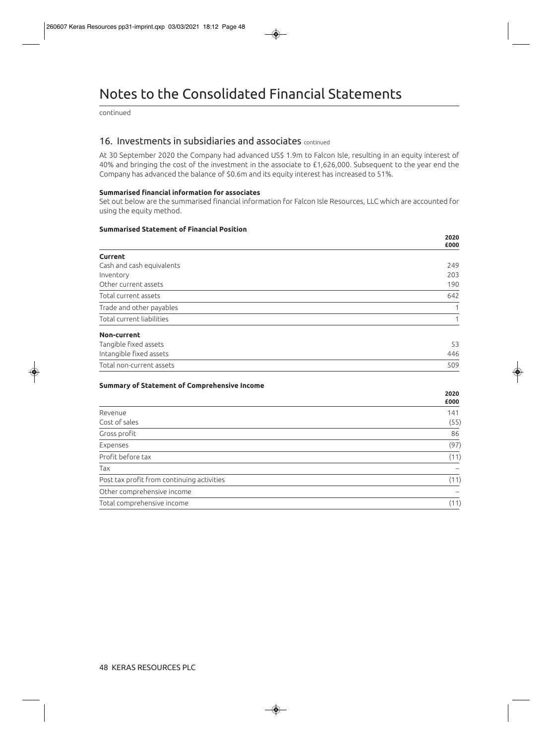# Notes to the Consolidated Financial Statements

continued

## 16. Investments in subsidiaries and associates continued

At 30 September 2020 the Company had advanced US$ 1.9m to Falcon Isle, resulting in an equity interest of 40% and bringing the cost of the investment in the associate to £1,626,000. Subsequent to the year end the Company has advanced the balance of $0.6m and its equity interest has increased to 51%.

**Summarised financial information for associates**

Set out below are the summarised financial information for Falcon Isle Resources, LLC which are accounted for using the equity method.

**Summarised Statement of Financial Position**

| | 2020 £000 |
|---|---|
| **Current** | |
| Cash and cash equivalents | 249 |
| Inventory | 203 |
| Other current assets | 190 |
| Total current assets | 642 |
| Trade and other payables | 1 |
| Total current liabilities | 1 |
| **Non-current** | |
| Tangible fixed assets | 53 |
| Intangible fixed assets | 446 |
| Total non-current assets | 509 |

**Summary of Statement of Comprehensive Income**

| | 2020 £000 |
|---|---|
| Revenue | 141 |
| Cost of sales | (55) |
| Gross profit | 86 |
| Expenses | (97) |
| Profit before tax | (11) |
| Tax | – |
| Post tax profit from continuing activities | (11) |
| Other comprehensive income | – |
| Total comprehensive income | (11) |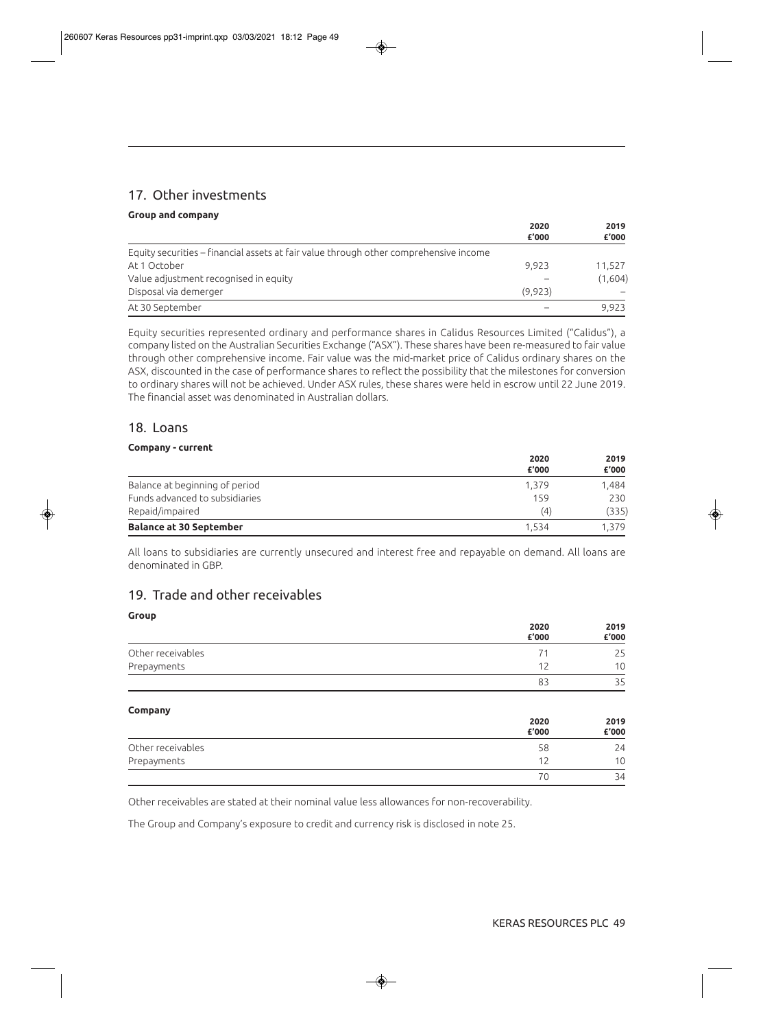## 17. Other investments

**Group and company**

| | 2020 £'000 | 2019 £'000 |
|---|---|---|
| Equity securities – financial assets at fair value through other comprehensive income | | |
| At 1 October | 9,923 | 11,527 |
| Value adjustment recognised in equity | – | (1,604) |
| Disposal via demerger | (9,923) | – |
| At 30 September | – | 9,923 |

Equity securities represented ordinary and performance shares in Calidus Resources Limited ("Calidus"), a company listed on the Australian Securities Exchange ("ASX"). These shares have been re-measured to fair value through other comprehensive income. Fair value was the mid-market price of Calidus ordinary shares on the ASX, discounted in the case of performance shares to reflect the possibility that the milestones for conversion to ordinary shares will not be achieved. Under ASX rules, these shares were held in escrow until 22 June 2019. The financial asset was denominated in Australian dollars.

## 18. Loans

**Company - current**

| | 2020 £'000 | 2019 £'000 |
|---|---|---|
| Balance at beginning of period | 1,379 | 1,484 |
| Funds advanced to subsidiaries | 159 | 230 |
| Repaid/impaired | (4) | (335) |
| **Balance at 30 September** | 1,534 | 1,379 |

All loans to subsidiaries are currently unsecured and interest free and repayable on demand. All loans are denominated in GBP.

## 19. Trade and other receivables

**Group**

| | 2020 £'000 | 2019 £'000 |
|---|---|---|
| Other receivables | 71 | 25 |
| Prepayments | 12 | 10 |
| | 83 | 35 |

**Company**

| | 2020 £'000 | 2019 £'000 |
|---|---|---|
| Other receivables | 58 | 24 |
| Prepayments | 12 | 10 |
| | 70 | 34 |

Other receivables are stated at their nominal value less allowances for non-recoverability.

The Group and Company's exposure to credit and currency risk is disclosed in note 25.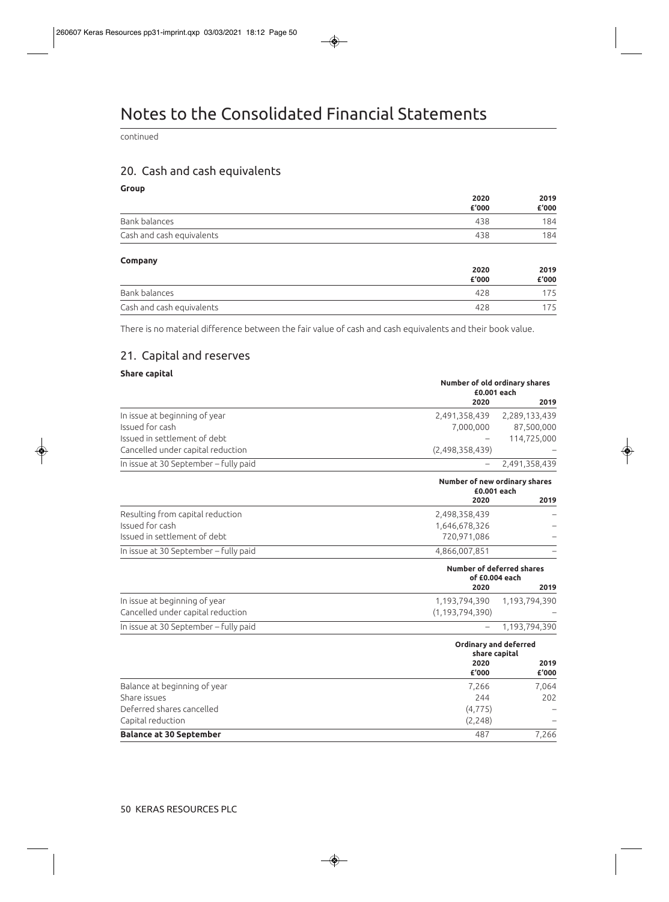# Notes to the Consolidated Financial Statements

continued

## 20. Cash and cash equivalents

**Group**

| | 2020 £'000 | 2019 £'000 |
|---|---|---|
| Bank balances | 438 | 184 |
| Cash and cash equivalents | 438 | 184 |

**Company**

| | 2020 £'000 | 2019 £'000 |
|---|---|---|
| Bank balances | 428 | 175 |
| Cash and cash equivalents | 428 | 175 |

There is no material difference between the fair value of cash and cash equivalents and their book value.

## 21. Capital and reserves

**Share capital**

| | Number of old ordinary shares £0.001 each | |
|---|---|---|
| | 2020 | 2019 |
| In issue at beginning of year | 2,491,358,439 | 2,289,133,439 |
| Issued for cash | 7,000,000 | 87,500,000 |
| Issued in settlement of debt | – | 114,725,000 |
| Cancelled under capital reduction | (2,498,358,439) | – |
| In issue at 30 September – fully paid | – | 2,491,358,439 |

| | Number of new ordinary shares £0.001 each | |
|---|---|---|
| | 2020 | 2019 |
| Resulting from capital reduction | 2,498,358,439 | – |
| Issued for cash | 1,646,678,326 | – |
| Issued in settlement of debt | 720,971,086 | – |
| In issue at 30 September – fully paid | 4,866,007,851 | – |

| | Number of deferred shares of £0.004 each | |
|---|---|---|
| | 2020 | 2019 |
| In issue at beginning of year | 1,193,794,390 | 1,193,794,390 |
| Cancelled under capital reduction | (1,193,794,390) | – |
| In issue at 30 September – fully paid | – | 1,193,794,390 |

| | Ordinary and deferred share capital | |
|---|---|---|
| | 2020 £'000 | 2019 £'000 |
| Balance at beginning of year | 7,266 | 7,064 |
| Share issues | 244 | 202 |
| Deferred shares cancelled | (4,775) | – |
| Capital reduction | (2,248) | – |
| **Balance at 30 September** | 487 | 7,266 |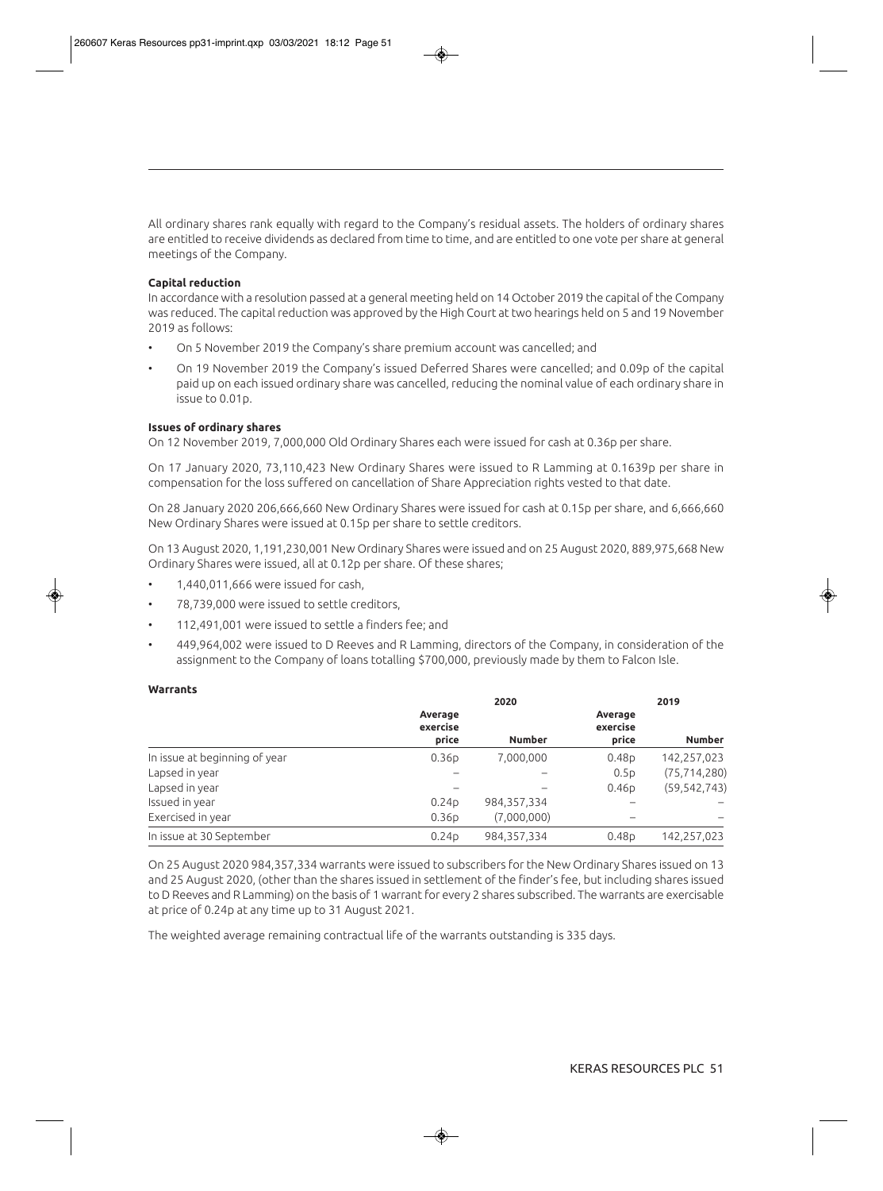All ordinary shares rank equally with regard to the Company's residual assets. The holders of ordinary shares are entitled to receive dividends as declared from time to time, and are entitled to one vote per share at general meetings of the Company.

**Capital reduction**

In accordance with a resolution passed at a general meeting held on 14 October 2019 the capital of the Company was reduced. The capital reduction was approved by the High Court at two hearings held on 5 and 19 November 2019 as follows:

- On 5 November 2019 the Company's share premium account was cancelled; and
- On 19 November 2019 the Company's issued Deferred Shares were cancelled; and 0.09p of the capital paid up on each issued ordinary share was cancelled, reducing the nominal value of each ordinary share in issue to 0.01p.

**Issues of ordinary shares**

On 12 November 2019, 7,000,000 Old Ordinary Shares each were issued for cash at 0.36p per share.

On 17 January 2020, 73,110,423 New Ordinary Shares were issued to R Lamming at 0.1639p per share in compensation for the loss suffered on cancellation of Share Appreciation rights vested to that date.

On 28 January 2020 206,666,660 New Ordinary Shares were issued for cash at 0.15p per share, and 6,666,660 New Ordinary Shares were issued at 0.15p per share to settle creditors.

On 13 August 2020, 1,191,230,001 New Ordinary Shares were issued and on 25 August 2020, 889,975,668 New Ordinary Shares were issued, all at 0.12p per share. Of these shares;

- 1,440,011,666 were issued for cash,
- 78,739,000 were issued to settle creditors,
- 112,491,001 were issued to settle a finders fee; and
- 449,964,002 were issued to D Reeves and R Lamming, directors of the Company, in consideration of the assignment to the Company of loans totalling $700,000, previously made by them to Falcon Isle.

**Warrants**

| | 2020 | | 2019 | |
|---|---|---|---|---|
| | Average exercise price | Number | Average exercise price | Number |
| In issue at beginning of year | 0.36p | 7,000,000 | 0.48p | 142,257,023 |
| Lapsed in year | – | – | 0.5p | (75,714,280) |
| Lapsed in year | – | – | 0.46p | (59,542,743) |
| Issued in year | 0.24p | 984,357,334 | – | – |
| Exercised in year | 0.36p | (7,000,000) | – | – |
| In issue at 30 September | 0.24p | 984,357,334 | 0.48p | 142,257,023 |

On 25 August 2020 984,357,334 warrants were issued to subscribers for the New Ordinary Shares issued on 13 and 25 August 2020, (other than the shares issued in settlement of the finder's fee, but including shares issued to D Reeves and R Lamming) on the basis of 1 warrant for every 2 shares subscribed. The warrants are exercisable at price of 0.24p at any time up to 31 August 2021.

The weighted average remaining contractual life of the warrants outstanding is 335 days.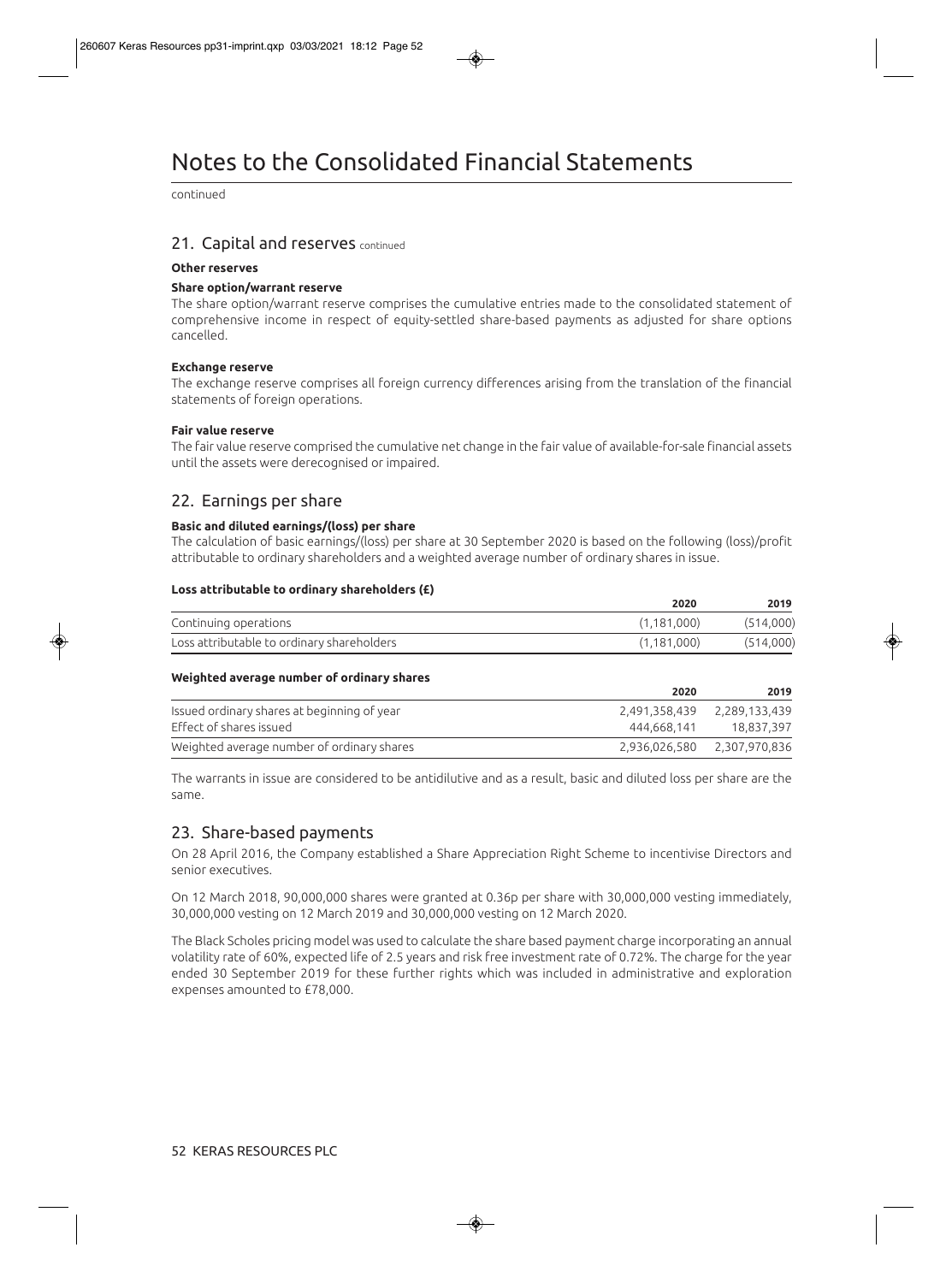# Notes to the Consolidated Financial Statements

continued

## 21. Capital and reserves continued

**Other reserves**

**Share option/warrant reserve**

The share option/warrant reserve comprises the cumulative entries made to the consolidated statement of comprehensive income in respect of equity-settled share-based payments as adjusted for share options cancelled.

**Exchange reserve**

The exchange reserve comprises all foreign currency differences arising from the translation of the financial statements of foreign operations.

**Fair value reserve**

The fair value reserve comprised the cumulative net change in the fair value of available-for-sale financial assets until the assets were derecognised or impaired.

## 22. Earnings per share

**Basic and diluted earnings/(loss) per share**

The calculation of basic earnings/(loss) per share at 30 September 2020 is based on the following (loss)/profit attributable to ordinary shareholders and a weighted average number of ordinary shares in issue.

**Loss attributable to ordinary shareholders (£)**

| | 2020 | 2019 |
|---|---|---|
| Continuing operations | (1,181,000) | (514,000) |
| Loss attributable to ordinary shareholders | (1,181,000) | (514,000) |

**Weighted average number of ordinary shares**

| | 2020 | 2019 |
|---|---|---|
| Issued ordinary shares at beginning of year | 2,491,358,439 | 2,289,133,439 |
| Effect of shares issued | 444,668,141 | 18,837,397 |
| Weighted average number of ordinary shares | 2,936,026,580 | 2,307,970,836 |

The warrants in issue are considered to be antidilutive and as a result, basic and diluted loss per share are the same.

## 23. Share-based payments

On 28 April 2016, the Company established a Share Appreciation Right Scheme to incentivise Directors and senior executives.

On 12 March 2018, 90,000,000 shares were granted at 0.36p per share with 30,000,000 vesting immediately, 30,000,000 vesting on 12 March 2019 and 30,000,000 vesting on 12 March 2020.

The Black Scholes pricing model was used to calculate the share based payment charge incorporating an annual volatility rate of 60%, expected life of 2.5 years and risk free investment rate of 0.72%. The charge for the year ended 30 September 2019 for these further rights which was included in administrative and exploration expenses amounted to £78,000.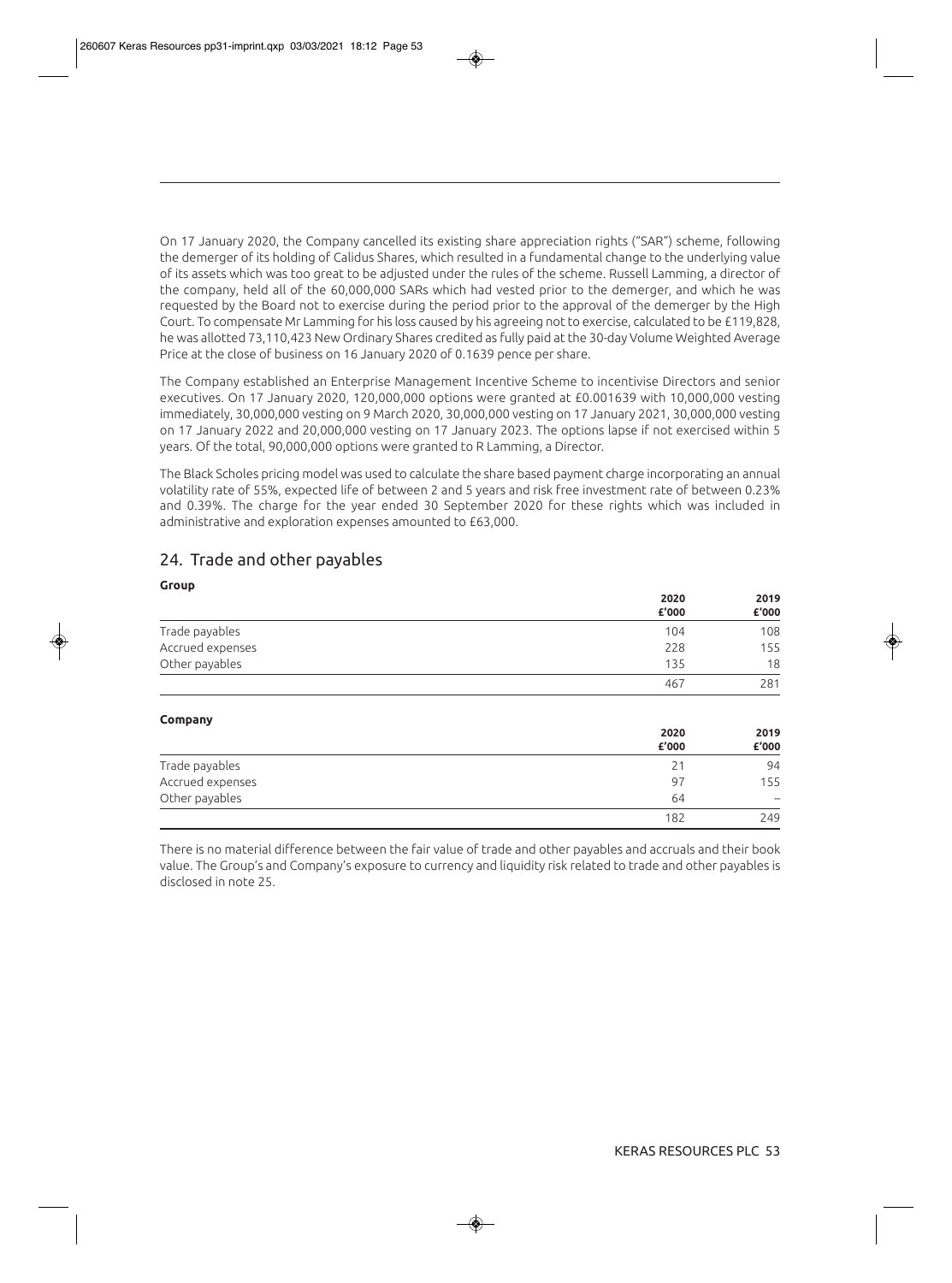On 17 January 2020, the Company cancelled its existing share appreciation rights ("SAR") scheme, following the demerger of its holding of Calidus Shares, which resulted in a fundamental change to the underlying value of its assets which was too great to be adjusted under the rules of the scheme. Russell Lamming, a director of the company, held all of the 60,000,000 SARs which had vested prior to the demerger, and which he was requested by the Board not to exercise during the period prior to the approval of the demerger by the High Court. To compensate Mr Lamming for his loss caused by his agreeing not to exercise, calculated to be £119,828, he was allotted 73,110,423 New Ordinary Shares credited as fully paid at the 30-day Volume Weighted Average Price at the close of business on 16 January 2020 of 0.1639 pence per share.

The Company established an Enterprise Management Incentive Scheme to incentivise Directors and senior executives. On 17 January 2020, 120,000,000 options were granted at £0.001639 with 10,000,000 vesting immediately, 30,000,000 vesting on 9 March 2020, 30,000,000 vesting on 17 January 2021, 30,000,000 vesting on 17 January 2022 and 20,000,000 vesting on 17 January 2023. The options lapse if not exercised within 5 years. Of the total, 90,000,000 options were granted to R Lamming, a Director.

The Black Scholes pricing model was used to calculate the share based payment charge incorporating an annual volatility rate of 55%, expected life of between 2 and 5 years and risk free investment rate of between 0.23% and 0.39%. The charge for the year ended 30 September 2020 for these rights which was included in administrative and exploration expenses amounted to £63,000.

## 24. Trade and other payables

**Group**

| | 2020 £'000 | 2019 £'000 |
|---|---|---|
| Trade payables | 104 | 108 |
| Accrued expenses | 228 | 155 |
| Other payables | 135 | 18 |
| | 467 | 281 |

**Company**

| | 2020 £'000 | 2019 £'000 |
|---|---|---|
| Trade payables | 21 | 94 |
| Accrued expenses | 97 | 155 |
| Other payables | 64 | – |
| | 182 | 249 |

There is no material difference between the fair value of trade and other payables and accruals and their book value. The Group's and Company's exposure to currency and liquidity risk related to trade and other payables is disclosed in note 25.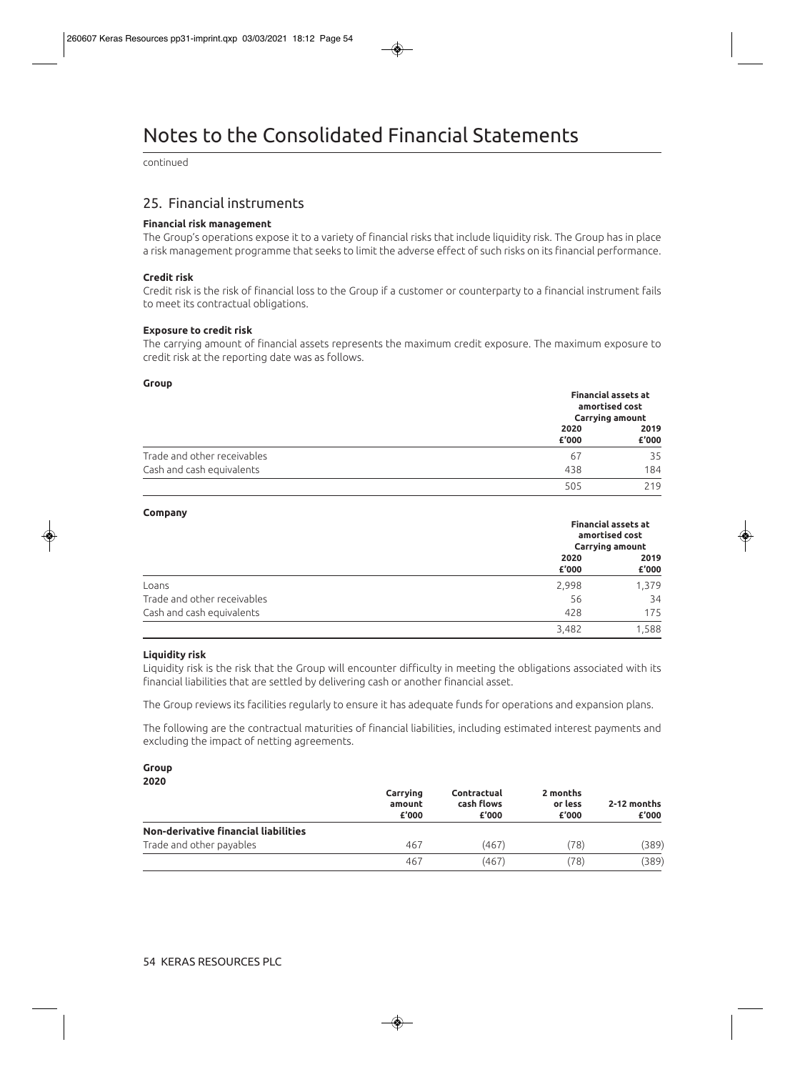# Notes to the Consolidated Financial Statements

continued

## 25. Financial instruments

**Financial risk management**

The Group's operations expose it to a variety of financial risks that include liquidity risk. The Group has in place a risk management programme that seeks to limit the adverse effect of such risks on its financial performance.

**Credit risk**

Credit risk is the risk of financial loss to the Group if a customer or counterparty to a financial instrument fails to meet its contractual obligations.

**Exposure to credit risk**

The carrying amount of financial assets represents the maximum credit exposure. The maximum exposure to credit risk at the reporting date was as follows.

**Group**

| | Financial assets at amortised cost Carrying amount | |
|---|---|---|
| | 2020 £'000 | 2019 £'000 |
| Trade and other receivables | 67 | 35 |
| Cash and cash equivalents | 438 | 184 |
| | 505 | 219 |

**Company**

| | Financial assets at amortised cost Carrying amount | |
|---|---|---|
| | 2020 £'000 | 2019 £'000 |
| Loans | 2,998 | 1,379 |
| Trade and other receivables | 56 | 34 |
| Cash and cash equivalents | 428 | 175 |
| | 3,482 | 1,588 |

**Liquidity risk**

Liquidity risk is the risk that the Group will encounter difficulty in meeting the obligations associated with its financial liabilities that are settled by delivering cash or another financial asset.

The Group reviews its facilities regularly to ensure it has adequate funds for operations and expansion plans.

The following are the contractual maturities of financial liabilities, including estimated interest payments and excluding the impact of netting agreements.

**Group**
**2020**

| | Carrying amount £'000 | Contractual cash flows £'000 | 2 months or less £'000 | 2-12 months £'000 |
|---|---|---|---|---|
| **Non-derivative financial liabilities** | | | | |
| Trade and other payables | 467 | (467) | (78) | (389) |
| | 467 | (467) | (78) | (389) |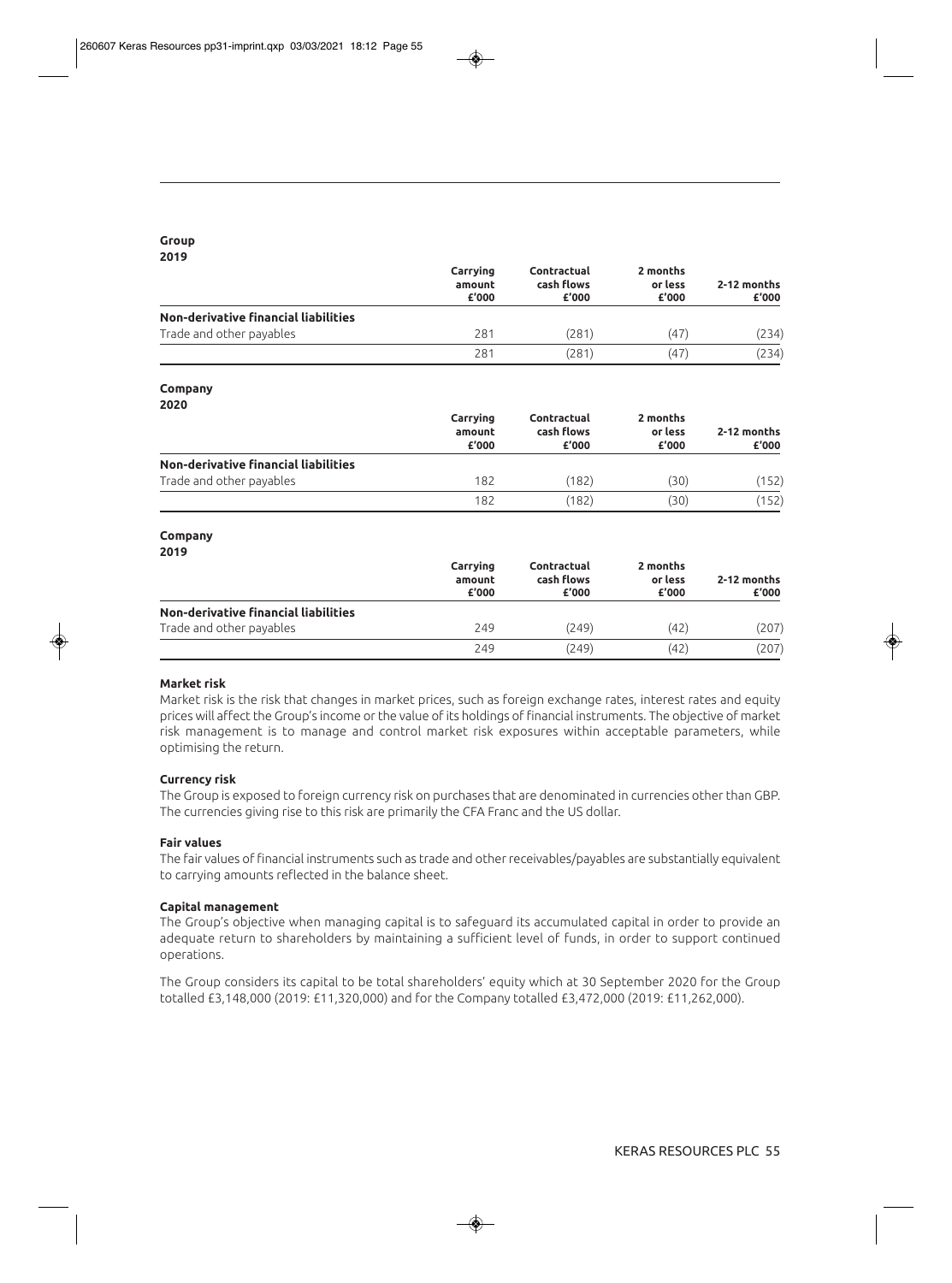**Group**
**2019**

| | Carrying amount £'000 | Contractual cash flows £'000 | 2 months or less £'000 | 2-12 months £'000 |
|---|---|---|---|---|
| **Non-derivative financial liabilities** | | | | |
| Trade and other payables | 281 | (281) | (47) | (234) |
| | 281 | (281) | (47) | (234) |

**Company**
**2020**

| | Carrying amount £'000 | Contractual cash flows £'000 | 2 months or less £'000 | 2-12 months £'000 |
|---|---|---|---|---|
| **Non-derivative financial liabilities** | | | | |
| Trade and other payables | 182 | (182) | (30) | (152) |
| | 182 | (182) | (30) | (152) |

**Company**
**2019**

| | Carrying amount £'000 | Contractual cash flows £'000 | 2 months or less £'000 | 2-12 months £'000 |
|---|---|---|---|---|
| **Non-derivative financial liabilities** | | | | |
| Trade and other payables | 249 | (249) | (42) | (207) |
| | 249 | (249) | (42) | (207) |

**Market risk**

Market risk is the risk that changes in market prices, such as foreign exchange rates, interest rates and equity prices will affect the Group's income or the value of its holdings of financial instruments. The objective of market risk management is to manage and control market risk exposures within acceptable parameters, while optimising the return.

**Currency risk**

The Group is exposed to foreign currency risk on purchases that are denominated in currencies other than GBP. The currencies giving rise to this risk are primarily the CFA Franc and the US dollar.

**Fair values**

The fair values of financial instruments such as trade and other receivables/payables are substantially equivalent to carrying amounts reflected in the balance sheet.

**Capital management**

The Group's objective when managing capital is to safeguard its accumulated capital in order to provide an adequate return to shareholders by maintaining a sufficient level of funds, in order to support continued operations.

The Group considers its capital to be total shareholders' equity which at 30 September 2020 for the Group totalled £3,148,000 (2019: £11,320,000) and for the Company totalled £3,472,000 (2019: £11,262,000).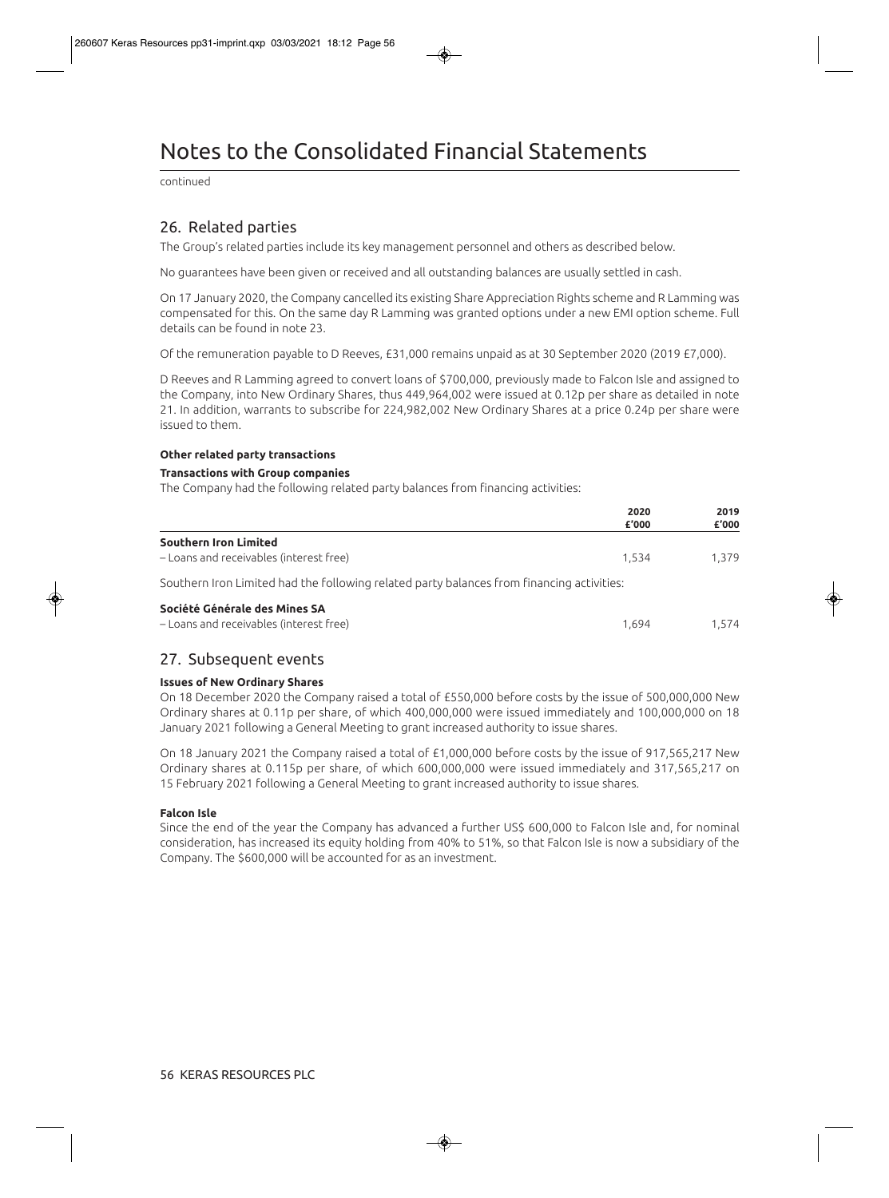# Notes to the Consolidated Financial Statements

continued

## 26. Related parties

The Group's related parties include its key management personnel and others as described below.

No guarantees have been given or received and all outstanding balances are usually settled in cash.

On 17 January 2020, the Company cancelled its existing Share Appreciation Rights scheme and R Lamming was compensated for this. On the same day R Lamming was granted options under a new EMI option scheme. Full details can be found in note 23.

Of the remuneration payable to D Reeves, £31,000 remains unpaid as at 30 September 2020 (2019 £7,000).

D Reeves and R Lamming agreed to convert loans of \$700,000, previously made to Falcon Isle and assigned to the Company, into New Ordinary Shares, thus 449,964,002 were issued at 0.12p per share as detailed in note 21. In addition, warrants to subscribe for 224,982,002 New Ordinary Shares at a price 0.24p per share were issued to them.

**Other related party transactions**

**Transactions with Group companies**

The Company had the following related party balances from financing activities:

| | 2020 £'000 | 2019 £'000 |
|---|---|---|
| **Southern Iron Limited** | | |
| – Loans and receivables (interest free) | 1,534 | 1,379 |

Southern Iron Limited had the following related party balances from financing activities:

| | 2020 £'000 | 2019 £'000 |
|---|---|---|
| **Société Générale des Mines SA** | | |
| – Loans and receivables (interest free) | 1,694 | 1,574 |

## 27. Subsequent events

**Issues of New Ordinary Shares**

On 18 December 2020 the Company raised a total of £550,000 before costs by the issue of 500,000,000 New Ordinary shares at 0.11p per share, of which 400,000,000 were issued immediately and 100,000,000 on 18 January 2021 following a General Meeting to grant increased authority to issue shares.

On 18 January 2021 the Company raised a total of £1,000,000 before costs by the issue of 917,565,217 New Ordinary shares at 0.115p per share, of which 600,000,000 were issued immediately and 317,565,217 on 15 February 2021 following a General Meeting to grant increased authority to issue shares.

**Falcon Isle**

Since the end of the year the Company has advanced a further US\$ 600,000 to Falcon Isle and, for nominal consideration, has increased its equity holding from 40% to 51%, so that Falcon Isle is now a subsidiary of the Company. The \$600,000 will be accounted for as an investment.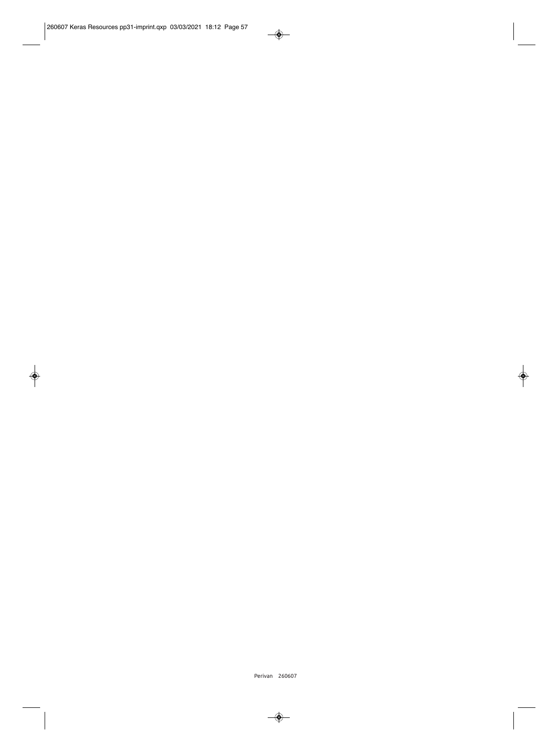Perivan 260607